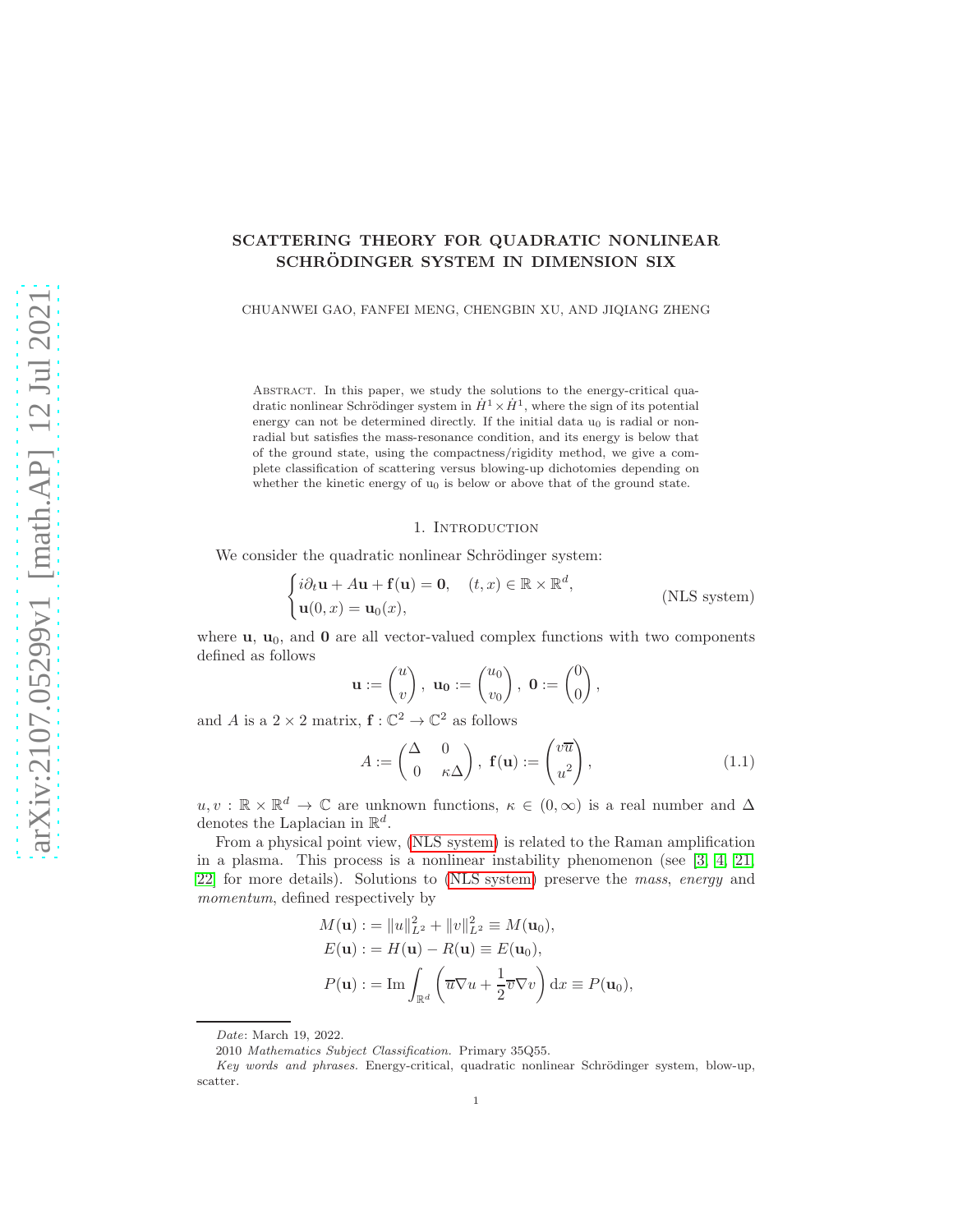# SCATTERING THEORY FOR QUADRATIC NONLINEAR SCHRÖDINGER SYSTEM IN DIMENSION SIX

CHUANWEI GAO, FANFEI MENG, CHENGBIN XU, AND JIQIANG ZHENG

Abstract. In this paper, we study the solutions to the energy-critical quadratic nonlinear Schrödinger system in $\dot{H}^1 \times \dot{H}^1$, where the sign of its potential energy can not be determined directly. If the initial data $\mathrm{u}_0$ is radial or non-radial but satisfies the mass-resonance condition, and its energy is below that of the ground state, using the compactness/rigidity method, we give a complete classification of scattering versus blowing-up dichotomies depending on whether the kinetic energy of $\mathrm{u}_0$ is below or above that of the ground state.

## 1. Introduction

We consider the quadratic nonlinear Schrödinger system:

$$\begin{cases} i\partial_t \mathbf{u} + A\mathbf{u} + \mathbf{f}(\mathbf{u}) = \mathbf{0}, & (t,x) \in \mathbb{R} \times \mathbb{R}^d, \\ \mathbf{u}(0,x) = \mathbf{u}_0(x), \end{cases} \tag{NLS system}$$

where $\mathbf{u}$, $\mathbf{u}_0$, and $\mathbf{0}$ are all vector-valued complex functions with two components defined as follows

$$\mathbf{u} := \begin{pmatrix} u \\ v \end{pmatrix}, \ \mathbf{u_0} := \begin{pmatrix} u_0 \\ v_0 \end{pmatrix}, \ \mathbf{0} := \begin{pmatrix} 0 \\ 0 \end{pmatrix},$$

and $A$ is a $2 \times 2$ matrix, $\mathbf{f} : \mathbb{C}^2 \to \mathbb{C}^2$ as follows

$$A := \begin{pmatrix} \Delta & 0 \\ 0 & \kappa\Delta \end{pmatrix}, \ \mathbf{f}(\mathbf{u}) := \begin{pmatrix} v\overline{u} \\ u^2 \end{pmatrix}, \tag{1.1}$$

$u, v : \mathbb{R} \times \mathbb{R}^d \to \mathbb{C}$ are unknown functions, $\kappa \in (0, \infty)$ is a real number and $\Delta$ denotes the Laplacian in $\mathbb{R}^d$.

From a physical point view, (NLS system) is related to the Raman amplification in a plasma. This process is a nonlinear instability phenomenon (see [3, 4, 21, 22] for more details). Solutions to (NLS system) preserve the *mass*, *energy* and *momentum*, defined respectively by

$$\begin{aligned} M(\mathbf{u}) &:= \|u\|_{L^2}^2 + \|v\|_{L^2}^2 \equiv M(\mathbf{u}_0), \\ E(\mathbf{u}) &:= H(\mathbf{u}) - R(\mathbf{u}) \equiv E(\mathbf{u}_0), \\ P(\mathbf{u}) &:= \operatorname{Im} \int_{\mathbb{R}^d} \left( \overline{u}\nabla u + \frac{1}{2}\overline{v}\nabla v \right) \mathrm{d}x \equiv P(\mathbf{u}_0), \end{aligned}$$

---

*Date*: March 19, 2022.

2010 *Mathematics Subject Classification.* Primary 35Q55.

*Key words and phrases.* Energy-critical, quadratic nonlinear Schrödinger system, blow-up, scatter.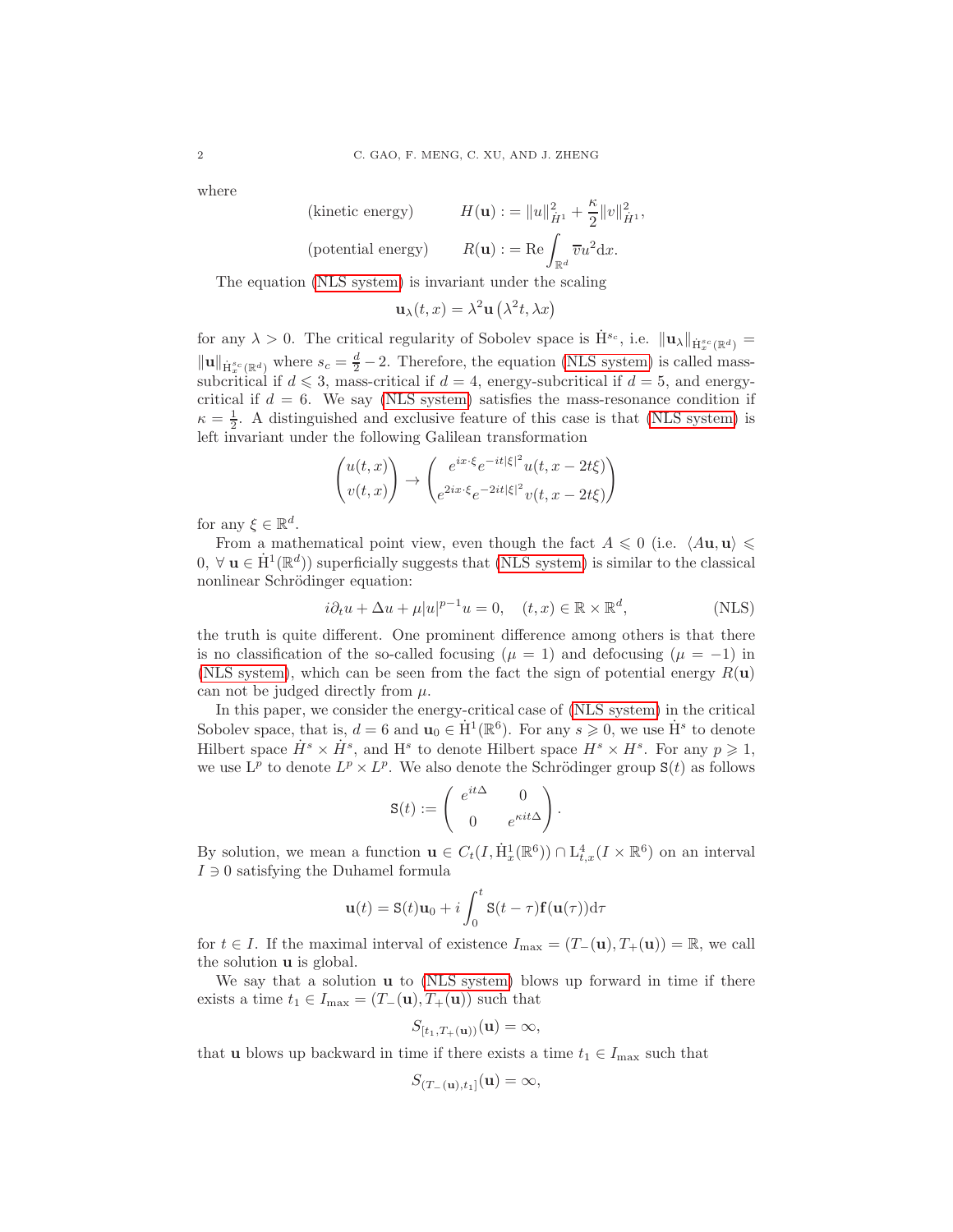where

$$\text{(kinetic energy)} \qquad H(\mathbf{u}) := \|u\|_{\dot H^1}^2 + \frac{\kappa}{2}\|v\|_{\dot H^1}^2,$$

$$\text{(potential energy)} \qquad R(\mathbf{u}) := \operatorname{Re}\int_{\mathbb{R}^d} \overline{v} u^2 \mathrm{d}x.$$

The equation (NLS system) is invariant under the scaling

$$\mathbf{u}_\lambda(t,x) = \lambda^2 \mathbf{u}\left(\lambda^2 t, \lambda x\right)$$

for any $\lambda > 0$. The critical regularity of Sobolev space is $\dot{\mathrm{H}}^{s_c}$, i.e. $\|\mathbf{u}_\lambda\|_{\dot{\mathrm{H}}_x^{s_c}(\mathbb{R}^d)} = \|\mathbf{u}\|_{\dot{\mathrm{H}}_x^{s_c}(\mathbb{R}^d)}$ where $s_c = \frac{d}{2} - 2$. Therefore, the equation (NLS system) is called mass-subcritical if $d \leqslant 3$, mass-critical if $d = 4$, energy-subcritical if $d = 5$, and energy-critical if $d = 6$. We say (NLS system) satisfies the mass-resonance condition if $\kappa = \frac{1}{2}$. A distinguished and exclusive feature of this case is that (NLS system) is left invariant under the following Galilean transformation

$$\begin{pmatrix} u(t,x) \\ v(t,x) \end{pmatrix} \to \begin{pmatrix} e^{ix\cdot\xi} e^{-it|\xi|^2} u(t, x - 2t\xi) \\ e^{2ix\cdot\xi} e^{-2it|\xi|^2} v(t, x - 2t\xi) \end{pmatrix}$$

for any $\xi \in \mathbb{R}^d$.

From a mathematical point view, even though the fact $A \leqslant 0$ (i.e. $\langle A\mathbf{u}, \mathbf{u}\rangle \leqslant 0,\ \forall\, \mathbf{u} \in \dot{\mathrm{H}}^1(\mathbb{R}^d)$) superficially suggests that (NLS system) is similar to the classical nonlinear Schrödinger equation:

$$i\partial_t u + \Delta u + \mu |u|^{p-1} u = 0, \quad (t,x) \in \mathbb{R} \times \mathbb{R}^d, \tag{NLS}$$

the truth is quite different. One prominent difference among others is that there is no classification of the so-called focusing ($\mu = 1$) and defocusing ($\mu = -1$) in (NLS system), which can be seen from the fact the sign of potential energy $R(\mathbf{u})$ can not be judged directly from $\mu$.

In this paper, we consider the energy-critical case of (NLS system) in the critical Sobolev space, that is, $d = 6$ and $\mathbf{u}_0 \in \dot{\mathrm{H}}^1(\mathbb{R}^6)$. For any $s \geqslant 0$, we use $\dot{\mathrm{H}}^s$ to denote Hilbert space $\dot H^s \times \dot H^s$, and $\mathrm{H}^s$ to denote Hilbert space $H^s \times H^s$. For any $p \geqslant 1$, we use $\mathrm{L}^p$ to denote $L^p \times L^p$. We also denote the Schrödinger group $\mathtt{S}(t)$ as follows

$$\mathtt{S}(t) := \begin{pmatrix} e^{it\Delta} & 0 \\ 0 & e^{\kappa it\Delta} \end{pmatrix}.$$

By solution, we mean a function $\mathbf{u} \in C_t(I, \dot{\mathrm{H}}_x^1(\mathbb{R}^6)) \cap \mathrm{L}_{t,x}^4(I \times \mathbb{R}^6)$ on an interval $I \ni 0$ satisfying the Duhamel formula

$$\mathbf{u}(t) = \mathtt{S}(t)\mathbf{u}_0 + i\int_0^t \mathtt{S}(t-\tau)\mathbf{f}(\mathbf{u}(\tau))\mathrm{d}\tau$$

for $t \in I$. If the maximal interval of existence $I_{\max} = (T_-(\mathbf{u}), T_+(\mathbf{u})) = \mathbb{R}$, we call the solution $\mathbf{u}$ is global.

We say that a solution $\mathbf{u}$ to (NLS system) blows up forward in time if there exists a time $t_1 \in I_{\max} = (T_-(\mathbf{u}), T_+(\mathbf{u}))$ such that

$$S_{[t_1, T_+(\mathbf{u}))}(\mathbf{u}) = \infty,$$

that $\mathbf{u}$ blows up backward in time if there exists a time $t_1 \in I_{\max}$ such that

$$S_{(T_-(\mathbf{u}), t_1]}(\mathbf{u}) = \infty,$$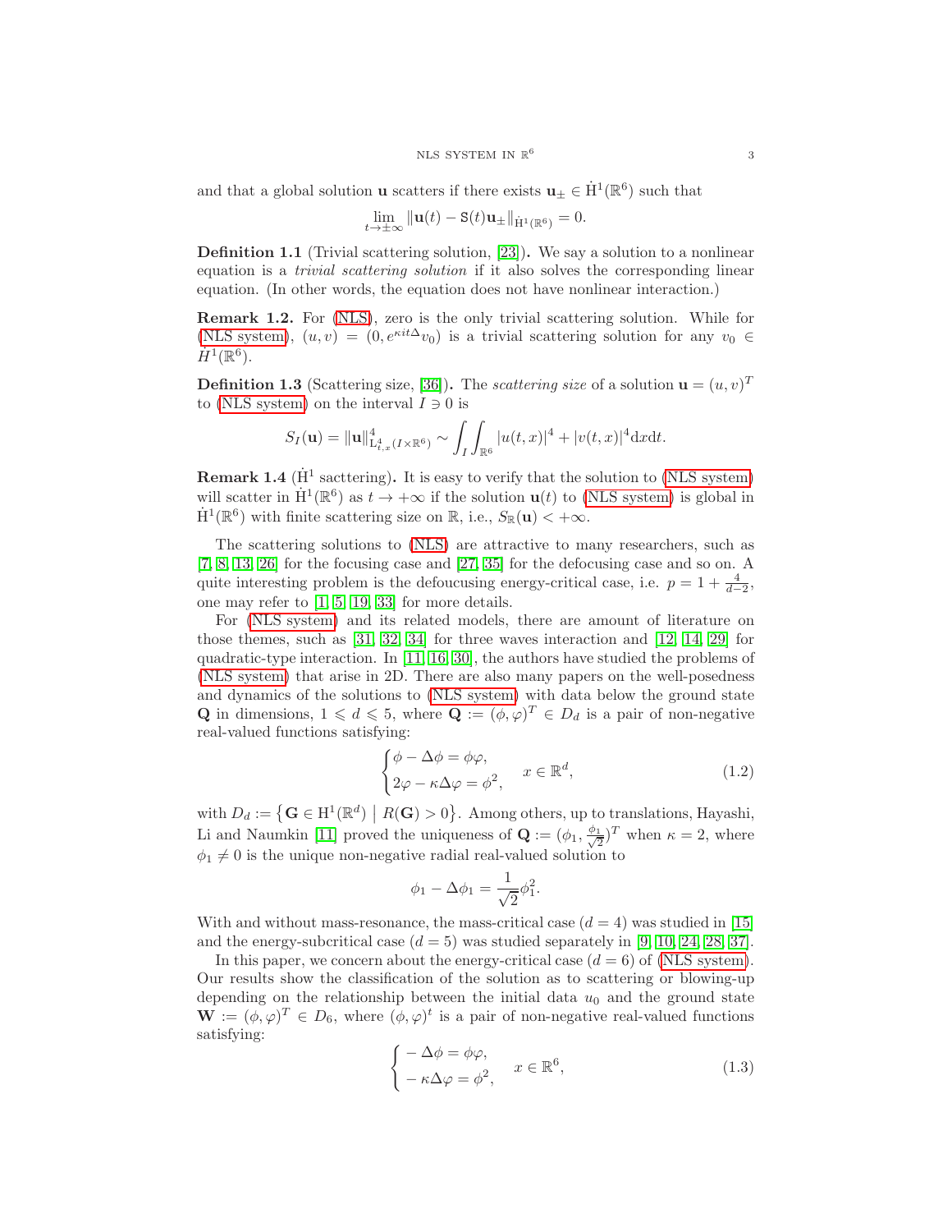and that a global solution $\mathbf{u}$ scatters if there exists $\mathbf{u}_\pm \in \dot{\mathrm{H}}^1(\mathbb{R}^6)$ such that

$$\lim_{t\to\pm\infty} \|\mathbf{u}(t) - \mathtt{S}(t)\mathbf{u}_\pm\|_{\dot{\mathrm{H}}^1(\mathbb{R}^6)} = 0.$$

**Definition 1.1** (Trivial scattering solution, [23])**.** We say a solution to a nonlinear equation is a *trivial scattering solution* if it also solves the corresponding linear equation. (In other words, the equation does not have nonlinear interaction.)

**Remark 1.2.** For (NLS), zero is the only trivial scattering solution. While for (NLS system), $(u,v) = (0, e^{\kappa it\Delta}v_0)$ is a trivial scattering solution for any $v_0 \in \dot{H}^1(\mathbb{R}^6)$.

**Definition 1.3** (Scattering size, [36])**.** The *scattering size* of a solution $\mathbf{u} = (u,v)^T$ to (NLS system) on the interval $I \ni 0$ is

$$S_I(\mathbf{u}) = \|\mathbf{u}\|^4_{\mathrm{L}^4_{t,x}(I\times\mathbb{R}^6)} \sim \int_I \int_{\mathbb{R}^6} |u(t,x)|^4 + |v(t,x)|^4 \mathrm{d}x\mathrm{d}t.$$

**Remark 1.4** ($\dot{\mathrm{H}}^1$ sacttering)**.** It is easy to verify that the solution to (NLS system) will scatter in $\dot{\mathrm{H}}^1(\mathbb{R}^6)$ as $t \to +\infty$ if the solution $\mathbf{u}(t)$ to (NLS system) is global in $\dot{\mathrm{H}}^1(\mathbb{R}^6)$ with finite scattering size on $\mathbb{R}$, i.e., $S_{\mathbb{R}}(\mathbf{u}) < +\infty$.

The scattering solutions to (NLS) are attractive to many researchers, such as [7, 8, 13, 26] for the focusing case and [27, 35] for the defocusing case and so on. A quite interesting problem is the defoucusing energy-critical case, i.e. $p = 1 + \frac{4}{d-2}$, one may refer to [1, 5, 19, 33] for more details.

For (NLS system) and its related models, there are amount of literature on those themes, such as [31, 32, 34] for three waves interaction and [12, 14, 29] for quadratic-type interaction. In [11, 16, 30], the authors have studied the problems of (NLS system) that arise in 2D. There are also many papers on the well-posedness and dynamics of the solutions to (NLS system) with data below the ground state $\mathbf{Q}$ in dimensions, $1 \leqslant d \leqslant 5$, where $\mathbf{Q} := (\phi, \varphi)^T \in D_d$ is a pair of non-negative real-valued functions satisfying:

$$\begin{cases} \phi - \Delta\phi = \phi\varphi, \\ 2\varphi - \kappa\Delta\varphi = \phi^2, \end{cases} \quad x \in \mathbb{R}^d, \tag{1.2}$$

with $D_d := \{\mathbf{G} \in \mathrm{H}^1(\mathbb{R}^d) \mid R(\mathbf{G}) > 0\}$. Among others, up to translations, Hayashi, Li and Naumkin [11] proved the uniqueness of $\mathbf{Q} := (\phi_1, \frac{\phi_1}{\sqrt{2}})^T$ when $\kappa = 2$, where $\phi_1 \neq 0$ is the unique non-negative radial real-valued solution to

$$\phi_1 - \Delta\phi_1 = \frac{1}{\sqrt{2}}\phi_1^2.$$

With and without mass-resonance, the mass-critical case ($d = 4$) was studied in [15] and the energy-subcritical case ($d = 5$) was studied separately in [9, 10, 24, 28, 37].

In this paper, we concern about the energy-critical case ($d = 6$) of (NLS system). Our results show the classification of the solution as to scattering or blowing-up depending on the relationship between the initial data $u_0$ and the ground state $\mathbf{W} := (\phi, \varphi)^T \in D_6$, where $(\phi, \varphi)^t$ is a pair of non-negative real-valued functions satisfying:

$$\begin{cases} -\Delta\phi = \phi\varphi, \\ -\kappa\Delta\varphi = \phi^2, \end{cases} \quad x \in \mathbb{R}^6, \tag{1.3}$$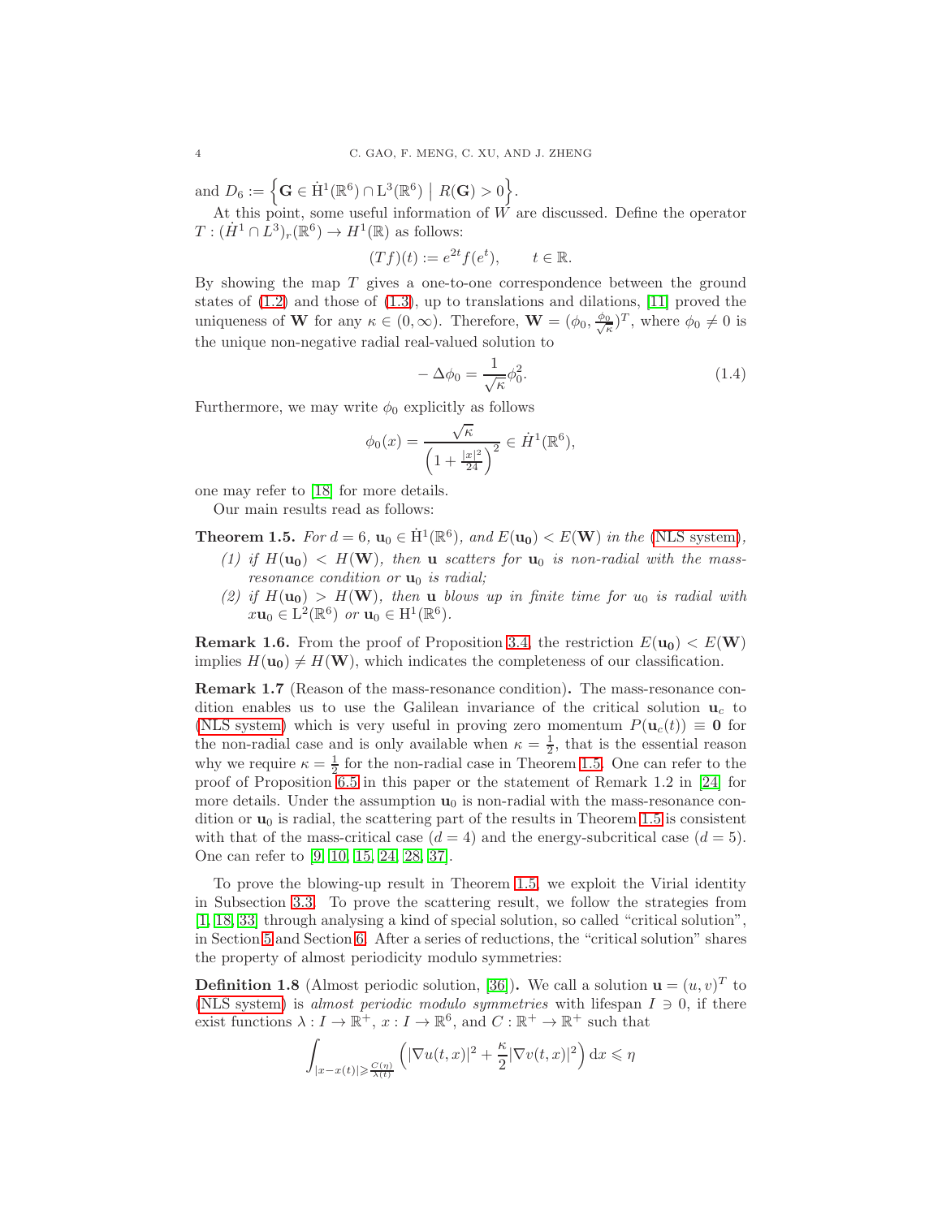and $D_6 := \Big\{ \mathbf{G} \in \dot{\mathrm{H}}^1(\mathbb{R}^6) \cap \mathrm{L}^3(\mathbb{R}^6) \;\Big|\; R(\mathbf{G}) > 0 \Big\}$.

At this point, some useful information of $W$ are discussed. Define the operator $T : (\dot{H}^1 \cap L^3)_r(\mathbb{R}^6) \to H^1(\mathbb{R})$ as follows:

$$(Tf)(t) := e^{2t} f(e^t), \qquad t \in \mathbb{R}.$$

By showing the map $T$ gives a one-to-one correspondence between the ground states of (1.2) and those of (1.3), up to translations and dilations, [11] proved the uniqueness of $\mathbf{W}$ for any $\kappa \in (0, \infty)$. Therefore, $\mathbf{W} = (\phi_0, \frac{\phi_0}{\sqrt{\kappa}})^T$, where $\phi_0 \neq 0$ is the unique non-negative radial real-valued solution to

$$-\Delta \phi_0 = \frac{1}{\sqrt{\kappa}} \phi_0^2. \tag{1.4}$$

Furthermore, we may write $\phi_0$ explicitly as follows

$$\phi_0(x) = \frac{\sqrt{\kappa}}{\left(1 + \frac{|x|^2}{24}\right)^2} \in \dot{H}^1(\mathbb{R}^6),$$

one may refer to [18] for more details.

Our main results read as follows:

**Theorem 1.5.** *For $d = 6$, $\mathbf{u}_0 \in \dot{\mathrm{H}}^1(\mathbb{R}^6)$, and $E(\mathbf{u_0}) < E(\mathbf{W})$ in the (NLS system),*

*(1) if $H(\mathbf{u_0}) < H(\mathbf{W})$, then $\mathbf{u}$ scatters for $\mathbf{u}_0$ is non-radial with the mass-resonance condition or $\mathbf{u}_0$ is radial;*

*(2) if $H(\mathbf{u_0}) > H(\mathbf{W})$, then $\mathbf{u}$ blows up in finite time for $u_0$ is radial with $x\mathbf{u}_0 \in \mathrm{L}^2(\mathbb{R}^6)$ or $\mathbf{u}_0 \in \mathrm{H}^1(\mathbb{R}^6)$.*

**Remark 1.6.** From the proof of Proposition 3.4, the restriction $E(\mathbf{u_0}) < E(\mathbf{W})$ implies $H(\mathbf{u_0}) \neq H(\mathbf{W})$, which indicates the completeness of our classification.

**Remark 1.7** (Reason of the mass-resonance condition)**.** The mass-resonance condition enables us to use the Galilean invariance of the critical solution $\mathbf{u}_c$ to (NLS system) which is very useful in proving zero momentum $P(\mathbf{u}_c(t)) \equiv \mathbf{0}$ for the non-radial case and is only available when $\kappa = \frac{1}{2}$, that is the essential reason why we require $\kappa = \frac{1}{2}$ for the non-radial case in Theorem 1.5. One can refer to the proof of Proposition 6.5 in this paper or the statement of Remark 1.2 in [24] for more details. Under the assumption $\mathbf{u}_0$ is non-radial with the mass-resonance condition or $\mathbf{u}_0$ is radial, the scattering part of the results in Theorem 1.5 is consistent with that of the mass-critical case ($d = 4$) and the energy-subcritical case ($d = 5$). One can refer to [9, 10, 15, 24, 28, 37].

To prove the blowing-up result in Theorem 1.5, we exploit the Virial identity in Subsection 3.3. To prove the scattering result, we follow the strategies from [1, 18, 33] through analysing a kind of special solution, so called "critical solution", in Section 5 and Section 6. After a series of reductions, the "critical solution" shares the property of almost periodicity modulo symmetries:

**Definition 1.8** (Almost periodic solution, [36])**.** We call a solution $\mathbf{u} = (u, v)^T$ to (NLS system) is *almost periodic modulo symmetries* with lifespan $I \ni 0$, if there exist functions $\lambda : I \to \mathbb{R}^+$, $x : I \to \mathbb{R}^6$, and $C : \mathbb{R}^+ \to \mathbb{R}^+$ such that

$$\int_{|x - x(t)| \geqslant \frac{C(\eta)}{\lambda(t)}} \left( |\nabla u(t,x)|^2 + \frac{\kappa}{2} |\nabla v(t,x)|^2 \right) \mathrm{d}x \leqslant \eta$$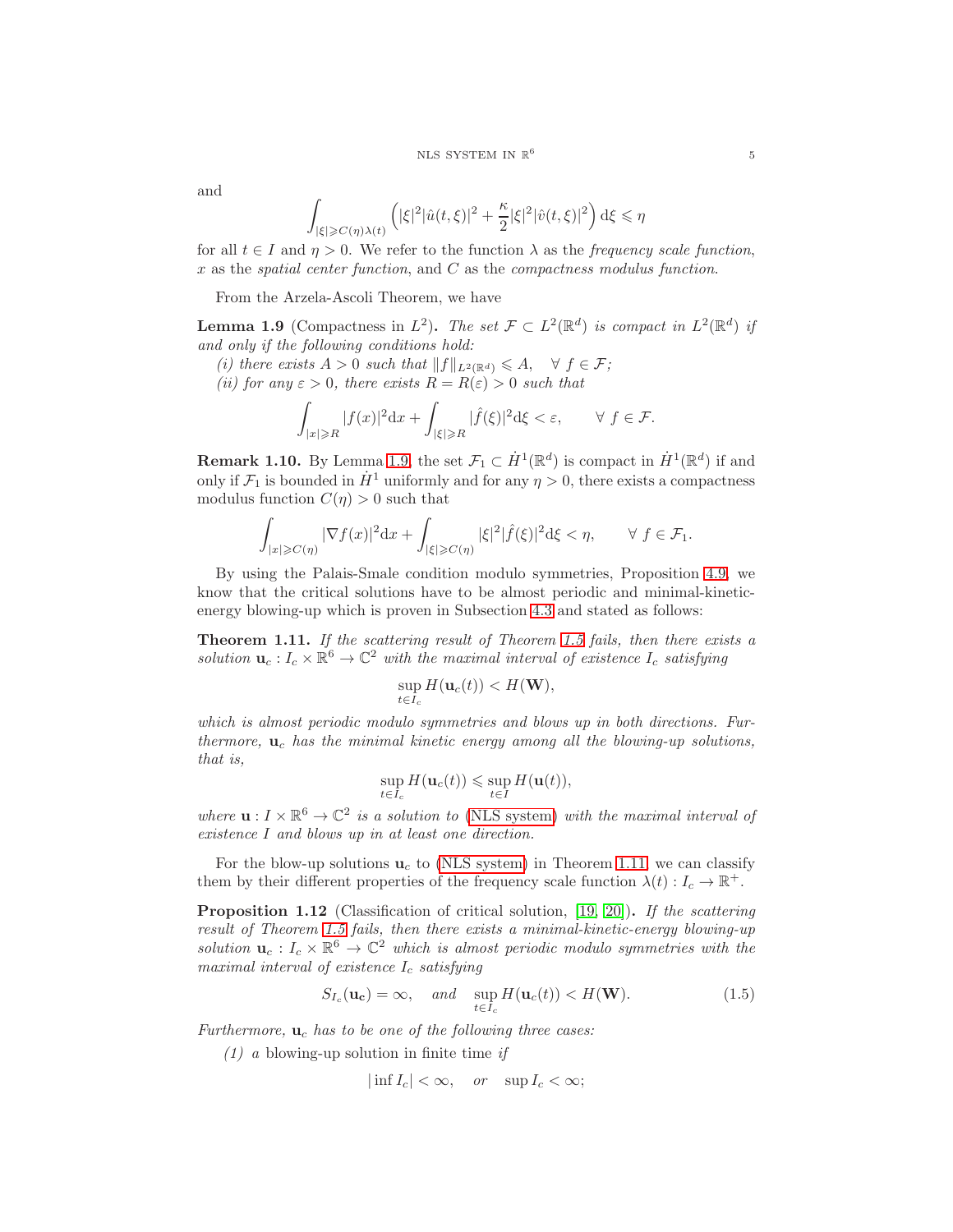and

$$\int_{|\xi|\geqslant C(\eta)\lambda(t)} \left(|\xi|^2|\hat{u}(t,\xi)|^2 + \frac{\kappa}{2}|\xi|^2|\hat{v}(t,\xi)|^2\right) \mathrm{d}\xi \leqslant \eta$$

for all $t \in I$ and $\eta > 0$. We refer to the function $\lambda$ as the *frequency scale function*, $x$ as the *spatial center function*, and $C$ as the *compactness modulus function*.

From the Arzela-Ascoli Theorem, we have

**Lemma 1.9** (Compactness in $L^2$)**.** *The set $\mathcal{F} \subset L^2(\mathbb{R}^d)$ is compact in $L^2(\mathbb{R}^d)$ if and only if the following conditions hold:*

*(i) there exists $A > 0$ such that $\|f\|_{L^2(\mathbb{R}^d)} \leqslant A, \quad \forall\, f \in \mathcal{F}$;*

*(ii) for any $\varepsilon > 0$, there exists $R = R(\varepsilon) > 0$ such that*

$$\int_{|x|\geqslant R} |f(x)|^2 \mathrm{d}x + \int_{|\xi|\geqslant R} |\hat{f}(\xi)|^2 \mathrm{d}\xi < \varepsilon, \qquad \forall\, f \in \mathcal{F}.$$

**Remark 1.10.** By Lemma 1.9, the set $\mathcal{F}_1 \subset \dot{H}^1(\mathbb{R}^d)$ is compact in $\dot{H}^1(\mathbb{R}^d)$ if and only if $\mathcal{F}_1$ is bounded in $\dot{H}^1$ uniformly and for any $\eta > 0$, there exists a compactness modulus function $C(\eta) > 0$ such that

$$\int_{|x|\geqslant C(\eta)} |\nabla f(x)|^2 \mathrm{d}x + \int_{|\xi|\geqslant C(\eta)} |\xi|^2|\hat{f}(\xi)|^2 \mathrm{d}\xi < \eta, \qquad \forall\, f \in \mathcal{F}_1.$$

By using the Palais-Smale condition modulo symmetries, Proposition 4.9, we know that the critical solutions have to be almost periodic and minimal-kinetic-energy blowing-up which is proven in Subsection 4.3 and stated as follows:

**Theorem 1.11.** *If the scattering result of Theorem 1.5 fails, then there exists a solution $\mathbf{u}_c : I_c \times \mathbb{R}^6 \to \mathbb{C}^2$ with the maximal interval of existence $I_c$ satisfying*

$$\sup_{t\in I_c} H(\mathbf{u}_c(t)) < H(\mathbf{W}),$$

*which is almost periodic modulo symmetries and blows up in both directions. Furthermore, $\mathbf{u}_c$ has the minimal kinetic energy among all the blowing-up solutions, that is,*

$$\sup_{t\in I_c} H(\mathbf{u}_c(t)) \leqslant \sup_{t\in I} H(\mathbf{u}(t)),$$

*where $\mathbf{u} : I \times \mathbb{R}^6 \to \mathbb{C}^2$ is a solution to (NLS system) with the maximal interval of existence $I$ and blows up in at least one direction.*

For the blow-up solutions $\mathbf{u}_c$ to (NLS system) in Theorem 1.11, we can classify them by their different properties of the frequency scale function $\lambda(t) : I_c \to \mathbb{R}^+$.

**Proposition 1.12** (Classification of critical solution, [19, 20])**.** *If the scattering result of Theorem 1.5 fails, then there exists a minimal-kinetic-energy blowing-up solution $\mathbf{u}_c : I_c \times \mathbb{R}^6 \to \mathbb{C}^2$ which is almost periodic modulo symmetries with the maximal interval of existence $I_c$ satisfying*

$$S_{I_c}(\mathbf{u_c}) = \infty, \quad \textit{and} \quad \sup_{t\in I_c} H(\mathbf{u}_c(t)) < H(\mathbf{W}). \tag{1.5}$$

*Furthermore, $\mathbf{u}_c$ has to be one of the following three cases:*

*(1) a* blowing-up solution in finite time *if*

$$|\inf I_c| < \infty, \quad \textit{or} \quad \sup I_c < \infty;$$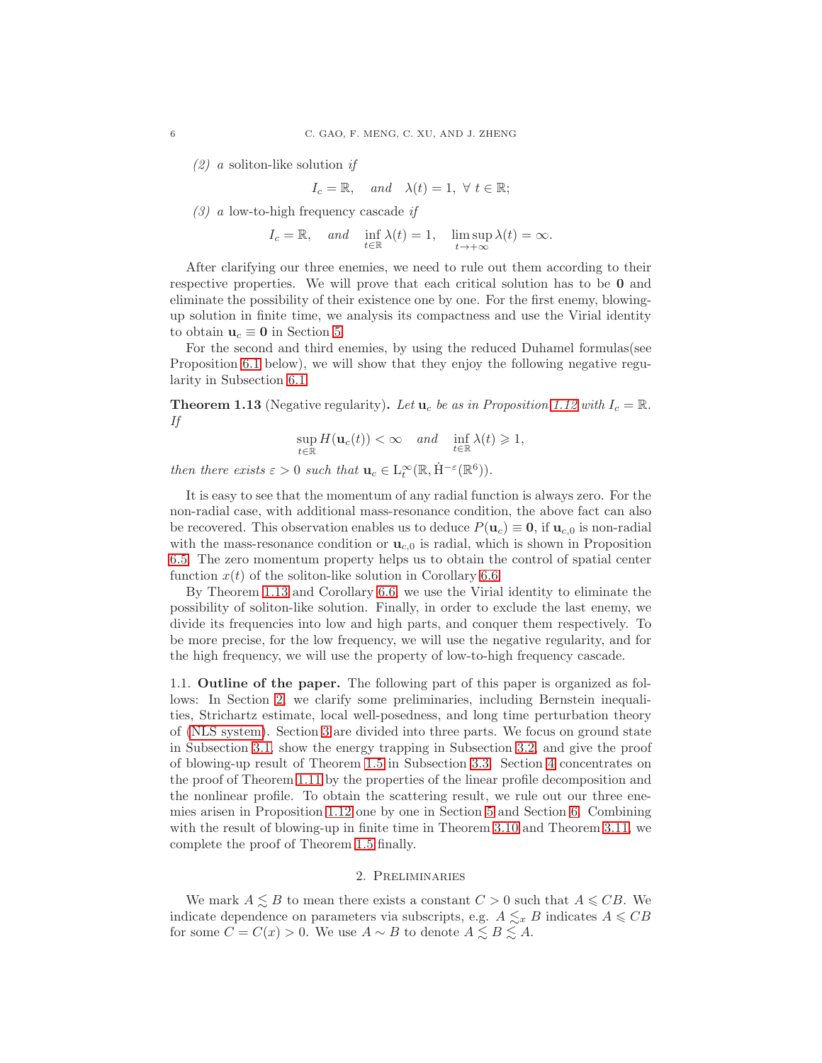*(2)* *a* soliton-like solution *if*

$$I_c = \mathbb{R}, \quad \textit{and} \quad \lambda(t) = 1, \ \forall \ t \in \mathbb{R};$$

*(3)* *a* low-to-high frequency cascade *if*

$$I_c = \mathbb{R}, \quad \textit{and} \quad \inf_{t\in\mathbb{R}} \lambda(t) = 1, \quad \limsup_{t\to+\infty} \lambda(t) = \infty.$$

After clarifying our three enemies, we need to rule out them according to their respective properties. We will prove that each critical solution has to be $\mathbf{0}$ and eliminate the possibility of their existence one by one. For the first enemy, blowing-up solution in finite time, we analysis its compactness and use the Virial identity to obtain $\mathbf{u}_c \equiv \mathbf{0}$ in Section 5.

For the second and third enemies, by using the reduced Duhamel formulas(see Proposition 6.1 below), we will show that they enjoy the following negative regularity in Subsection 6.1.

**Theorem 1.13** (Negative regularity)**.** *Let $\mathbf{u}_c$ be as in Proposition 1.12 with $I_c = \mathbb{R}$. If*

$$\sup_{t\in\mathbb{R}} H(\mathbf{u}_c(t)) < \infty \quad \textit{and} \quad \inf_{t\in\mathbb{R}} \lambda(t) \geqslant 1,$$

*then there exists $\varepsilon > 0$ such that $\mathbf{u}_c \in \mathrm{L}_t^\infty(\mathbb{R}, \dot{\mathrm{H}}^{-\varepsilon}(\mathbb{R}^6))$.*

It is easy to see that the momentum of any radial function is always zero. For the non-radial case, with additional mass-resonance condition, the above fact can also be recovered. This observation enables us to deduce $P(\mathbf{u}_c) \equiv \mathbf{0}$, if $\mathbf{u}_{c,0}$ is non-radial with the mass-resonance condition or $\mathbf{u}_{c,0}$ is radial, which is shown in Proposition 6.5. The zero momentum property helps us to obtain the control of spatial center function $x(t)$ of the soliton-like solution in Corollary 6.6.

By Theorem 1.13 and Corollary 6.6, we use the Virial identity to eliminate the possibility of soliton-like solution. Finally, in order to exclude the last enemy, we divide its frequencies into low and high parts, and conquer them respectively. To be more precise, for the low frequency, we will use the negative regularity, and for the high frequency, we will use the property of low-to-high frequency cascade.

### 1.1. Outline of the paper.

The following part of this paper is organized as follows: In Section 2, we clarify some preliminaries, including Bernstein inequalities, Strichartz estimate, local well-posedness, and long time perturbation theory of (NLS system). Section 3 are divided into three parts. We focus on ground state in Subsection 3.1, show the energy trapping in Subsection 3.2, and give the proof of blowing-up result of Theorem 1.5 in Subsection 3.3. Section 4 concentrates on the proof of Theorem 1.11 by the properties of the linear profile decomposition and the nonlinear profile. To obtain the scattering result, we rule out our three enemies arisen in Proposition 1.12 one by one in Section 5 and Section 6. Combining with the result of blowing-up in finite time in Theorem 3.10 and Theorem 3.11, we complete the proof of Theorem 1.5 finally.

## 2. Preliminaries

We mark $A \lesssim B$ to mean there exists a constant $C > 0$ such that $A \leqslant CB$. We indicate dependence on parameters via subscripts, e.g. $A \lesssim_x B$ indicates $A \leqslant CB$ for some $C = C(x) > 0$. We use $A \sim B$ to denote $A \lesssim B \lesssim A$.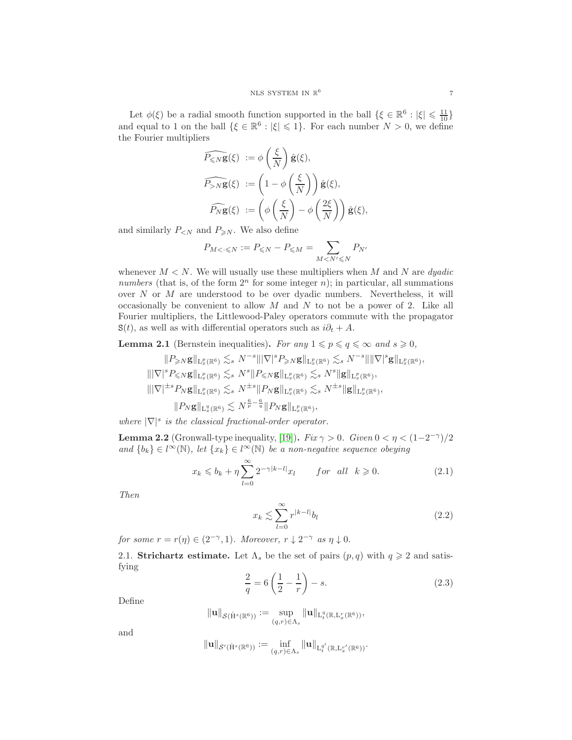Let $\phi(\xi)$ be a radial smooth function supported in the ball $\{\xi \in \mathbb{R}^6 : |\xi| \leqslant \frac{11}{10}\}$ and equal to 1 on the ball $\{\xi \in \mathbb{R}^6 : |\xi| \leqslant 1\}$. For each number $N > 0$, we define the Fourier multipliers

$$
\begin{aligned}
\widehat{P_{\leqslant N}\mathbf{g}}(\xi) &:= \phi\left(\frac{\xi}{N}\right)\hat{\mathbf{g}}(\xi),\\
\widehat{P_{>N}\mathbf{g}}(\xi) &:= \left(1-\phi\left(\frac{\xi}{N}\right)\right)\hat{\mathbf{g}}(\xi),\\
\widehat{P_N\mathbf{g}}(\xi) &:= \left(\phi\left(\frac{\xi}{N}\right)-\phi\left(\frac{2\xi}{N}\right)\right)\hat{\mathbf{g}}(\xi),
\end{aligned}
$$

and similarly $P_{<N}$ and $P_{\geqslant N}$. We also define

$$
P_{M<\cdot\leqslant N} := P_{\leqslant N} - P_{\leqslant M} = \sum_{M<N'\leqslant N} P_{N'}
$$

whenever $M < N$. We will usually use these multipliers when $M$ and $N$ are *dyadic numbers* (that is, of the form $2^n$ for some integer $n$); in particular, all summations over $N$ or $M$ are understood to be over dyadic numbers. Nevertheless, it will occasionally be convenient to allow $M$ and $N$ to not be a power of 2. Like all Fourier multipliers, the Littlewood-Paley operators commute with the propagator $\mathtt{S}(t)$, as well as with differential operators such as $i\partial_t + A$.

**Lemma 2.1** (Bernstein inequalities)**.** *For any $1 \leqslant p \leqslant q \leqslant \infty$ and $s \geqslant 0$,*

$$
\begin{aligned}
\|P_{\geqslant N}\mathbf{g}\|_{\mathrm{L}^p_x(\mathbb{R}^6)} &\lesssim_s N^{-s}\||\nabla|^s P_{\geqslant N}\mathbf{g}\|_{\mathrm{L}^p_x(\mathbb{R}^6)} \lesssim_s N^{-s}\||\nabla|^s\mathbf{g}\|_{\mathrm{L}^p_x(\mathbb{R}^6)},\\
\||\nabla|^s P_{\leqslant N}\mathbf{g}\|_{\mathrm{L}^p_x(\mathbb{R}^6)} &\lesssim_s N^{s}\|P_{\leqslant N}\mathbf{g}\|_{\mathrm{L}^p_x(\mathbb{R}^6)} \lesssim_s N^{s}\|\mathbf{g}\|_{\mathrm{L}^p_x(\mathbb{R}^6)},\\
\||\nabla|^{\pm s} P_{N}\mathbf{g}\|_{\mathrm{L}^p_x(\mathbb{R}^6)} &\lesssim_s N^{\pm s}\|P_{N}\mathbf{g}\|_{\mathrm{L}^p_x(\mathbb{R}^6)} \lesssim_s N^{\pm s}\|\mathbf{g}\|_{\mathrm{L}^p_x(\mathbb{R}^6)},\\
\|P_N\mathbf{g}\|_{\mathrm{L}^q_x(\mathbb{R}^6)} &\lesssim N^{\frac{6}{p}-\frac{6}{q}}\|P_N\mathbf{g}\|_{\mathrm{L}^p_x(\mathbb{R}^6)},
\end{aligned}
$$

*where $|\nabla|^s$ is the classical fractional-order operator.*

**Lemma 2.2** (Gronwall-type inequality, [19])**.** *Fix $\gamma > 0$. Given $0 < \eta < (1-2^{-\gamma})/2$ and $\{b_k\} \in l^\infty(\mathbb{N})$, let $\{x_k\} \in l^\infty(\mathbb{N})$ be a non-negative sequence obeying*

$$
x_k \leqslant b_k + \eta\sum_{l=0}^{\infty} 2^{-\gamma|k-l|}x_l \qquad for \quad all \quad k \geqslant 0. \tag{2.1}
$$

*Then*

$$
x_k \lesssim \sum_{l=0}^{\infty} r^{|k-l|}b_l \tag{2.2}
$$

*for some $r = r(\eta) \in (2^{-\gamma}, 1)$. Moreover, $r \downarrow 2^{-\gamma}$ as $\eta \downarrow 0$.*

### 2.1. Strichartz estimate.

Let $\Lambda_s$ be the set of pairs $(p, q)$ with $q \geqslant 2$ and satisfying

$$
\frac{2}{q} = 6\left(\frac{1}{2}-\frac{1}{r}\right) - s. \tag{2.3}
$$

Define

$$
\|\mathbf{u}\|_{\mathcal{S}(\dot{\mathrm{H}}^s(\mathbb{R}^6))} := \sup_{(q,r)\in\Lambda_s}\|\mathbf{u}\|_{\mathrm{L}^q_t(\mathbb{R},\mathrm{L}^r_x(\mathbb{R}^6))},
$$

and

$$
\|\mathbf{u}\|_{\mathcal{S}'(\dot{\mathrm{H}}^s(\mathbb{R}^6))} := \inf_{(q,r)\in\Lambda_s}\|\mathbf{u}\|_{\mathrm{L}^{q'}_t(\mathbb{R},\mathrm{L}^{r'}_x(\mathbb{R}^6))}.
$$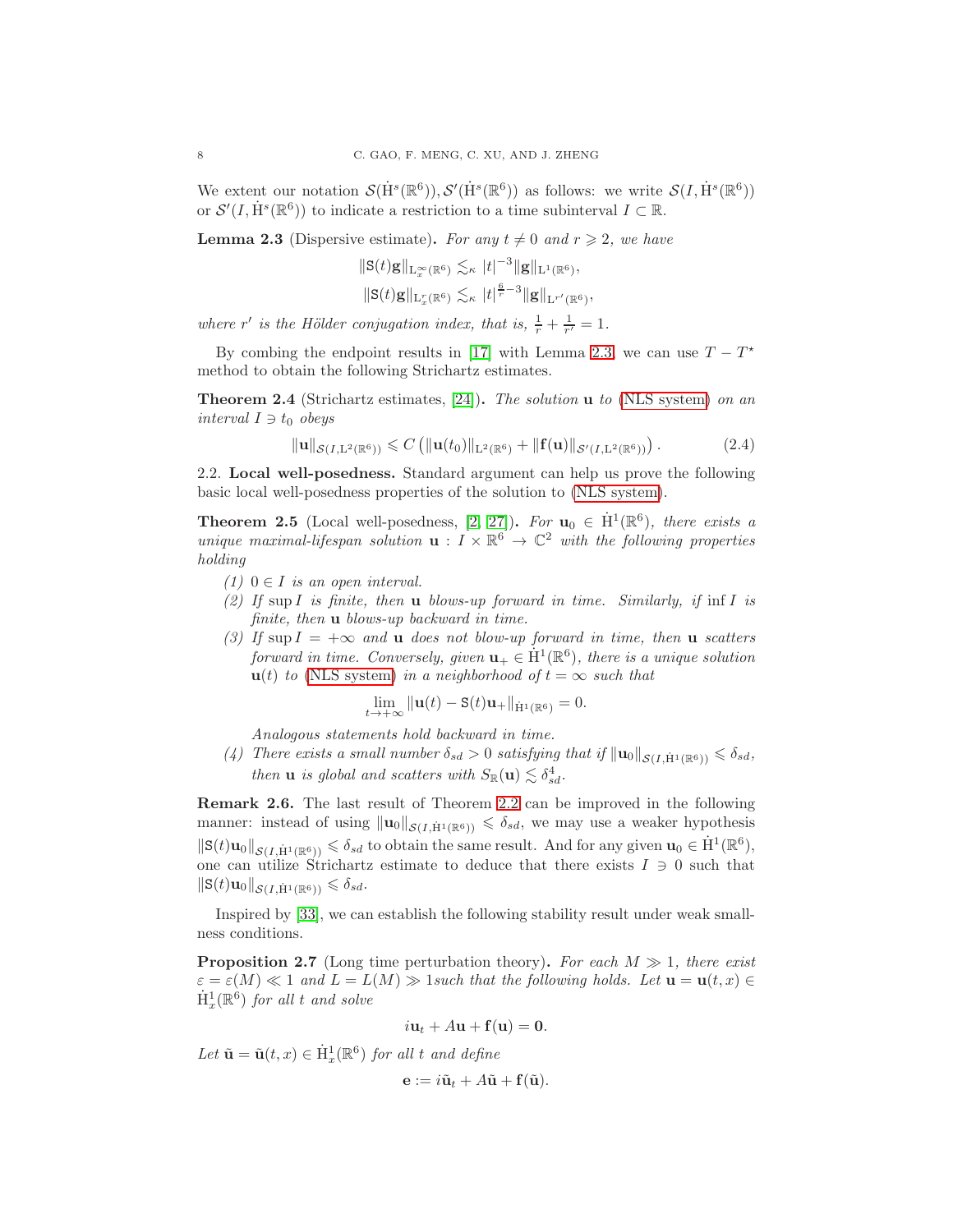We extent our notation $\mathcal{S}(\dot{\mathrm{H}}^s(\mathbb{R}^6)), \mathcal{S}'(\dot{\mathrm{H}}^s(\mathbb{R}^6))$ as follows: we write $\mathcal{S}(I, \dot{\mathrm{H}}^s(\mathbb{R}^6))$ or $\mathcal{S}'(I, \dot{\mathrm{H}}^s(\mathbb{R}^6))$ to indicate a restriction to a time subinterval $I \subset \mathbb{R}$.

**Lemma 2.3** (Dispersive estimate)**.** *For any $t \neq 0$ and $r \geqslant 2$, we have*

$$\|\mathtt{S}(t)\mathbf{g}\|_{\mathrm{L}^\infty_x(\mathbb{R}^6)} \lesssim_\kappa |t|^{-3} \|\mathbf{g}\|_{\mathrm{L}^1(\mathbb{R}^6)},$$

$$\|\mathtt{S}(t)\mathbf{g}\|_{\mathrm{L}^r_x(\mathbb{R}^6)} \lesssim_\kappa |t|^{\frac{6}{r}-3} \|\mathbf{g}\|_{\mathrm{L}^{r'}(\mathbb{R}^6)},$$

*where $r'$ is the Hölder conjugation index, that is, $\frac{1}{r} + \frac{1}{r'} = 1$.*

By combing the endpoint results in [17] with Lemma 2.3, we can use $T - T^\star$ method to obtain the following Strichartz estimates.

**Theorem 2.4** (Strichartz estimates, [24])**.** *The solution $\mathbf{u}$ to (NLS system) on an interval $I \ni t_0$ obeys*

$$\|\mathbf{u}\|_{\mathcal{S}(I,\mathrm{L}^2(\mathbb{R}^6))} \leqslant C \left( \|\mathbf{u}(t_0)\|_{\mathrm{L}^2(\mathbb{R}^6)} + \|\mathbf{f}(\mathbf{u})\|_{\mathcal{S}'(I,\mathrm{L}^2(\mathbb{R}^6))} \right). \tag{2.4}$$

2.2. **Local well-posedness.** Standard argument can help us prove the following basic local well-posedness properties of the solution to (NLS system).

**Theorem 2.5** (Local well-posedness, [2, 27])**.** *For $\mathbf{u}_0 \in \dot{\mathrm{H}}^1(\mathbb{R}^6)$, there exists a unique maximal-lifespan solution $\mathbf{u} : I \times \mathbb{R}^6 \to \mathbb{C}^2$ with the following properties holding*

1. *$0 \in I$ is an open interval.*
2. *If $\sup I$ is finite, then $\mathbf{u}$ blows-up forward in time. Similarly, if $\inf I$ is finite, then $\mathbf{u}$ blows-up backward in time.*
3. *If $\sup I = +\infty$ and $\mathbf{u}$ does not blow-up forward in time, then $\mathbf{u}$ scatters forward in time. Conversely, given $\mathbf{u}_+ \in \dot{\mathrm{H}}^1(\mathbb{R}^6)$, there is a unique solution $\mathbf{u}(t)$ to (NLS system) in a neighborhood of $t = \infty$ such that*
$$\lim_{t \to +\infty} \|\mathbf{u}(t) - \mathtt{S}(t)\mathbf{u}_+\|_{\dot{\mathrm{H}}^1(\mathbb{R}^6)} = 0.$$
*Analogous statements hold backward in time.*
4. *There exists a small number $\delta_{sd} > 0$ satisfying that if $\|\mathbf{u}_0\|_{\mathcal{S}(I,\dot{\mathrm{H}}^1(\mathbb{R}^6))} \leqslant \delta_{sd}$, then $\mathbf{u}$ is global and scatters with $S_{\mathbb{R}}(\mathbf{u}) \lesssim \delta_{sd}^4$.*

**Remark 2.6.** The last result of Theorem 2.2 can be improved in the following manner: instead of using $\|\mathbf{u}_0\|_{\mathcal{S}(I,\dot{\mathrm{H}}^1(\mathbb{R}^6))} \leqslant \delta_{sd}$, we may use a weaker hypothesis $\|\mathtt{S}(t)\mathbf{u}_0\|_{\mathcal{S}(I,\dot{\mathrm{H}}^1(\mathbb{R}^6))} \leqslant \delta_{sd}$ to obtain the same result. And for any given $\mathbf{u}_0 \in \dot{\mathrm{H}}^1(\mathbb{R}^6)$, one can utilize Strichartz estimate to deduce that there exists $I \ni 0$ such that $\|\mathtt{S}(t)\mathbf{u}_0\|_{\mathcal{S}(I,\dot{\mathrm{H}}^1(\mathbb{R}^6))} \leqslant \delta_{sd}$.

Inspired by [33], we can establish the following stability result under weak smallness conditions.

**Proposition 2.7** (Long time perturbation theory)**.** *For each $M \gg 1$, there exist $\varepsilon = \varepsilon(M) \ll 1$ and $L = L(M) \gg 1$such that the following holds. Let $\mathbf{u} = \mathbf{u}(t,x) \in \dot{\mathrm{H}}^1_x(\mathbb{R}^6)$ for all $t$ and solve*

$$i\mathbf{u}_t + A\mathbf{u} + \mathbf{f}(\mathbf{u}) = \mathbf{0}.$$

*Let $\tilde{\mathbf{u}} = \tilde{\mathbf{u}}(t,x) \in \dot{\mathrm{H}}^1_x(\mathbb{R}^6)$ for all $t$ and define*

$$\mathbf{e} := i\tilde{\mathbf{u}}_t + A\tilde{\mathbf{u}} + \mathbf{f}(\tilde{\mathbf{u}}).$$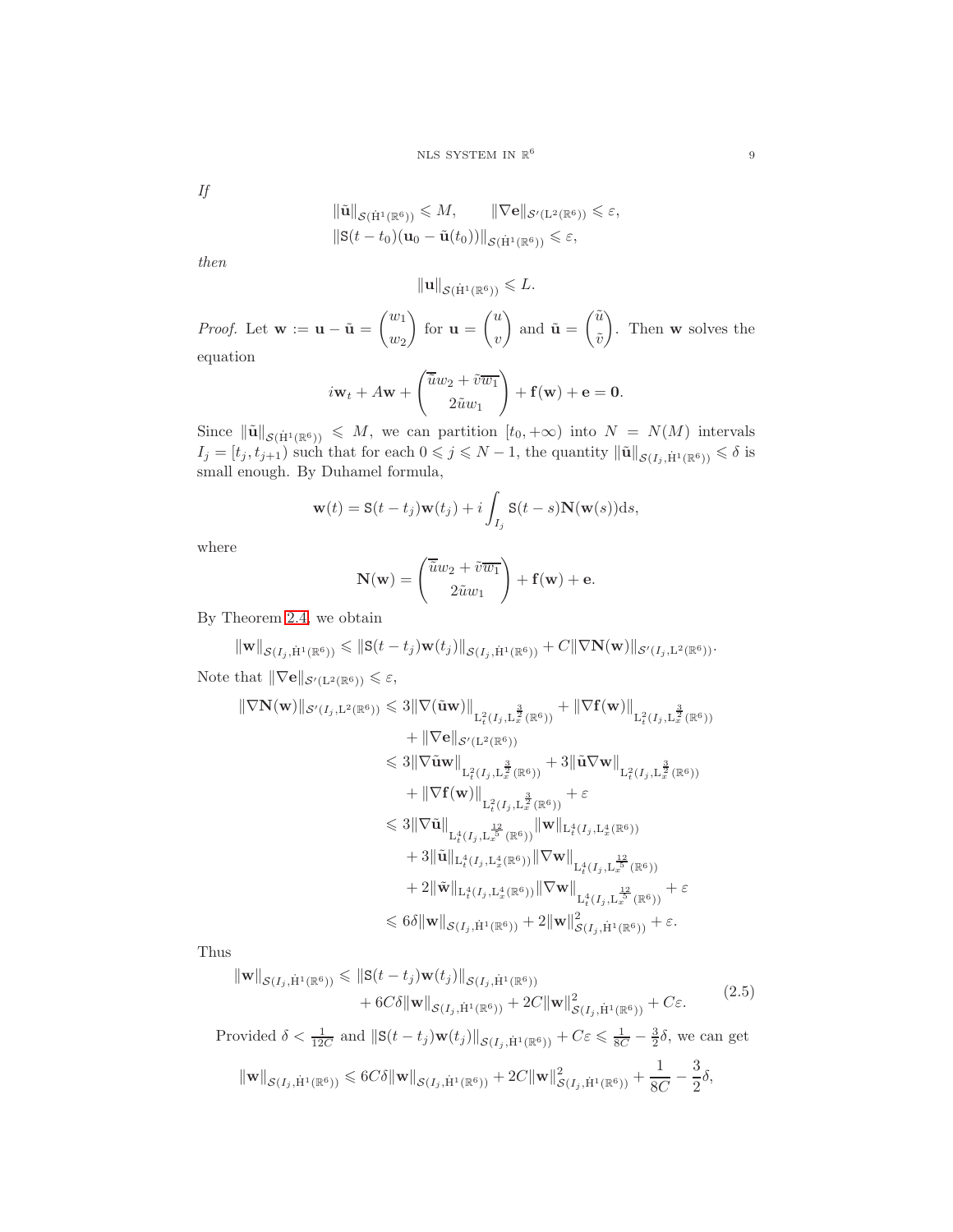*If*

$$\|\tilde{\mathbf{u}}\|_{\mathcal{S}(\dot{\mathrm{H}}^1(\mathbb{R}^6))} \leqslant M, \qquad \|\nabla \mathbf{e}\|_{\mathcal{S}'(\mathrm{L}^2(\mathbb{R}^6))} \leqslant \varepsilon,$$
$$\|\mathtt{S}(t-t_0)(\mathbf{u}_0 - \tilde{\mathbf{u}}(t_0))\|_{\mathcal{S}(\dot{\mathrm{H}}^1(\mathbb{R}^6))} \leqslant \varepsilon,$$

*then*

$$\|\mathbf{u}\|_{\mathcal{S}(\dot{\mathrm{H}}^1(\mathbb{R}^6))} \leqslant L.$$

*Proof.* Let $\mathbf{w} := \mathbf{u} - \tilde{\mathbf{u}} = \begin{pmatrix} w_1 \\ w_2 \end{pmatrix}$ for $\mathbf{u} = \begin{pmatrix} u \\ v \end{pmatrix}$ and $\tilde{\mathbf{u}} = \begin{pmatrix} \tilde{u} \\ \tilde{v} \end{pmatrix}$. Then $\mathbf{w}$ solves the equation

$$i\mathbf{w}_t + A\mathbf{w} + \begin{pmatrix} \overline{\tilde{u}} w_2 + \tilde{v}\overline{w_1} \\ 2\tilde{u} w_1 \end{pmatrix} + \mathbf{f}(\mathbf{w}) + \mathbf{e} = \mathbf{0}.$$

Since $\|\tilde{\mathbf{u}}\|_{\mathcal{S}(\dot{\mathrm{H}}^1(\mathbb{R}^6))} \leqslant M$, we can partition $[t_0, +\infty)$ into $N = N(M)$ intervals $I_j = [t_j, t_{j+1})$ such that for each $0 \leqslant j \leqslant N-1$, the quantity $\|\tilde{\mathbf{u}}\|_{\mathcal{S}(I_j, \dot{\mathrm{H}}^1(\mathbb{R}^6))} \leqslant \delta$ is small enough. By Duhamel formula,

$$\mathbf{w}(t) = \mathtt{S}(t-t_j)\mathbf{w}(t_j) + i\int_{I_j} \mathtt{S}(t-s)\mathbf{N}(\mathbf{w}(s))\mathrm{d}s,$$

where

$$\mathbf{N}(\mathbf{w}) = \begin{pmatrix} \overline{\tilde{u}} w_2 + \tilde{v}\overline{w_1} \\ 2\tilde{u} w_1 \end{pmatrix} + \mathbf{f}(\mathbf{w}) + \mathbf{e}.$$

By Theorem 2.4, we obtain

$$\|\mathbf{w}\|_{\mathcal{S}(I_j, \dot{\mathrm{H}}^1(\mathbb{R}^6))} \leqslant \|\mathtt{S}(t-t_j)\mathbf{w}(t_j)\|_{\mathcal{S}(I_j, \dot{\mathrm{H}}^1(\mathbb{R}^6))} + C\|\nabla \mathbf{N}(\mathbf{w})\|_{\mathcal{S}'(I_j, \mathrm{L}^2(\mathbb{R}^6))}.$$

Note that $\|\nabla \mathbf{e}\|_{\mathcal{S}'(\mathrm{L}^2(\mathbb{R}^6))} \leqslant \varepsilon$,

$$\begin{aligned}
\|\nabla \mathbf{N}(\mathbf{w})\|_{\mathcal{S}'(I_j, \mathrm{L}^2(\mathbb{R}^6))} &\leqslant 3\|\nabla(\tilde{\mathbf{u}}\mathbf{w})\|_{\mathrm{L}^2_t(I_j, \mathrm{L}^{\frac{3}{2}}_x(\mathbb{R}^6))} + \|\nabla \mathbf{f}(\mathbf{w})\|_{\mathrm{L}^2_t(I_j, \mathrm{L}^{\frac{3}{2}}_x(\mathbb{R}^6))} \\
&\quad + \|\nabla \mathbf{e}\|_{\mathcal{S}'(\mathrm{L}^2(\mathbb{R}^6))} \\
&\leqslant 3\|\nabla\tilde{\mathbf{u}}\mathbf{w}\|_{\mathrm{L}^2_t(I_j, \mathrm{L}^{\frac{3}{2}}_x(\mathbb{R}^6))} + 3\|\tilde{\mathbf{u}}\nabla\mathbf{w}\|_{\mathrm{L}^2_t(I_j, \mathrm{L}^{\frac{3}{2}}_x(\mathbb{R}^6))} \\
&\quad + \|\nabla \mathbf{f}(\mathbf{w})\|_{\mathrm{L}^2_t(I_j, \mathrm{L}^{\frac{3}{2}}_x(\mathbb{R}^6))} + \varepsilon \\
&\leqslant 3\|\nabla\tilde{\mathbf{u}}\|_{\mathrm{L}^4_t(I_j, \mathrm{L}^{\frac{12}{5}}_x(\mathbb{R}^6))}\|\mathbf{w}\|_{\mathrm{L}^4_t(I_j, \mathrm{L}^4_x(\mathbb{R}^6))} \\
&\quad + 3\|\tilde{\mathbf{u}}\|_{\mathrm{L}^4_t(I_j, \mathrm{L}^4_x(\mathbb{R}^6))}\|\nabla\mathbf{w}\|_{\mathrm{L}^4_t(I_j, \mathrm{L}^{\frac{12}{5}}_x(\mathbb{R}^6))} \\
&\quad + 2\|\tilde{\mathbf{w}}\|_{\mathrm{L}^4_t(I_j, \mathrm{L}^4_x(\mathbb{R}^6))}\|\nabla\mathbf{w}\|_{\mathrm{L}^4_t(I_j, \mathrm{L}^{\frac{12}{5}}_x(\mathbb{R}^6))} + \varepsilon \\
&\leqslant 6\delta\|\mathbf{w}\|_{\mathcal{S}(I_j, \dot{\mathrm{H}}^1(\mathbb{R}^6))} + 2\|\mathbf{w}\|^2_{\mathcal{S}(I_j, \dot{\mathrm{H}}^1(\mathbb{R}^6))} + \varepsilon.
\end{aligned}$$

Thus

$$\begin{aligned}
\|\mathbf{w}\|_{\mathcal{S}(I_j, \dot{\mathrm{H}}^1(\mathbb{R}^6))} &\leqslant \|\mathtt{S}(t-t_j)\mathbf{w}(t_j)\|_{\mathcal{S}(I_j, \dot{\mathrm{H}}^1(\mathbb{R}^6))} \\
&\quad + 6C\delta\|\mathbf{w}\|_{\mathcal{S}(I_j, \dot{\mathrm{H}}^1(\mathbb{R}^6))} + 2C\|\mathbf{w}\|^2_{\mathcal{S}(I_j, \dot{\mathrm{H}}^1(\mathbb{R}^6))} + C\varepsilon.
\end{aligned} \tag{2.5}$$

Provided $\delta < \frac{1}{12C}$ and $\|\mathtt{S}(t-t_j)\mathbf{w}(t_j)\|_{\mathcal{S}(I_j, \dot{\mathrm{H}}^1(\mathbb{R}^6))} + C\varepsilon \leqslant \frac{1}{8C} - \frac{3}{2}\delta$, we can get

$$\|\mathbf{w}\|_{\mathcal{S}(I_j, \dot{\mathrm{H}}^1(\mathbb{R}^6))} \leqslant 6C\delta\|\mathbf{w}\|_{\mathcal{S}(I_j, \dot{\mathrm{H}}^1(\mathbb{R}^6))} + 2C\|\mathbf{w}\|^2_{\mathcal{S}(I_j, \dot{\mathrm{H}}^1(\mathbb{R}^6))} + \frac{1}{8C} - \frac{3}{2}\delta,$$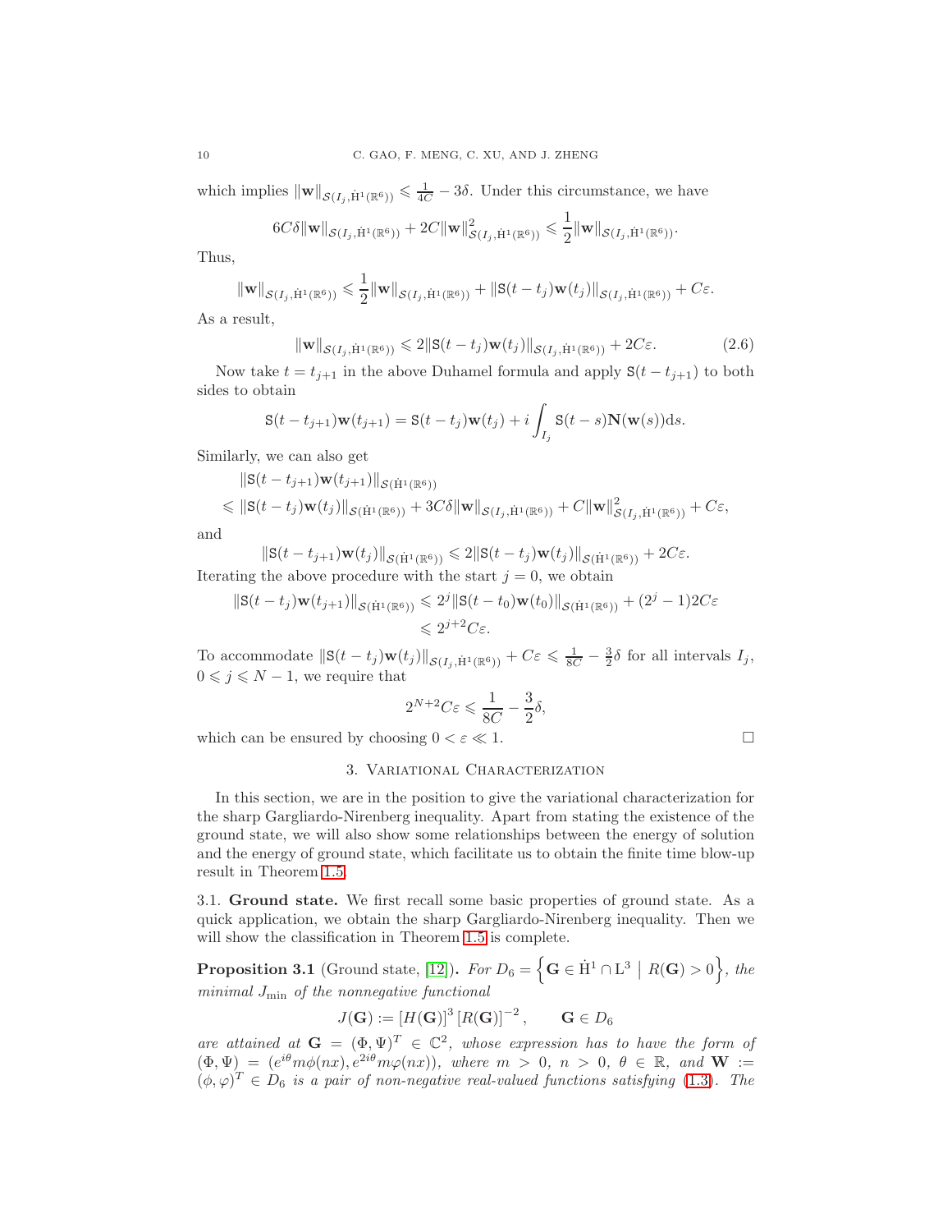which implies $\|\mathbf{w}\|_{\mathcal{S}(I_j,\dot{\mathrm{H}}^1(\mathbb{R}^6))} \leqslant \frac{1}{4C} - 3\delta$. Under this circumstance, we have

$$6C\delta\|\mathbf{w}\|_{\mathcal{S}(I_j,\dot{\mathrm{H}}^1(\mathbb{R}^6))} + 2C\|\mathbf{w}\|^2_{\mathcal{S}(I_j,\dot{\mathrm{H}}^1(\mathbb{R}^6))} \leqslant \frac{1}{2}\|\mathbf{w}\|_{\mathcal{S}(I_j,\dot{\mathrm{H}}^1(\mathbb{R}^6))}.$$

Thus,

$$\|\mathbf{w}\|_{\mathcal{S}(I_j,\dot{\mathrm{H}}^1(\mathbb{R}^6))} \leqslant \frac{1}{2}\|\mathbf{w}\|_{\mathcal{S}(I_j,\dot{\mathrm{H}}^1(\mathbb{R}^6))} + \|\mathtt{S}(t-t_j)\mathbf{w}(t_j)\|_{\mathcal{S}(I_j,\dot{\mathrm{H}}^1(\mathbb{R}^6))} + C\varepsilon.$$

As a result,

$$\|\mathbf{w}\|_{\mathcal{S}(I_j,\dot{\mathrm{H}}^1(\mathbb{R}^6))} \leqslant 2\|\mathtt{S}(t-t_j)\mathbf{w}(t_j)\|_{\mathcal{S}(I_j,\dot{\mathrm{H}}^1(\mathbb{R}^6))} + 2C\varepsilon. \tag{2.6}$$

Now take $t = t_{j+1}$ in the above Duhamel formula and apply $\mathtt{S}(t-t_{j+1})$ to both sides to obtain

$$\mathtt{S}(t-t_{j+1})\mathbf{w}(t_{j+1}) = \mathtt{S}(t-t_j)\mathbf{w}(t_j) + i\int_{I_j} \mathtt{S}(t-s)\mathbf{N}(\mathbf{w}(s))\mathrm{d}s.$$

Similarly, we can also get

$$\begin{aligned}
&\|\mathtt{S}(t-t_{j+1})\mathbf{w}(t_{j+1})\|_{\mathcal{S}(\dot{\mathrm{H}}^1(\mathbb{R}^6))} \\
&\leqslant \|\mathtt{S}(t-t_j)\mathbf{w}(t_j)\|_{\mathcal{S}(\dot{\mathrm{H}}^1(\mathbb{R}^6))} + 3C\delta\|\mathbf{w}\|_{\mathcal{S}(I_j,\dot{\mathrm{H}}^1(\mathbb{R}^6))} + C\|\mathbf{w}\|^2_{\mathcal{S}(I_j,\dot{\mathrm{H}}^1(\mathbb{R}^6))} + C\varepsilon,
\end{aligned}$$

and

$$\|\mathtt{S}(t-t_{j+1})\mathbf{w}(t_j)\|_{\mathcal{S}(\dot{\mathrm{H}}^1(\mathbb{R}^6))} \leqslant 2\|\mathtt{S}(t-t_j)\mathbf{w}(t_j)\|_{\mathcal{S}(\dot{\mathrm{H}}^1(\mathbb{R}^6))} + 2C\varepsilon.$$

Iterating the above procedure with the start $j=0$, we obtain

$$\begin{aligned}
\|\mathtt{S}(t-t_j)\mathbf{w}(t_{j+1})\|_{\mathcal{S}(\dot{\mathrm{H}}^1(\mathbb{R}^6))} &\leqslant 2^j\|\mathtt{S}(t-t_0)\mathbf{w}(t_0)\|_{\mathcal{S}(\dot{\mathrm{H}}^1(\mathbb{R}^6))} + (2^j-1)2C\varepsilon \\
&\leqslant 2^{j+2}C\varepsilon.
\end{aligned}$$

To accommodate $\|\mathtt{S}(t-t_j)\mathbf{w}(t_j)\|_{\mathcal{S}(I_j,\dot{\mathrm{H}}^1(\mathbb{R}^6))} + C\varepsilon \leqslant \frac{1}{8C} - \frac{3}{2}\delta$ for all intervals $I_j$, $0 \leqslant j \leqslant N-1$, we require that

$$2^{N+2}C\varepsilon \leqslant \frac{1}{8C} - \frac{3}{2}\delta,$$

which can be ensured by choosing $0 < \varepsilon \ll 1$. □

## 3. Variational Characterization

In this section, we are in the position to give the variational characterization for the sharp Gargliardo-Nirenberg inequality. Apart from stating the existence of the ground state, we will also show some relationships between the energy of solution and the energy of ground state, which facilitate us to obtain the finite time blow-up result in Theorem 1.5.

### 3.1. Ground state.

We first recall some basic properties of ground state. As a quick application, we obtain the sharp Gargliardo-Nirenberg inequality. Then we will show the classification in Theorem 1.5 is complete.

**Proposition 3.1** (Ground state, [12])**.** *For $D_6 = \left\{\mathbf{G} \in \dot{\mathrm{H}}^1 \cap \mathrm{L}^3 \;\middle|\; R(\mathbf{G}) > 0\right\}$, the minimal $J_{\min}$ of the nonnegative functional*

$$J(\mathbf{G}) := [H(\mathbf{G})]^3\,[R(\mathbf{G})]^{-2}, \qquad \mathbf{G} \in D_6$$

*are attained at $\mathbf{G} = (\Phi,\Psi)^T \in \mathbb{C}^2$, whose expression has to have the form of $(\Phi,\Psi) = (e^{i\theta}m\phi(nx), e^{2i\theta}m\varphi(nx))$, where $m > 0$, $n > 0$, $\theta \in \mathbb{R}$, and $\mathbf{W} := (\phi,\varphi)^T \in D_6$ is a pair of non-negative real-valued functions satisfying (1.3). The*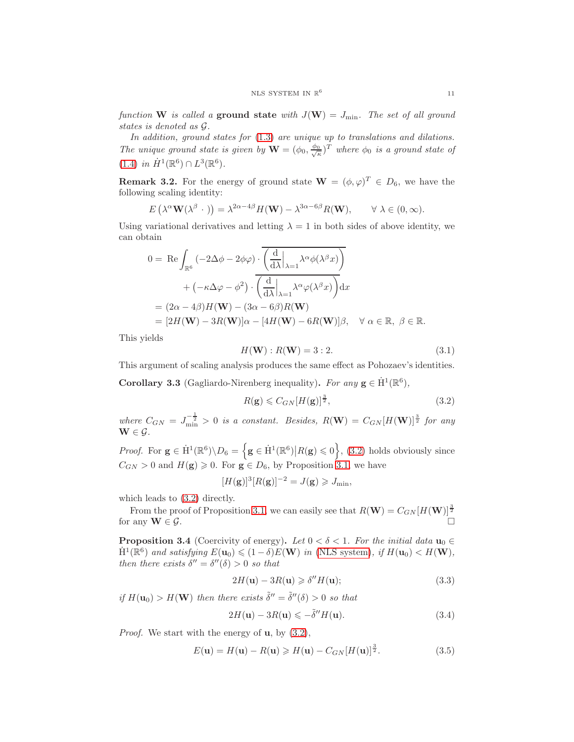*function* $\mathbf{W}$ *is called a* **ground state** *with* $J(\mathbf{W}) = J_{\min}$. *The set of all ground states is denoted as* $\mathcal{G}$.

*In addition, ground states for* (1.3) *are unique up to translations and dilations. The unique ground state is given by* $\mathbf{W} = (\phi_0, \frac{\phi_0}{\sqrt{\kappa}})^T$ *where* $\phi_0$ *is a ground state of* (1.4) *in* $\dot{H}^1(\mathbb{R}^6) \cap L^3(\mathbb{R}^6)$.

**Remark 3.2.** For the energy of ground state $\mathbf{W} = (\phi, \varphi)^T \in D_6$, we have the following scaling identity:

$$E\left(\lambda^\alpha \mathbf{W}(\lambda^\beta \,\cdot\,)\right) = \lambda^{2\alpha - 4\beta} H(\mathbf{W}) - \lambda^{3\alpha - 6\beta} R(\mathbf{W}), \qquad \forall\, \lambda \in (0, \infty).$$

Using variational derivatives and letting $\lambda = 1$ in both sides of above identity, we can obtain

$$\begin{aligned}
0 =\ & \operatorname{Re} \int_{\mathbb{R}^6} (-2\Delta\phi - 2\phi\varphi) \cdot \overline{\left( \frac{\mathrm{d}}{\mathrm{d}\lambda}\Big|_{\lambda=1} \lambda^\alpha \phi(\lambda^\beta x) \right)} \\
& + \left(-\kappa\Delta\varphi - \phi^2\right) \cdot \overline{\left( \frac{\mathrm{d}}{\mathrm{d}\lambda}\Big|_{\lambda=1} \lambda^\alpha \varphi(\lambda^\beta x) \right)} \mathrm{d}x \\
=\ & (2\alpha - 4\beta) H(\mathbf{W}) - (3\alpha - 6\beta) R(\mathbf{W}) \\
=\ & [2H(\mathbf{W}) - 3R(\mathbf{W})]\alpha - [4H(\mathbf{W}) - 6R(\mathbf{W})]\beta, \quad \forall\, \alpha \in \mathbb{R},\ \beta \in \mathbb{R}.
\end{aligned}$$

This yields

$$H(\mathbf{W}) : R(\mathbf{W}) = 3 : 2. \tag{3.1}$$

This argument of scaling analysis produces the same effect as Pohozaev's identities.

**Corollary 3.3** (Gagliardo-Nirenberg inequality)**.** *For any* $\mathbf{g} \in \dot{\mathrm{H}}^1(\mathbb{R}^6)$,

$$R(\mathbf{g}) \leqslant C_{GN} [H(\mathbf{g})]^{\frac{3}{2}}, \tag{3.2}$$

*where* $C_{GN} = J_{\min}^{-\frac{1}{2}} > 0$ *is a constant. Besides,* $R(\mathbf{W}) = C_{GN}[H(\mathbf{W})]^{\frac{3}{2}}$ *for any* $\mathbf{W} \in \mathcal{G}$.

*Proof.* For $\mathbf{g} \in \dot{\mathrm{H}}^1(\mathbb{R}^6) \backslash D_6 = \left\{ \mathbf{g} \in \dot{\mathrm{H}}^1(\mathbb{R}^6) \middle| R(\mathbf{g}) \leqslant 0 \right\}$, (3.2) holds obviously since $C_{GN} > 0$ and $H(\mathbf{g}) \geqslant 0$. For $\mathbf{g} \in D_6$, by Proposition 3.1, we have

$$[H(\mathbf{g})]^3 [R(\mathbf{g})]^{-2} = J(\mathbf{g}) \geqslant J_{\min},$$

which leads to (3.2) directly.

From the proof of Proposition 3.1, we can easily see that $R(\mathbf{W}) = C_{GN}[H(\mathbf{W})]^{\frac{3}{2}}$ for any $\mathbf{W} \in \mathcal{G}$. $\square$

**Proposition 3.4** (Coercivity of energy)**.** *Let* $0 < \delta < 1$. *For the initial data* $\mathbf{u}_0 \in \dot{\mathrm{H}}^1(\mathbb{R}^6)$ *and satisfying* $E(\mathbf{u}_0) \leqslant (1 - \delta) E(\mathbf{W})$ *in* (NLS system), *if* $H(\mathbf{u}_0) < H(\mathbf{W})$, *then there exists* $\delta'' = \delta''(\delta) > 0$ *so that*

$$2H(\mathbf{u}) - 3R(\mathbf{u}) \geqslant \delta'' H(\mathbf{u}); \tag{3.3}$$

*if* $H(\mathbf{u}_0) > H(\mathbf{W})$ *then there exists* $\tilde{\delta}'' = \tilde{\delta}''(\delta) > 0$ *so that*

$$2H(\mathbf{u}) - 3R(\mathbf{u}) \leqslant -\tilde{\delta}'' H(\mathbf{u}). \tag{3.4}$$

*Proof.* We start with the energy of $\mathbf{u}$, by (3.2),

$$E(\mathbf{u}) = H(\mathbf{u}) - R(\mathbf{u}) \geqslant H(\mathbf{u}) - C_{GN}[H(\mathbf{u})]^{\frac{3}{2}}. \tag{3.5}$$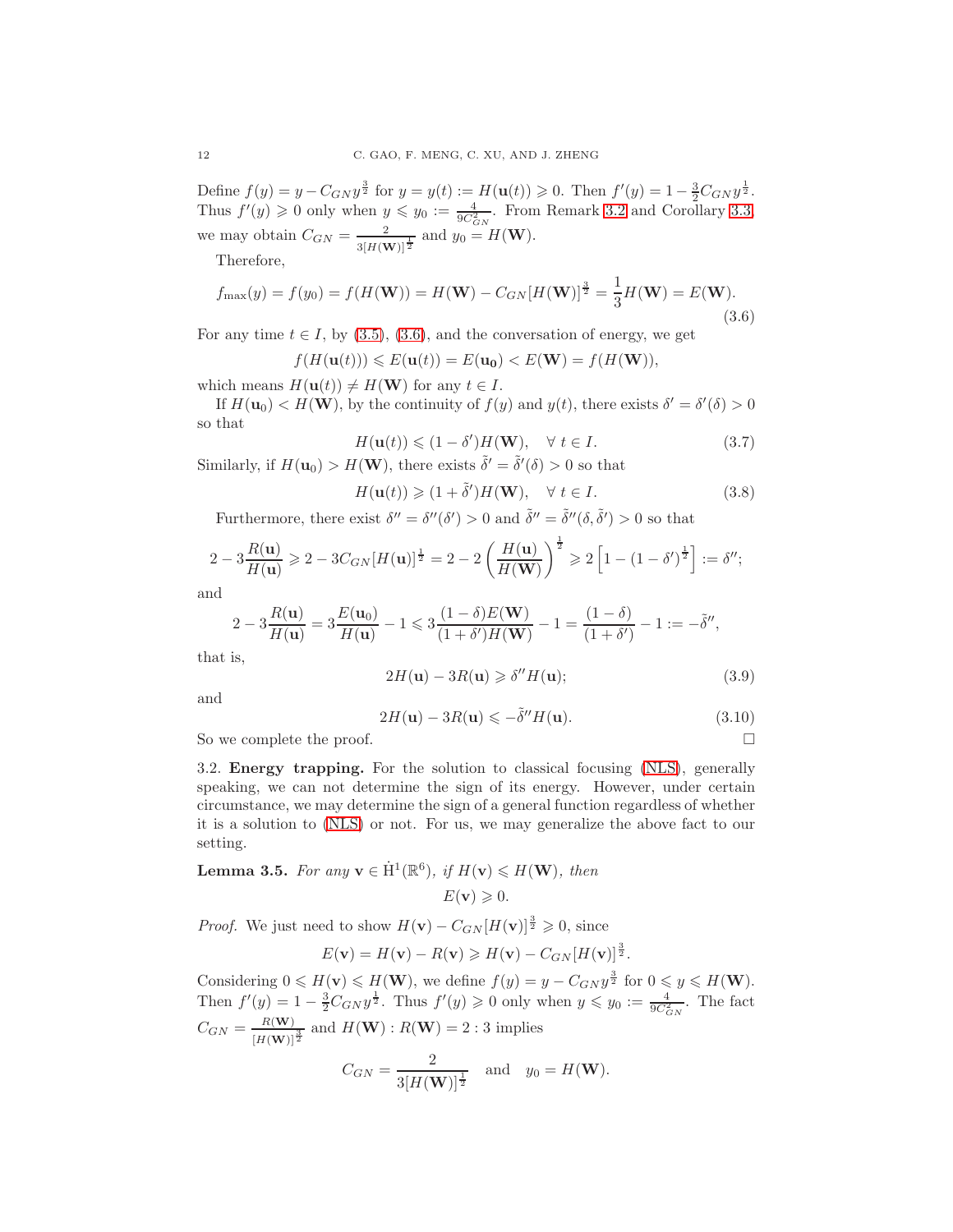Define $f(y) = y - C_{GN} y^{\frac{3}{2}}$ for $y = y(t) := H(\mathbf{u}(t)) \geqslant 0$. Then $f'(y) = 1 - \frac{3}{2} C_{GN} y^{\frac{1}{2}}$. Thus $f'(y) \geqslant 0$ only when $y \leqslant y_0 := \frac{4}{9C_{GN}^2}$. From Remark 3.2 and Corollary 3.3, we may obtain $C_{GN} = \frac{2}{3[H(\mathbf{W})]^{\frac{1}{2}}}$ and $y_0 = H(\mathbf{W})$.

Therefore,

$$f_{\max}(y) = f(y_0) = f(H(\mathbf{W})) = H(\mathbf{W}) - C_{GN}[H(\mathbf{W})]^{\frac{3}{2}} = \frac{1}{3} H(\mathbf{W}) = E(\mathbf{W}). \tag{3.6}$$

For any time $t \in I$, by (3.5), (3.6), and the conversation of energy, we get

$$f(H(\mathbf{u}(t))) \leqslant E(\mathbf{u}(t)) = E(\mathbf{u_0}) < E(\mathbf{W}) = f(H(\mathbf{W})),$$

which means $H(\mathbf{u}(t)) \neq H(\mathbf{W})$ for any $t \in I$.

If $H(\mathbf{u}_0) < H(\mathbf{W})$, by the continuity of $f(y)$ and $y(t)$, there exists $\delta' = \delta'(\delta) > 0$ so that

$$H(\mathbf{u}(t)) \leqslant (1 - \delta') H(\mathbf{W}), \quad \forall\, t \in I. \tag{3.7}$$

Similarly, if $H(\mathbf{u}_0) > H(\mathbf{W})$, there exists $\tilde{\delta}' = \tilde{\delta}'(\delta) > 0$ so that

$$H(\mathbf{u}(t)) \geqslant (1 + \tilde{\delta}') H(\mathbf{W}), \quad \forall\, t \in I. \tag{3.8}$$

Furthermore, there exist $\delta'' = \delta''(\delta') > 0$ and $\tilde{\delta}'' = \tilde{\delta}''(\delta, \tilde{\delta}') > 0$ so that

$$2 - 3\frac{R(\mathbf{u})}{H(\mathbf{u})} \geqslant 2 - 3C_{GN}[H(\mathbf{u})]^{\frac{1}{2}} = 2 - 2\left(\frac{H(\mathbf{u})}{H(\mathbf{W})}\right)^{\frac{1}{2}} \geqslant 2\left[1 - (1-\delta')^{\frac{1}{2}}\right] := \delta'';$$

and

$$2 - 3\frac{R(\mathbf{u})}{H(\mathbf{u})} = 3\frac{E(\mathbf{u_0})}{H(\mathbf{u})} - 1 \leqslant 3\frac{(1-\delta)E(\mathbf{W})}{(1+\delta')H(\mathbf{W})} - 1 = \frac{(1-\delta)}{(1+\delta')} - 1 := -\tilde{\delta}'',$$

that is,

$$2H(\mathbf{u}) - 3R(\mathbf{u}) \geqslant \delta'' H(\mathbf{u}); \tag{3.9}$$

and

$$2H(\mathbf{u}) - 3R(\mathbf{u}) \leqslant -\tilde{\delta}'' H(\mathbf{u}). \tag{3.10}$$

So we complete the proof. $\square$

3.2. **Energy trapping.** For the solution to classical focusing (NLS), generally speaking, we can not determine the sign of its energy. However, under certain circumstance, we may determine the sign of a general function regardless of whether it is a solution to (NLS) or not. For us, we may generalize the above fact to our setting.

**Lemma 3.5.** *For any $\mathbf{v} \in \dot{\mathrm{H}}^1(\mathbb{R}^6)$, if $H(\mathbf{v}) \leqslant H(\mathbf{W})$, then*

$$E(\mathbf{v}) \geqslant 0.$$

*Proof.* We just need to show $H(\mathbf{v}) - C_{GN}[H(\mathbf{v})]^{\frac{3}{2}} \geqslant 0$, since

$$E(\mathbf{v}) = H(\mathbf{v}) - R(\mathbf{v}) \geqslant H(\mathbf{v}) - C_{GN}[H(\mathbf{v})]^{\frac{3}{2}}.$$

Considering $0 \leqslant H(\mathbf{v}) \leqslant H(\mathbf{W})$, we define $f(y) = y - C_{GN} y^{\frac{3}{2}}$ for $0 \leqslant y \leqslant H(\mathbf{W})$. Then $f'(y) = 1 - \frac{3}{2} C_{GN} y^{\frac{1}{2}}$. Thus $f'(y) \geqslant 0$ only when $y \leqslant y_0 := \frac{4}{9C_{GN}^2}$. The fact $C_{GN} = \frac{R(\mathbf{W})}{[H(\mathbf{W})]^{\frac{3}{2}}}$ and $H(\mathbf{W}) : R(\mathbf{W}) = 2 : 3$ implies

$$C_{GN} = \frac{2}{3[H(\mathbf{W})]^{\frac{1}{2}}} \quad \text{and} \quad y_0 = H(\mathbf{W}).$$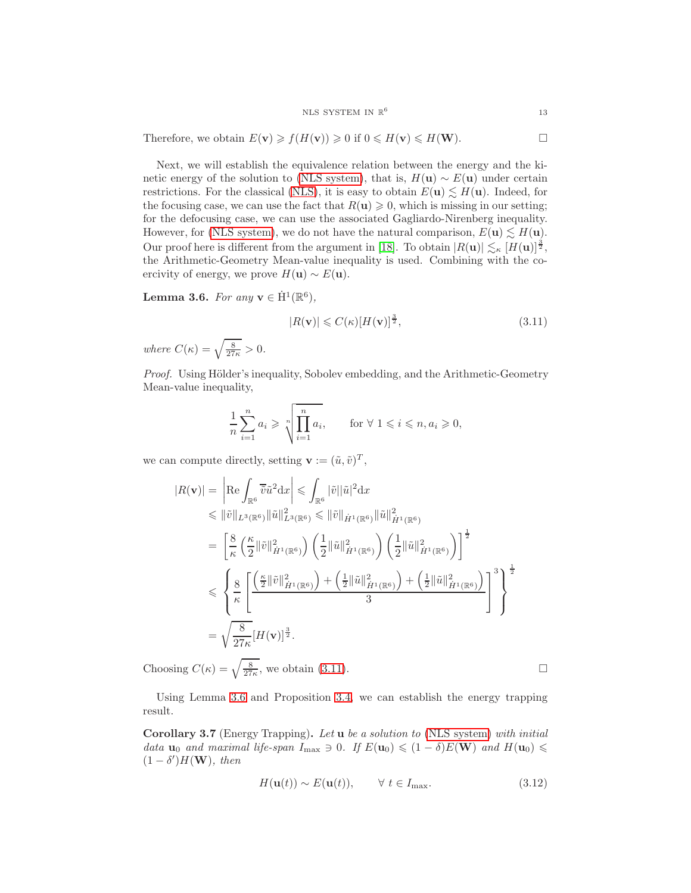Therefore, we obtain $E(\mathbf{v}) \geqslant f(H(\mathbf{v})) \geqslant 0$ if $0 \leqslant H(\mathbf{v}) \leqslant H(\mathbf{W})$. $\square$

Next, we will establish the equivalence relation between the energy and the kinetic energy of the solution to (NLS system), that is, $H(\mathbf{u}) \sim E(\mathbf{u})$ under certain restrictions. For the classical (NLS), it is easy to obtain $E(\mathbf{u}) \lesssim H(\mathbf{u})$. Indeed, for the focusing case, we can use the fact that $R(\mathbf{u}) \geqslant 0$, which is missing in our setting; for the defocusing case, we can use the associated Gagliardo-Nirenberg inequality. However, for (NLS system), we do not have the natural comparison, $E(\mathbf{u}) \lesssim H(\mathbf{u})$. Our proof here is different from the argument in [18]. To obtain $|R(\mathbf{u})| \lesssim_\kappa [H(\mathbf{u})]^{\frac{3}{2}}$, the Arithmetic-Geometry Mean-value inequality is used. Combining with the coercivity of energy, we prove $H(\mathbf{u}) \sim E(\mathbf{u})$.

**Lemma 3.6.** *For any* $\mathbf{v} \in \dot{\mathrm{H}}^1(\mathbb{R}^6)$,

$$|R(\mathbf{v})| \leqslant C(\kappa)[H(\mathbf{v})]^{\frac{3}{2}}, \tag{3.11}$$

*where* $C(\kappa) = \sqrt{\frac{8}{27\kappa}} > 0$.

*Proof.* Using Hölder's inequality, Sobolev embedding, and the Arithmetic-Geometry Mean-value inequality,

$$\frac{1}{n}\sum_{i=1}^{n} a_i \geqslant \sqrt[n]{\prod_{i=1}^{n} a_i}, \qquad \text{for } \forall\ 1 \leqslant i \leqslant n, a_i \geqslant 0,$$

we can compute directly, setting $\mathbf{v} := (\tilde{u}, \tilde{v})^T$,

$$\begin{aligned}
|R(\mathbf{v})| &= \left|\mathrm{Re}\int_{\mathbb{R}^6} \overline{\tilde{v}}\tilde{u}^2 \mathrm{d}x\right| \leqslant \int_{\mathbb{R}^6} |\tilde{v}||\tilde{u}|^2 \mathrm{d}x \\
&\leqslant \|\tilde{v}\|_{L^3(\mathbb{R}^6)}\|\tilde{u}\|_{L^3(\mathbb{R}^6)}^2 \leqslant \|\tilde{v}\|_{\dot{H}^1(\mathbb{R}^6)}\|\tilde{u}\|_{\dot{H}^1(\mathbb{R}^6)}^2 \\
&= \left[\frac{8}{\kappa}\left(\frac{\kappa}{2}\|\tilde{v}\|_{\dot{H}^1(\mathbb{R}^6)}^2\right)\left(\frac{1}{2}\|\tilde{u}\|_{\dot{H}^1(\mathbb{R}^6)}^2\right)\left(\frac{1}{2}\|\tilde{u}\|_{\dot{H}^1(\mathbb{R}^6)}^2\right)\right]^{\frac{1}{2}} \\
&\leqslant \left\{\frac{8}{\kappa}\left[\frac{\left(\frac{\kappa}{2}\|\tilde{v}\|_{\dot{H}^1(\mathbb{R}^6)}^2\right) + \left(\frac{1}{2}\|\tilde{u}\|_{\dot{H}^1(\mathbb{R}^6)}^2\right) + \left(\frac{1}{2}\|\tilde{u}\|_{\dot{H}^1(\mathbb{R}^6)}^2\right)}{3}\right]^3\right\}^{\frac{1}{2}} \\
&= \sqrt{\frac{8}{27\kappa}}[H(\mathbf{v})]^{\frac{3}{2}}.
\end{aligned}$$

Choosing $C(\kappa) = \sqrt{\frac{8}{27\kappa}}$, we obtain (3.11). $\square$

Using Lemma 3.6 and Proposition 3.4, we can establish the energy trapping result.

**Corollary 3.7** (Energy Trapping)**.** *Let* $\mathbf{u}$ *be a solution to* (NLS system) *with initial data* $\mathbf{u}_0$ *and maximal life-span* $I_{\max} \ni 0$. *If* $E(\mathbf{u}_0) \leqslant (1-\delta)E(\mathbf{W})$ *and* $H(\mathbf{u}_0) \leqslant (1-\delta')H(\mathbf{W})$, *then*

$$H(\mathbf{u}(t)) \sim E(\mathbf{u}(t)), \qquad \forall\ t \in I_{\max}. \tag{3.12}$$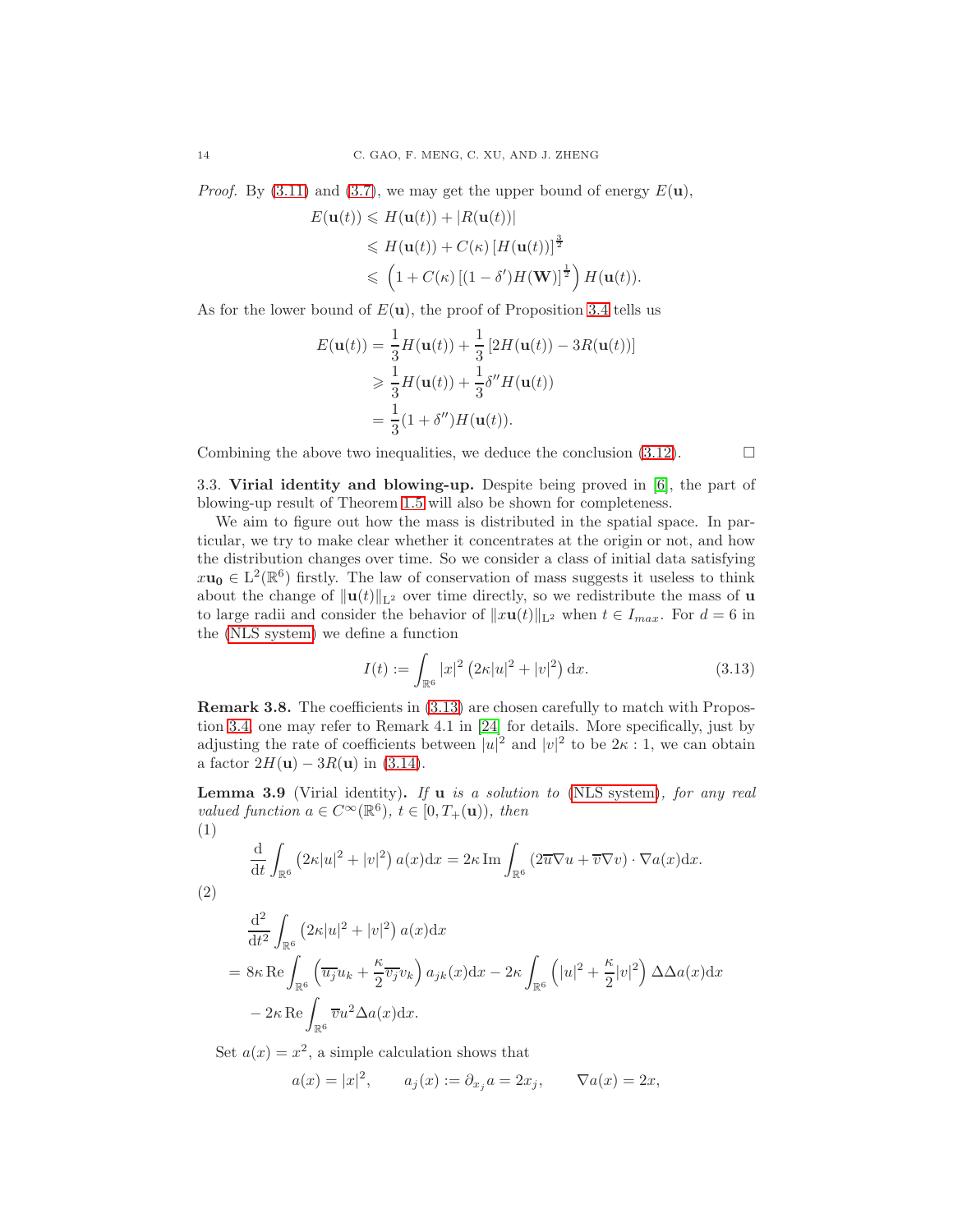*Proof.* By (3.11) and (3.7), we may get the upper bound of energy $E(\mathbf{u})$,

$$
\begin{aligned}
E(\mathbf{u}(t)) &\leqslant H(\mathbf{u}(t)) + |R(\mathbf{u}(t))| \\
&\leqslant H(\mathbf{u}(t)) + C(\kappa)\left[H(\mathbf{u}(t))\right]^{\frac{3}{2}} \\
&\leqslant \left(1 + C(\kappa)\left[(1-\delta')H(\mathbf{W})\right]^{\frac{1}{2}}\right) H(\mathbf{u}(t)).
\end{aligned}
$$

As for the lower bound of $E(\mathbf{u})$, the proof of Proposition 3.4 tells us

$$
\begin{aligned}
E(\mathbf{u}(t)) &= \frac{1}{3}H(\mathbf{u}(t)) + \frac{1}{3}\left[2H(\mathbf{u}(t)) - 3R(\mathbf{u}(t))\right] \\
&\geqslant \frac{1}{3}H(\mathbf{u}(t)) + \frac{1}{3}\delta'' H(\mathbf{u}(t)) \\
&= \frac{1}{3}(1+\delta'')H(\mathbf{u}(t)).
\end{aligned}
$$

Combining the above two inequalities, we deduce the conclusion (3.12). □

### 3.3. Virial identity and blowing-up.

Despite being proved in [6], the part of blowing-up result of Theorem 1.5 will also be shown for completeness.

We aim to figure out how the mass is distributed in the spatial space. In particular, we try to make clear whether it concentrates at the origin or not, and how the distribution changes over time. So we consider a class of initial data satisfying $x\mathbf{u_0} \in \mathrm{L}^2(\mathbb{R}^6)$ firstly. The law of conservation of mass suggests it useless to think about the change of $\|\mathbf{u}(t)\|_{\mathrm{L}^2}$ over time directly, so we redistribute the mass of $\mathbf{u}$ to large radii and consider the behavior of $\|x\mathbf{u}(t)\|_{\mathrm{L}^2}$ when $t \in I_{max}$. For $d = 6$ in the (NLS system) we define a function

$$
I(t) := \int_{\mathbb{R}^6} |x|^2 \left(2\kappa|u|^2 + |v|^2\right) \mathrm{d}x. \tag{3.13}
$$

**Remark 3.8.** The coefficients in (3.13) are chosen carefully to match with Propostion 3.4, one may refer to Remark 4.1 in [24] for details. More specifically, just by adjusting the rate of coefficients between $|u|^2$ and $|v|^2$ to be $2\kappa : 1$, we can obtain a factor $2H(\mathbf{u}) - 3R(\mathbf{u})$ in (3.14).

**Lemma 3.9** (Virial identity)**.** *If $\mathbf{u}$ is a solution to (NLS system), for any real valued function $a \in C^\infty(\mathbb{R}^6)$, $t \in [0, T_+(\mathbf{u}))$, then*

(1)

$$
\frac{\mathrm{d}}{\mathrm{d}t}\int_{\mathbb{R}^6} \left(2\kappa|u|^2 + |v|^2\right) a(x)\mathrm{d}x = 2\kappa \,\mathrm{Im}\int_{\mathbb{R}^6} \left(2\overline{u}\nabla u + \overline{v}\nabla v\right)\cdot \nabla a(x)\mathrm{d}x.
$$

(2)

$$
\begin{aligned}
&\frac{\mathrm{d}^2}{\mathrm{d}t^2}\int_{\mathbb{R}^6} \left(2\kappa|u|^2 + |v|^2\right) a(x)\mathrm{d}x \\
={}& 8\kappa \,\mathrm{Re}\int_{\mathbb{R}^6} \left(\overline{u_j}u_k + \frac{\kappa}{2}\overline{v_j}v_k\right) a_{jk}(x)\mathrm{d}x - 2\kappa\int_{\mathbb{R}^6}\left(|u|^2 + \frac{\kappa}{2}|v|^2\right)\Delta\Delta a(x)\mathrm{d}x \\
&- 2\kappa \,\mathrm{Re}\int_{\mathbb{R}^6} \overline{v}u^2 \Delta a(x)\mathrm{d}x.
\end{aligned}
$$

Set $a(x) = x^2$, a simple calculation shows that

$$
a(x) = |x|^2, \qquad a_j(x) := \partial_{x_j} a = 2x_j, \qquad \nabla a(x) = 2x,
$$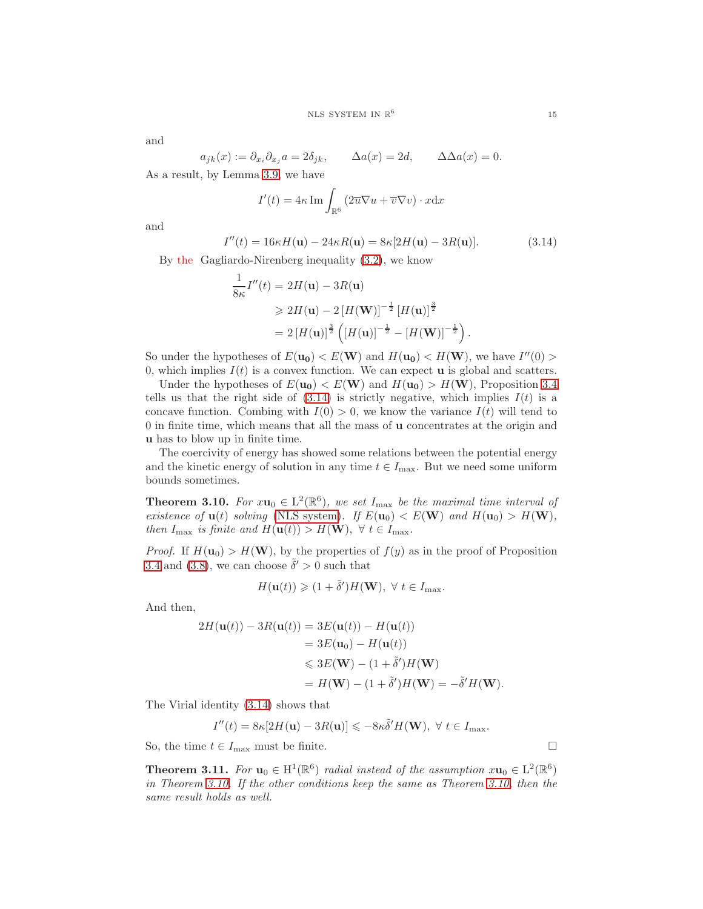and

$$a_{jk}(x) := \partial_{x_i}\partial_{x_j} a = 2\delta_{jk}, \qquad \Delta a(x) = 2d, \qquad \Delta\Delta a(x) = 0.$$

As a result, by Lemma 3.9, we have

$$I'(t) = 4\kappa \operatorname{Im} \int_{\mathbb{R}^6} (2\overline{u}\nabla u + \overline{v}\nabla v) \cdot x \mathrm{d}x$$

and

$$I''(t) = 16\kappa H(\mathbf{u}) - 24\kappa R(\mathbf{u}) = 8\kappa[2H(\mathbf{u}) - 3R(\mathbf{u})]. \tag{3.14}$$

By the Gagliardo-Nirenberg inequality (3.2), we know

$$\begin{aligned}
\frac{1}{8\kappa} I''(t) &= 2H(\mathbf{u}) - 3R(\mathbf{u}) \\
&\geqslant 2H(\mathbf{u}) - 2\left[H(\mathbf{W})\right]^{-\frac{1}{2}}\left[H(\mathbf{u})\right]^{\frac{3}{2}} \\
&= 2\left[H(\mathbf{u})\right]^{\frac{3}{2}}\left(\left[H(\mathbf{u})\right]^{-\frac{1}{2}} - \left[H(\mathbf{W})\right]^{-\frac{1}{2}}\right).
\end{aligned}$$

So under the hypotheses of $E(\mathbf{u_0}) < E(\mathbf{W})$ and $H(\mathbf{u_0}) < H(\mathbf{W})$, we have $I''(0) > 0$, which implies $I(t)$ is a convex function. We can expect $\mathbf{u}$ is global and scatters.

Under the hypotheses of $E(\mathbf{u_0}) < E(\mathbf{W})$ and $H(\mathbf{u_0}) > H(\mathbf{W})$, Proposition 3.4 tells us that the right side of (3.14) is strictly negative, which implies $I(t)$ is a concave function. Combing with $I(0) > 0$, we know the variance $I(t)$ will tend to 0 in finite time, which means that all the mass of $\mathbf{u}$ concentrates at the origin and $\mathbf{u}$ has to blow up in finite time.

The coercivity of energy has showed some relations between the potential energy and the kinetic energy of solution in any time $t \in I_{\max}$. But we need some uniform bounds sometimes.

**Theorem 3.10.** *For $x\mathbf{u}_0 \in \mathrm{L}^2(\mathbb{R}^6)$, we set $I_{\max}$ be the maximal time interval of existence of $\mathbf{u}(t)$ solving (NLS system). If $E(\mathbf{u}_0) < E(\mathbf{W})$ and $H(\mathbf{u}_0) > H(\mathbf{W})$, then $I_{\max}$ is finite and $H(\mathbf{u}(t)) > H(\mathbf{W})$, $\forall\ t \in I_{\max}$.*

*Proof.* If $H(\mathbf{u}_0) > H(\mathbf{W})$, by the properties of $f(y)$ as in the proof of Proposition 3.4 and (3.8), we can choose $\tilde{\delta}' > 0$ such that

$$H(\mathbf{u}(t)) \geqslant (1 + \tilde{\delta}')H(\mathbf{W}),\ \forall\ t \in I_{\max}.$$

And then,

$$\begin{aligned}
2H(\mathbf{u}(t)) - 3R(\mathbf{u}(t)) &= 3E(\mathbf{u}(t)) - H(\mathbf{u}(t)) \\
&= 3E(\mathbf{u}_0) - H(\mathbf{u}(t)) \\
&\leqslant 3E(\mathbf{W}) - (1 + \tilde{\delta}')H(\mathbf{W}) \\
&= H(\mathbf{W}) - (1 + \tilde{\delta}')H(\mathbf{W}) = -\tilde{\delta}'H(\mathbf{W}).
\end{aligned}$$

The Virial identity (3.14) shows that

$$I''(t) = 8\kappa[2H(\mathbf{u}) - 3R(\mathbf{u})] \leqslant -8\kappa\tilde{\delta}'H(\mathbf{W}),\ \forall\ t \in I_{\max}.$$

So, the time $t \in I_{\max}$ must be finite. $\square$

**Theorem 3.11.** *For $\mathbf{u}_0 \in \mathrm{H}^1(\mathbb{R}^6)$ radial instead of the assumption $x\mathbf{u}_0 \in \mathrm{L}^2(\mathbb{R}^6)$ in Theorem 3.10. If the other conditions keep the same as Theorem 3.10, then the same result holds as well.*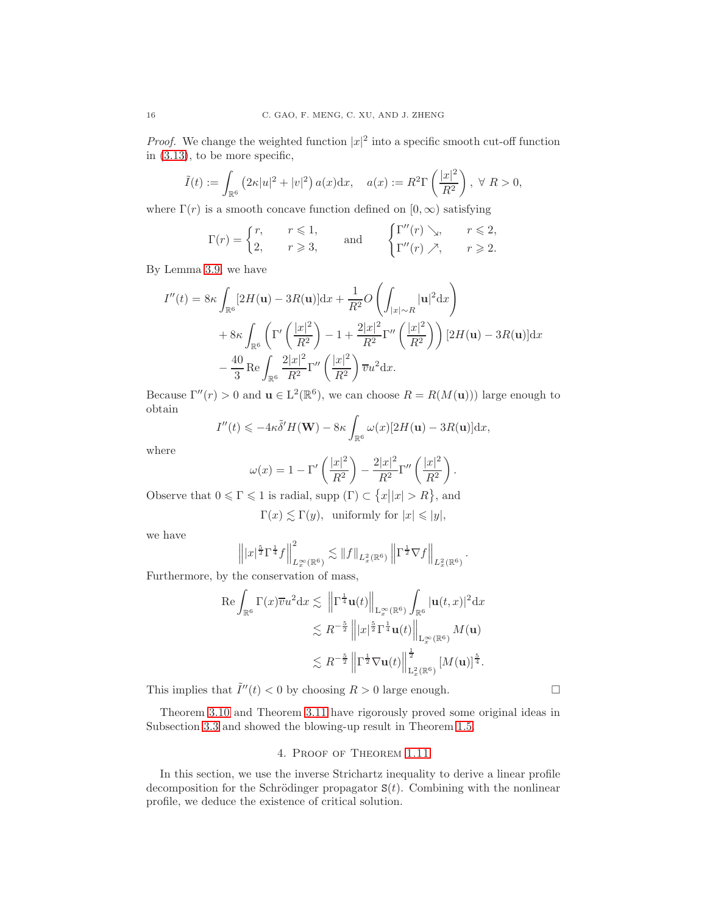*Proof.* We change the weighted function $|x|^2$ into a specific smooth cut-off function in (3.13), to be more specific,

$$\tilde{I}(t) := \int_{\mathbb{R}^6} \left(2\kappa|u|^2 + |v|^2\right) a(x)\mathrm{d}x, \quad a(x) := R^2\Gamma\left(\frac{|x|^2}{R^2}\right), \ \forall\ R > 0,$$

where $\Gamma(r)$ is a smooth concave function defined on $[0, \infty)$ satisfying

$$\Gamma(r) = \begin{cases} r, & r \leqslant 1, \\ 2, & r \geqslant 3, \end{cases} \qquad \text{and} \qquad \begin{cases} \Gamma''(r) \searrow, & r \leqslant 2, \\ \Gamma''(r) \nearrow, & r \geqslant 2. \end{cases}$$

By Lemma 3.9, we have

$$\begin{aligned} I''(t) &= 8\kappa \int_{\mathbb{R}^6} [2H(\mathbf{u}) - 3R(\mathbf{u})]\mathrm{d}x + \frac{1}{R^2} O\left(\int_{|x|\sim R} |\mathbf{u}|^2 \mathrm{d}x\right) \\ &\quad + 8\kappa \int_{\mathbb{R}^6} \left(\Gamma'\left(\frac{|x|^2}{R^2}\right) - 1 + \frac{2|x|^2}{R^2}\Gamma''\left(\frac{|x|^2}{R^2}\right)\right)[2H(\mathbf{u}) - 3R(\mathbf{u})]\mathrm{d}x \\ &\quad - \frac{40}{3}\operatorname{Re}\int_{\mathbb{R}^6} \frac{2|x|^2}{R^2}\Gamma''\left(\frac{|x|^2}{R^2}\right)\overline{v}u^2 \mathrm{d}x. \end{aligned}$$

Because $\Gamma''(r) > 0$ and $\mathbf{u} \in \mathrm{L}^2(\mathbb{R}^6)$, we can choose $R = R(M(\mathbf{u})))$ large enough to obtain

$$I''(t) \leqslant -4\kappa\tilde{\delta}' H(\mathbf{W}) - 8\kappa \int_{\mathbb{R}^6} \omega(x)[2H(\mathbf{u}) - 3R(\mathbf{u})]\mathrm{d}x,$$

where

$$\omega(x) = 1 - \Gamma'\left(\frac{|x|^2}{R^2}\right) - \frac{2|x|^2}{R^2}\Gamma''\left(\frac{|x|^2}{R^2}\right).$$

Observe that $0 \leqslant \Gamma \leqslant 1$ is radial, $\operatorname{supp}(\Gamma) \subset \{x \big| |x| > R\}$, and

$$\Gamma(x) \lesssim \Gamma(y), \ \text{ uniformly for } |x| \leqslant |y|,$$

we have

$$\left\| |x|^{\frac{5}{2}}\Gamma^{\frac{1}{4}} f\right\|^2_{L^\infty_x(\mathbb{R}^6)} \lesssim \|f\|_{L^2_x(\mathbb{R}^6)} \left\|\Gamma^{\frac{1}{2}}\nabla f\right\|_{L^2_x(\mathbb{R}^6)}.$$

Furthermore, by the conservation of mass,

$$\begin{aligned} \operatorname{Re}\int_{\mathbb{R}^6} \Gamma(x)\overline{v}u^2 \mathrm{d}x &\lesssim \left\|\Gamma^{\frac{1}{4}}\mathbf{u}(t)\right\|_{\mathrm{L}^\infty_x(\mathbb{R}^6)} \int_{\mathbb{R}^6} |\mathbf{u}(t,x)|^2 \mathrm{d}x \\ &\lesssim R^{-\frac{5}{2}} \left\| |x|^{\frac{5}{2}}\Gamma^{\frac{1}{4}}\mathbf{u}(t)\right\|_{\mathrm{L}^\infty_x(\mathbb{R}^6)} M(\mathbf{u}) \\ &\lesssim R^{-\frac{5}{2}} \left\|\Gamma^{\frac{1}{2}}\nabla\mathbf{u}(t)\right\|^{\frac{1}{2}}_{\mathrm{L}^2_x(\mathbb{R}^6)} [M(\mathbf{u})]^{\frac{5}{4}}. \end{aligned}$$

This implies that $\tilde{I}''(t) < 0$ by choosing $R > 0$ large enough. $\square$

Theorem 3.10 and Theorem 3.11 have rigorously proved some original ideas in Subsection 3.3 and showed the blowing-up result in Theorem 1.5.

## 4. Proof of Theorem 1.11

In this section, we use the inverse Strichartz inequality to derive a linear profile decomposition for the Schrödinger propagator $\mathtt{S}(t)$. Combining with the nonlinear profile, we deduce the existence of critical solution.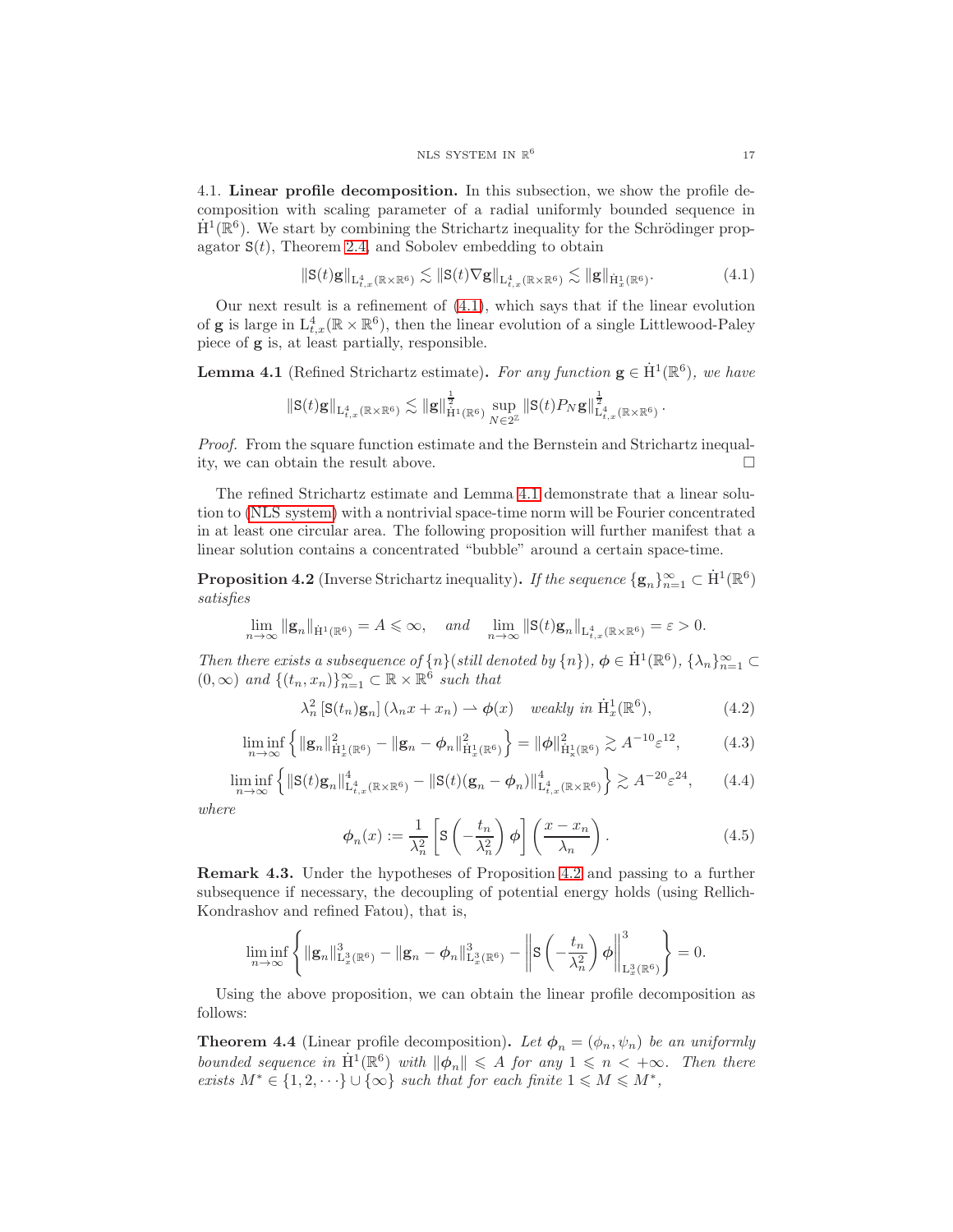4.1. **Linear profile decomposition.** In this subsection, we show the profile decomposition with scaling parameter of a radial uniformly bounded sequence in $\dot{\mathrm{H}}^1(\mathbb{R}^6)$. We start by combining the Strichartz inequality for the Schrödinger propagator $\mathtt{S}(t)$, Theorem 2.4, and Sobolev embedding to obtain

$$\|\mathtt{S}(t)\mathbf{g}\|_{\mathrm{L}^4_{t,x}(\mathbb{R}\times\mathbb{R}^6)} \lesssim \|\mathtt{S}(t)\nabla\mathbf{g}\|_{\mathrm{L}^4_{t,x}(\mathbb{R}\times\mathbb{R}^6)} \lesssim \|\mathbf{g}\|_{\dot{\mathrm{H}}^1_x(\mathbb{R}^6)}. \tag{4.1}$$

Our next result is a refinement of (4.1), which says that if the linear evolution of $\mathbf{g}$ is large in $\mathrm{L}^4_{t,x}(\mathbb{R}\times\mathbb{R}^6)$, then the linear evolution of a single Littlewood-Paley piece of $\mathbf{g}$ is, at least partially, responsible.

**Lemma 4.1** (Refined Strichartz estimate)**.** *For any function $\mathbf{g}\in\dot{\mathrm{H}}^1(\mathbb{R}^6)$, we have*

$$\|\mathtt{S}(t)\mathbf{g}\|_{\mathrm{L}^4_{t,x}(\mathbb{R}\times\mathbb{R}^6)} \lesssim \|\mathbf{g}\|^{\frac{1}{2}}_{\dot{\mathrm{H}}^1(\mathbb{R}^6)} \sup_{N\in 2^{\mathbb{Z}}} \|\mathtt{S}(t)P_N\mathbf{g}\|^{\frac{1}{2}}_{\mathrm{L}^4_{t,x}(\mathbb{R}\times\mathbb{R}^6)}.$$

*Proof.* From the square function estimate and the Bernstein and Strichartz inequality, we can obtain the result above. □

The refined Strichartz estimate and Lemma 4.1 demonstrate that a linear solution to (NLS system) with a nontrivial space-time norm will be Fourier concentrated in at least one circular area. The following proposition will further manifest that a linear solution contains a concentrated "bubble" around a certain space-time.

**Proposition 4.2** (Inverse Strichartz inequality)**.** *If the sequence $\{\mathbf{g}_n\}_{n=1}^{\infty}\subset\dot{\mathrm{H}}^1(\mathbb{R}^6)$ satisfies*

$$\lim_{n\to\infty}\|\mathbf{g}_n\|_{\dot{\mathrm{H}}^1(\mathbb{R}^6)} = A \leqslant \infty, \quad \text{and} \quad \lim_{n\to\infty}\|\mathtt{S}(t)\mathbf{g}_n\|_{\mathrm{L}^4_{t,x}(\mathbb{R}\times\mathbb{R}^6)} = \varepsilon > 0.$$

*Then there exists a subsequence of $\{n\}$(still denoted by $\{n\}$), $\boldsymbol{\phi}\in\dot{\mathrm{H}}^1(\mathbb{R}^6)$, $\{\lambda_n\}_{n=1}^{\infty}\subset(0,\infty)$ and $\{(t_n,x_n)\}_{n=1}^{\infty}\subset\mathbb{R}\times\mathbb{R}^6$ such that*

$$\lambda_n^2\left[\mathtt{S}(t_n)\mathbf{g}_n\right](\lambda_n x + x_n) \rightharpoonup \boldsymbol{\phi}(x) \quad \text{weakly in } \dot{\mathrm{H}}^1_x(\mathbb{R}^6), \tag{4.2}$$

$$\liminf_{n\to\infty}\left\{\|\mathbf{g}_n\|^2_{\dot{\mathrm{H}}^1_x(\mathbb{R}^6)} - \|\mathbf{g}_n-\boldsymbol{\phi}_n\|^2_{\dot{\mathrm{H}}^1_x(\mathbb{R}^6)}\right\} = \|\boldsymbol{\phi}\|^2_{\dot{\mathrm{H}}^1_x(\mathbb{R}^6)} \gtrsim A^{-10}\varepsilon^{12}, \tag{4.3}$$

$$\liminf_{n\to\infty}\left\{\|\mathtt{S}(t)\mathbf{g}_n\|^4_{\mathrm{L}^4_{t,x}(\mathbb{R}\times\mathbb{R}^6)} - \|\mathtt{S}(t)(\mathbf{g}_n-\boldsymbol{\phi}_n)\|^4_{\mathrm{L}^4_{t,x}(\mathbb{R}\times\mathbb{R}^6)}\right\} \gtrsim A^{-20}\varepsilon^{24}, \tag{4.4}$$

*where*

$$\boldsymbol{\phi}_n(x) := \frac{1}{\lambda_n^2}\left[\mathtt{S}\left(-\frac{t_n}{\lambda_n^2}\right)\boldsymbol{\phi}\right]\left(\frac{x-x_n}{\lambda_n}\right). \tag{4.5}$$

**Remark 4.3.** Under the hypotheses of Proposition 4.2 and passing to a further subsequence if necessary, the decoupling of potential energy holds (using Rellich-Kondrashov and refined Fatou), that is,

$$\liminf_{n\to\infty}\left\{\|\mathbf{g}_n\|^3_{\mathrm{L}^3_x(\mathbb{R}^6)} - \|\mathbf{g}_n-\boldsymbol{\phi}_n\|^3_{\mathrm{L}^3_x(\mathbb{R}^6)} - \left\|\mathtt{S}\left(-\frac{t_n}{\lambda_n^2}\right)\boldsymbol{\phi}\right\|^3_{\mathrm{L}^3_x(\mathbb{R}^6)}\right\} = 0.$$

Using the above proposition, we can obtain the linear profile decomposition as follows:

**Theorem 4.4** (Linear profile decomposition)**.** *Let $\boldsymbol{\phi}_n = (\phi_n,\psi_n)$ be an uniformly bounded sequence in $\dot{\mathrm{H}}^1(\mathbb{R}^6)$ with $\|\boldsymbol{\phi}_n\|\leqslant A$ for any $1\leqslant n<+\infty$. Then there exists $M^*\in\{1,2,\cdots\}\cup\{\infty\}$ such that for each finite $1\leqslant M\leqslant M^*$,*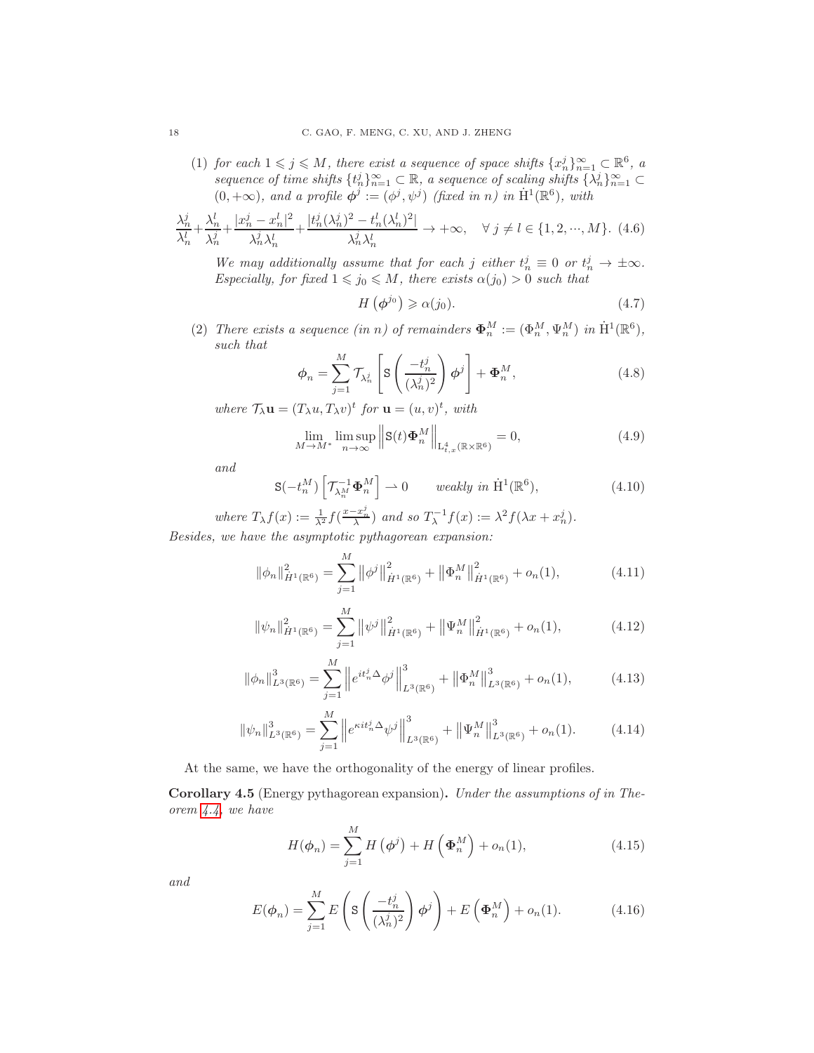(1) *for each* $1 \leqslant j \leqslant M$, *there exist a sequence of space shifts* $\{x_n^j\}_{n=1}^\infty \subset \mathbb{R}^6$, *a sequence of time shifts* $\{t_n^j\}_{n=1}^\infty \subset \mathbb{R}$, *a sequence of scaling shifts* $\{\lambda_n^j\}_{n=1}^\infty \subset (0,+\infty)$, *and a profile* $\boldsymbol{\phi}^j := (\phi^j, \psi^j)$ *(fixed in* $n$*) in* $\dot{\mathrm{H}}^1(\mathbb{R}^6)$, *with*

$$\frac{\lambda_n^j}{\lambda_n^l}+\frac{\lambda_n^l}{\lambda_n^j}+\frac{|x_n^j-x_n^l|^2}{\lambda_n^j\lambda_n^l}+\frac{|t_n^j(\lambda_n^j)^2-t_n^l(\lambda_n^l)^2|}{\lambda_n^j\lambda_n^l}\to+\infty, \quad \forall\, j\neq l\in\{1,2,\cdots,M\}. \tag{4.6}$$

*We may additionally assume that for each* $j$ *either* $t_n^j\equiv 0$ *or* $t_n^j\to\pm\infty$. *Especially, for fixed* $1\leqslant j_0\leqslant M$, *there exists* $\alpha(j_0)>0$ *such that*

$$H\left(\boldsymbol{\phi}^{j_0}\right)\geqslant \alpha(j_0). \tag{4.7}$$

(2) *There exists a sequence (in* $n$*) of remainders* $\boldsymbol{\Phi}_n^M := (\Phi_n^M, \Psi_n^M)$ *in* $\dot{\mathrm{H}}^1(\mathbb{R}^6)$, *such that*

$$\boldsymbol{\phi}_n=\sum_{j=1}^M \mathcal{T}_{\lambda_n^j}\left[\mathtt{S}\left(\frac{-t_n^j}{(\lambda_n^j)^2}\right)\boldsymbol{\phi}^j\right]+\boldsymbol{\Phi}_n^M, \tag{4.8}$$

*where* $\mathcal{T}_\lambda \mathbf{u} = (T_\lambda u, T_\lambda v)^t$ *for* $\mathbf{u}=(u,v)^t$, *with*

$$\lim_{M\to M^*}\limsup_{n\to\infty}\left\|\mathtt{S}(t)\boldsymbol{\Phi}_n^M\right\|_{\mathrm{L}^4_{t,x}(\mathbb{R}\times\mathbb{R}^6)}=0, \tag{4.9}$$

*and*

$$\mathtt{S}(-t_n^M)\left[\mathcal{T}_{\lambda_n^M}^{-1}\boldsymbol{\Phi}_n^M\right]\rightharpoonup 0 \qquad \text{weakly in } \dot{\mathrm{H}}^1(\mathbb{R}^6), \tag{4.10}$$

*where* $T_\lambda f(x) := \frac{1}{\lambda^2} f(\frac{x-x_n^j}{\lambda})$ *and so* $T_\lambda^{-1} f(x) := \lambda^2 f(\lambda x + x_n^j)$.

*Besides, we have the asymptotic pythagorean expansion:*

$$\|\phi_n\|_{\dot{H}^1(\mathbb{R}^6)}^2=\sum_{j=1}^M\left\|\phi^j\right\|_{\dot{H}^1(\mathbb{R}^6)}^2+\left\|\Phi_n^M\right\|_{\dot{H}^1(\mathbb{R}^6)}^2+o_n(1), \tag{4.11}$$

$$\|\psi_n\|_{\dot{H}^1(\mathbb{R}^6)}^2=\sum_{j=1}^M\left\|\psi^j\right\|_{\dot{H}^1(\mathbb{R}^6)}^2+\left\|\Psi_n^M\right\|_{\dot{H}^1(\mathbb{R}^6)}^2+o_n(1), \tag{4.12}$$

$$\|\phi_n\|_{L^3(\mathbb{R}^6)}^3=\sum_{j=1}^M\left\|e^{it_n^j\Delta}\phi^j\right\|_{L^3(\mathbb{R}^6)}^3+\left\|\Phi_n^M\right\|_{L^3(\mathbb{R}^6)}^3+o_n(1), \tag{4.13}$$

$$\|\psi_n\|_{L^3(\mathbb{R}^6)}^3=\sum_{j=1}^M\left\|e^{\kappa it_n^j\Delta}\psi^j\right\|_{L^3(\mathbb{R}^6)}^3+\left\|\Psi_n^M\right\|_{L^3(\mathbb{R}^6)}^3+o_n(1). \tag{4.14}$$

At the same, we have the orthogonality of the energy of linear profiles.

**Corollary 4.5** (Energy pythagorean expansion)**.** *Under the assumptions of in Theorem 4.4, we have*

$$H(\boldsymbol{\phi}_n)=\sum_{j=1}^M H\left(\boldsymbol{\phi}^j\right)+H\left(\boldsymbol{\Phi}_n^M\right)+o_n(1), \tag{4.15}$$

*and*

$$E(\boldsymbol{\phi}_n)=\sum_{j=1}^M E\left(\mathtt{S}\left(\frac{-t_n^j}{(\lambda_n^j)^2}\right)\boldsymbol{\phi}^j\right)+E\left(\boldsymbol{\Phi}_n^M\right)+o_n(1). \tag{4.16}$$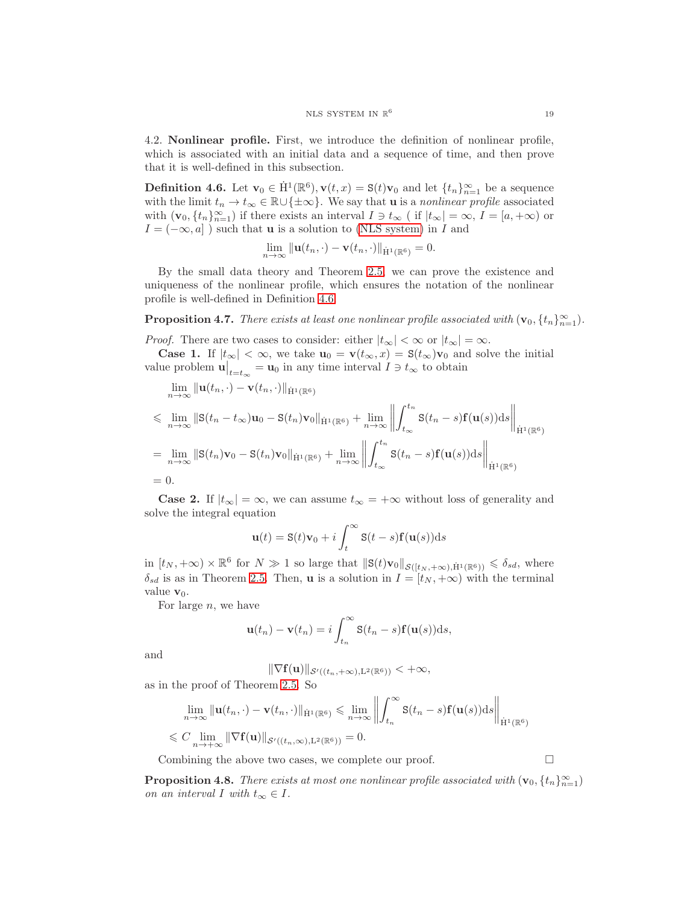4.2. **Nonlinear profile.** First, we introduce the definition of nonlinear profile, which is associated with an initial data and a sequence of time, and then prove that it is well-defined in this subsection.

**Definition 4.6.** Let $\mathbf{v}_0 \in \dot{\mathrm{H}}^1(\mathbb{R}^6), \mathbf{v}(t,x) = \mathtt{S}(t)\mathbf{v}_0$ and let $\{t_n\}_{n=1}^{\infty}$ be a sequence with the limit $t_n \to t_\infty \in \mathbb{R}\cup\{\pm\infty\}$. We say that $\mathbf{u}$ is a *nonlinear profile* associated with $(\mathbf{v}_0, \{t_n\}_{n=1}^{\infty})$ if there exists an interval $I \ni t_\infty$ ( if $|t_\infty| = \infty$, $I = [a, +\infty)$ or $I = (-\infty, a]$ ) such that $\mathbf{u}$ is a solution to (NLS system) in $I$ and

$$\lim_{n\to\infty} \|\mathbf{u}(t_n,\cdot) - \mathbf{v}(t_n,\cdot)\|_{\dot{\mathrm{H}}^1(\mathbb{R}^6)} = 0.$$

By the small data theory and Theorem 2.5, we can prove the existence and uniqueness of the nonlinear profile, which ensures the notation of the nonlinear profile is well-defined in Definition 4.6.

**Proposition 4.7.** *There exists at least one nonlinear profile associated with $(\mathbf{v}_0, \{t_n\}_{n=1}^{\infty})$.*

*Proof.* There are two cases to consider: either $|t_\infty| < \infty$ or $|t_\infty| = \infty$.

**Case 1.** If $|t_\infty| < \infty$, we take $\mathbf{u}_0 = \mathbf{v}(t_\infty, x) = \mathtt{S}(t_\infty)\mathbf{v}_0$ and solve the initial value problem $\mathbf{u}\big|_{t=t_\infty} = \mathbf{u}_0$ in any time interval $I \ni t_\infty$ to obtain

$$\begin{aligned}
&\lim_{n\to\infty} \|\mathbf{u}(t_n,\cdot) - \mathbf{v}(t_n,\cdot)\|_{\dot{\mathrm{H}}^1(\mathbb{R}^6)} \\
\leqslant\ &\lim_{n\to\infty} \|\mathtt{S}(t_n - t_\infty)\mathbf{u}_0 - \mathtt{S}(t_n)\mathbf{v}_0\|_{\dot{\mathrm{H}}^1(\mathbb{R}^6)} + \lim_{n\to\infty}\left\|\int_{t_\infty}^{t_n} \mathtt{S}(t_n - s)\mathbf{f}(\mathbf{u}(s))\mathrm{d}s\right\|_{\dot{\mathrm{H}}^1(\mathbb{R}^6)} \\
=\ &\lim_{n\to\infty} \|\mathtt{S}(t_n)\mathbf{v}_0 - \mathtt{S}(t_n)\mathbf{v}_0\|_{\dot{\mathrm{H}}^1(\mathbb{R}^6)} + \lim_{n\to\infty}\left\|\int_{t_\infty}^{t_n} \mathtt{S}(t_n - s)\mathbf{f}(\mathbf{u}(s))\mathrm{d}s\right\|_{\dot{\mathrm{H}}^1(\mathbb{R}^6)} \\
=\ &0.
\end{aligned}$$

**Case 2.** If $|t_\infty| = \infty$, we can assume $t_\infty = +\infty$ without loss of generality and solve the integral equation

$$\mathbf{u}(t) = \mathtt{S}(t)\mathbf{v}_0 + i\int_t^{\infty} \mathtt{S}(t-s)\mathbf{f}(\mathbf{u}(s))\mathrm{d}s$$

in $[t_N, +\infty) \times \mathbb{R}^6$ for $N \gg 1$ so large that $\|\mathtt{S}(t)\mathbf{v}_0\|_{\mathcal{S}([t_N,+\infty),\dot{\mathrm{H}}^1(\mathbb{R}^6))} \leqslant \delta_{sd}$, where $\delta_{sd}$ is as in Theorem 2.5. Then, $\mathbf{u}$ is a solution in $I = [t_N, +\infty)$ with the terminal value $\mathbf{v}_0$.

For large $n$, we have

$$\mathbf{u}(t_n) - \mathbf{v}(t_n) = i\int_{t_n}^{\infty} \mathtt{S}(t_n - s)\mathbf{f}(\mathbf{u}(s))\mathrm{d}s,$$

and

$$\|\nabla \mathbf{f}(\mathbf{u})\|_{\mathcal{S}'((t_n,+\infty),\mathrm{L}^2(\mathbb{R}^6))} < +\infty,$$

as in the proof of Theorem 2.5. So

$$\begin{aligned}
\lim_{n\to\infty} \|\mathbf{u}(t_n,\cdot) - \mathbf{v}(t_n,\cdot)\|_{\dot{\mathrm{H}}^1(\mathbb{R}^6)} &\leqslant \lim_{n\to\infty}\left\|\int_{t_n}^{\infty} \mathtt{S}(t_n - s)\mathbf{f}(\mathbf{u}(s))\mathrm{d}s\right\|_{\dot{\mathrm{H}}^1(\mathbb{R}^6)} \\
\leqslant C \lim_{n\to+\infty} \|\nabla \mathbf{f}(\mathbf{u})\|_{\mathcal{S}'((t_n,\infty),\mathrm{L}^2(\mathbb{R}^6))} = 0.&
\end{aligned}$$

Combining the above two cases, we complete our proof. $\square$

**Proposition 4.8.** *There exists at most one nonlinear profile associated with $(\mathbf{v}_0, \{t_n\}_{n=1}^{\infty})$ on an interval $I$ with $t_\infty \in I$.*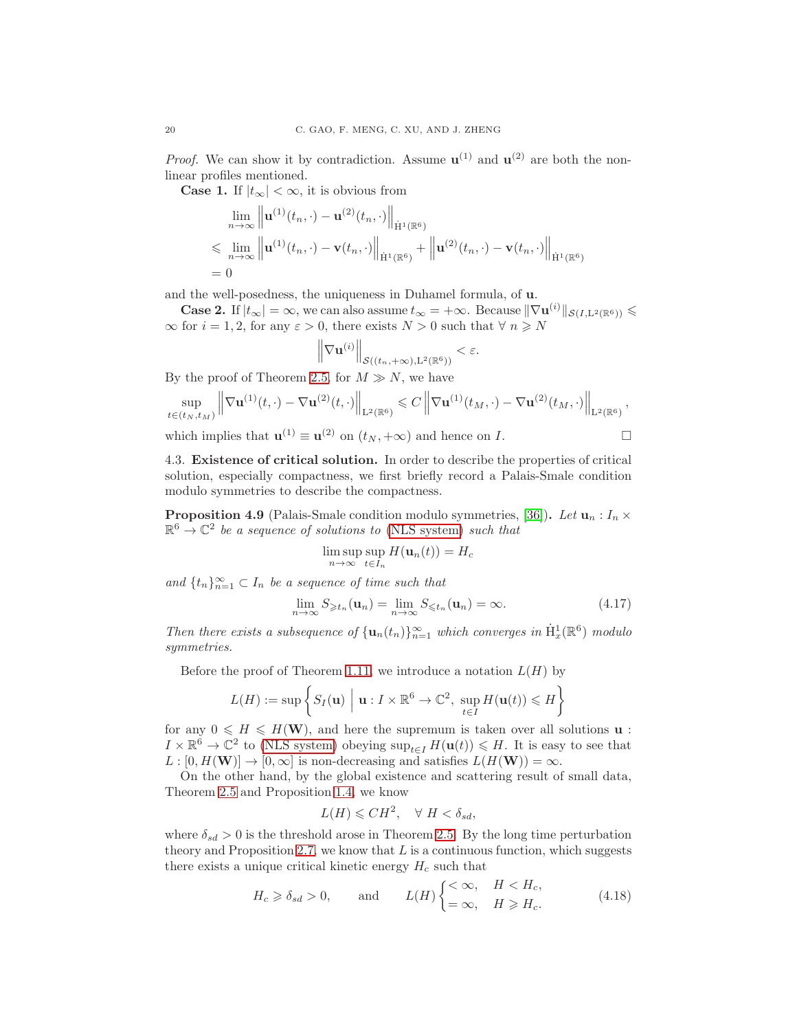*Proof.* We can show it by contradiction. Assume $\mathbf{u}^{(1)}$ and $\mathbf{u}^{(2)}$ are both the nonlinear profiles mentioned.

**Case 1.** If $|t_\infty| < \infty$, it is obvious from

$$
\begin{aligned}
&\lim_{n\to\infty} \left\| \mathbf{u}^{(1)}(t_n,\cdot) - \mathbf{u}^{(2)}(t_n,\cdot) \right\|_{\dot{\mathrm{H}}^1(\mathbb{R}^6)} \\
\leqslant\ & \lim_{n\to\infty} \left\| \mathbf{u}^{(1)}(t_n,\cdot) - \mathbf{v}(t_n,\cdot) \right\|_{\dot{\mathrm{H}}^1(\mathbb{R}^6)} + \left\| \mathbf{u}^{(2)}(t_n,\cdot) - \mathbf{v}(t_n,\cdot) \right\|_{\dot{\mathrm{H}}^1(\mathbb{R}^6)} \\
=\ & 0
\end{aligned}
$$

and the well-posedness, the uniqueness in Duhamel formula, of $\mathbf{u}$.

**Case 2.** If $|t_\infty| = \infty$, we can also assume $t_\infty = +\infty$. Because $\|\nabla \mathbf{u}^{(i)}\|_{\mathcal{S}(I,\mathrm{L}^2(\mathbb{R}^6))} \leqslant \infty$ for $i = 1, 2$, for any $\varepsilon > 0$, there exists $N > 0$ such that $\forall\ n \geqslant N$

$$
\left\| \nabla \mathbf{u}^{(i)} \right\|_{\mathcal{S}((t_n,+\infty),\mathrm{L}^2(\mathbb{R}^6))} < \varepsilon.
$$

By the proof of Theorem 2.5, for $M \gg N$, we have

$$
\sup_{t\in(t_N,t_M)} \left\| \nabla \mathbf{u}^{(1)}(t,\cdot) - \nabla \mathbf{u}^{(2)}(t,\cdot) \right\|_{\mathrm{L}^2(\mathbb{R}^6)} \leqslant C \left\| \nabla \mathbf{u}^{(1)}(t_M,\cdot) - \nabla \mathbf{u}^{(2)}(t_M,\cdot) \right\|_{\mathrm{L}^2(\mathbb{R}^6)},
$$

which implies that $\mathbf{u}^{(1)} \equiv \mathbf{u}^{(2)}$ on $(t_N, +\infty)$ and hence on $I$. $\square$

4.3. **Existence of critical solution.** In order to describe the properties of critical solution, especially compactness, we first briefly record a Palais-Smale condition modulo symmetries to describe the compactness.

**Proposition 4.9** (Palais-Smale condition modulo symmetries, [36])**.** *Let $\mathbf{u}_n : I_n \times \mathbb{R}^6 \to \mathbb{C}^2$ be a sequence of solutions to (NLS system) such that*

$$
\limsup_{n\to\infty} \sup_{t\in I_n} H(\mathbf{u}_n(t)) = H_c
$$

*and $\{t_n\}_{n=1}^\infty \subset I_n$ be a sequence of time such that*

$$
\lim_{n\to\infty} S_{\geqslant t_n}(\mathbf{u}_n) = \lim_{n\to\infty} S_{\leqslant t_n}(\mathbf{u}_n) = \infty. \tag{4.17}
$$

*Then there exists a subsequence of $\{\mathbf{u}_n(t_n)\}_{n=1}^\infty$ which converges in $\dot{\mathrm{H}}^1_x(\mathbb{R}^6)$ modulo symmetries.*

Before the proof of Theorem 1.11, we introduce a notation $L(H)$ by

$$
L(H) := \sup\left\{ S_I(\mathbf{u}) \;\middle|\; \mathbf{u} : I \times \mathbb{R}^6 \to \mathbb{C}^2,\ \sup_{t\in I} H(\mathbf{u}(t)) \leqslant H \right\}
$$

for any $0 \leqslant H \leqslant H(\mathbf{W})$, and here the supremum is taken over all solutions $\mathbf{u} : I \times \mathbb{R}^6 \to \mathbb{C}^2$ to (NLS system) obeying $\sup_{t\in I} H(\mathbf{u}(t)) \leqslant H$. It is easy to see that $L : [0, H(\mathbf{W})] \to [0, \infty]$ is non-decreasing and satisfies $L(H(\mathbf{W})) = \infty$.

On the other hand, by the global existence and scattering result of small data, Theorem 2.5 and Proposition 1.4, we know

$$
L(H) \leqslant CH^2, \quad \forall\ H < \delta_{sd},
$$

where $\delta_{sd} > 0$ is the threshold arose in Theorem 2.5. By the long time perturbation theory and Proposition 2.7, we know that $L$ is a continuous function, which suggests there exists a unique critical kinetic energy $H_c$ such that

$$
H_c \geqslant \delta_{sd} > 0, \qquad \text{and} \qquad L(H) \begin{cases} < \infty, & H < H_c, \\ = \infty, & H \geqslant H_c. \end{cases} \tag{4.18}
$$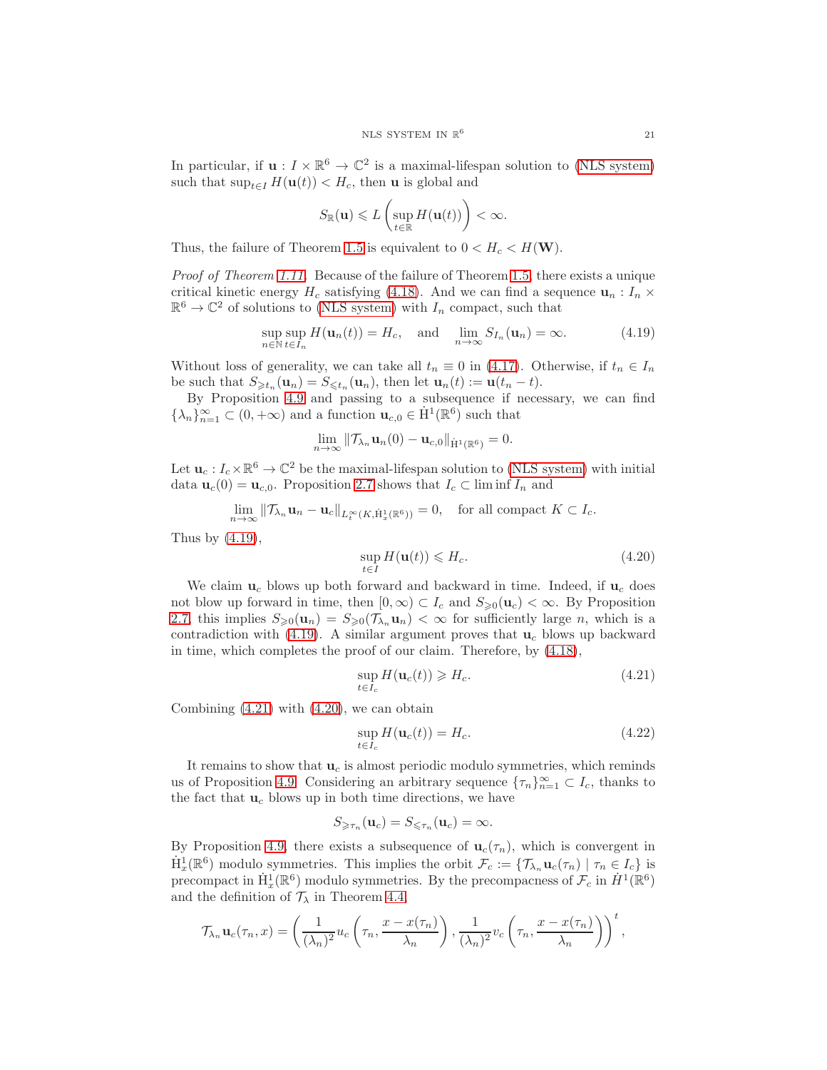In particular, if $\mathbf{u} : I \times \mathbb{R}^6 \to \mathbb{C}^2$ is a maximal-lifespan solution to (NLS system) such that $\sup_{t\in I} H(\mathbf{u}(t)) < H_c$, then $\mathbf{u}$ is global and

$$S_{\mathbb{R}}(\mathbf{u}) \leqslant L\left(\sup_{t\in\mathbb{R}} H(\mathbf{u}(t))\right) < \infty.$$

Thus, the failure of Theorem 1.5 is equivalent to $0 < H_c < H(\mathbf{W})$.

*Proof of Theorem 1.11.* Because of the failure of Theorem 1.5, there exists a unique critical kinetic energy $H_c$ satisfying (4.18). And we can find a sequence $\mathbf{u}_n : I_n \times \mathbb{R}^6 \to \mathbb{C}^2$ of solutions to (NLS system) with $I_n$ compact, such that

$$\sup_{n\in\mathbb{N}} \sup_{t\in I_n} H(\mathbf{u}_n(t)) = H_c, \quad \text{and} \quad \lim_{n\to\infty} S_{I_n}(\mathbf{u}_n) = \infty. \tag{4.19}$$

Without loss of generality, we can take all $t_n \equiv 0$ in (4.17). Otherwise, if $t_n \in I_n$ be such that $S_{\geqslant t_n}(\mathbf{u}_n) = S_{\leqslant t_n}(\mathbf{u}_n)$, then let $\mathbf{u}_n(t) := \mathbf{u}(t_n - t)$.

By Proposition 4.9 and passing to a subsequence if necessary, we can find $\{\lambda_n\}_{n=1}^{\infty} \subset (0, +\infty)$ and a function $\mathbf{u}_{c,0} \in \dot{\mathrm{H}}^1(\mathbb{R}^6)$ such that

$$\lim_{n\to\infty} \|\mathcal{T}_{\lambda_n}\mathbf{u}_n(0) - \mathbf{u}_{c,0}\|_{\dot{\mathrm{H}}^1(\mathbb{R}^6)} = 0.$$

Let $\mathbf{u}_c : I_c \times \mathbb{R}^6 \to \mathbb{C}^2$ be the maximal-lifespan solution to (NLS system) with initial data $\mathbf{u}_c(0) = \mathbf{u}_{c,0}$. Proposition 2.7 shows that $I_c \subset \liminf I_n$ and

$$\lim_{n\to\infty} \|\mathcal{T}_{\lambda_n}\mathbf{u}_n - \mathbf{u}_c\|_{L_t^\infty(K,\dot{\mathrm{H}}_x^1(\mathbb{R}^6))} = 0, \quad \text{for all compact } K \subset I_c.$$

Thus by (4.19),

$$\sup_{t\in I} H(\mathbf{u}(t)) \leqslant H_c. \tag{4.20}$$

We claim $\mathbf{u}_c$ blows up both forward and backward in time. Indeed, if $\mathbf{u}_c$ does not blow up forward in time, then $[0,\infty) \subset I_c$ and $S_{\geqslant 0}(\mathbf{u}_c) < \infty$. By Proposition 2.7, this implies $S_{\geqslant 0}(\mathbf{u}_n) = S_{\geqslant 0}(\mathcal{T}_{\lambda_n}\mathbf{u}_n) < \infty$ for sufficiently large $n$, which is a contradiction with (4.19). A similar argument proves that $\mathbf{u}_c$ blows up backward in time, which completes the proof of our claim. Therefore, by (4.18),

$$\sup_{t\in I_c} H(\mathbf{u}_c(t)) \geqslant H_c. \tag{4.21}$$

Combining (4.21) with (4.20), we can obtain

$$\sup_{t\in I_c} H(\mathbf{u}_c(t)) = H_c. \tag{4.22}$$

It remains to show that $\mathbf{u}_c$ is almost periodic modulo symmetries, which reminds us of Proposition 4.9. Considering an arbitrary sequence $\{\tau_n\}_{n=1}^{\infty} \subset I_c$, thanks to the fact that $\mathbf{u}_c$ blows up in both time directions, we have

$$S_{\geqslant \tau_n}(\mathbf{u}_c) = S_{\leqslant \tau_n}(\mathbf{u}_c) = \infty.$$

By Proposition 4.9, there exists a subsequence of $\mathbf{u}_c(\tau_n)$, which is convergent in $\dot{\mathrm{H}}_x^1(\mathbb{R}^6)$ modulo symmetries. This implies the orbit $\mathcal{F}_c := \{\mathcal{T}_{\lambda_n}\mathbf{u}_c(\tau_n) \mid \tau_n \in I_c\}$ is precompact in $\dot{\mathrm{H}}_x^1(\mathbb{R}^6)$ modulo symmetries. By the precompactness of $\mathcal{F}_c$ in $\dot{H}^1(\mathbb{R}^6)$ and the definition of $\mathcal{T}_\lambda$ in Theorem 4.4,

$$\mathcal{T}_{\lambda_n}\mathbf{u}_c(\tau_n, x) = \left(\frac{1}{(\lambda_n)^2} u_c\left(\tau_n, \frac{x - x(\tau_n)}{\lambda_n}\right), \frac{1}{(\lambda_n)^2} v_c\left(\tau_n, \frac{x - x(\tau_n)}{\lambda_n}\right)\right)^t,$$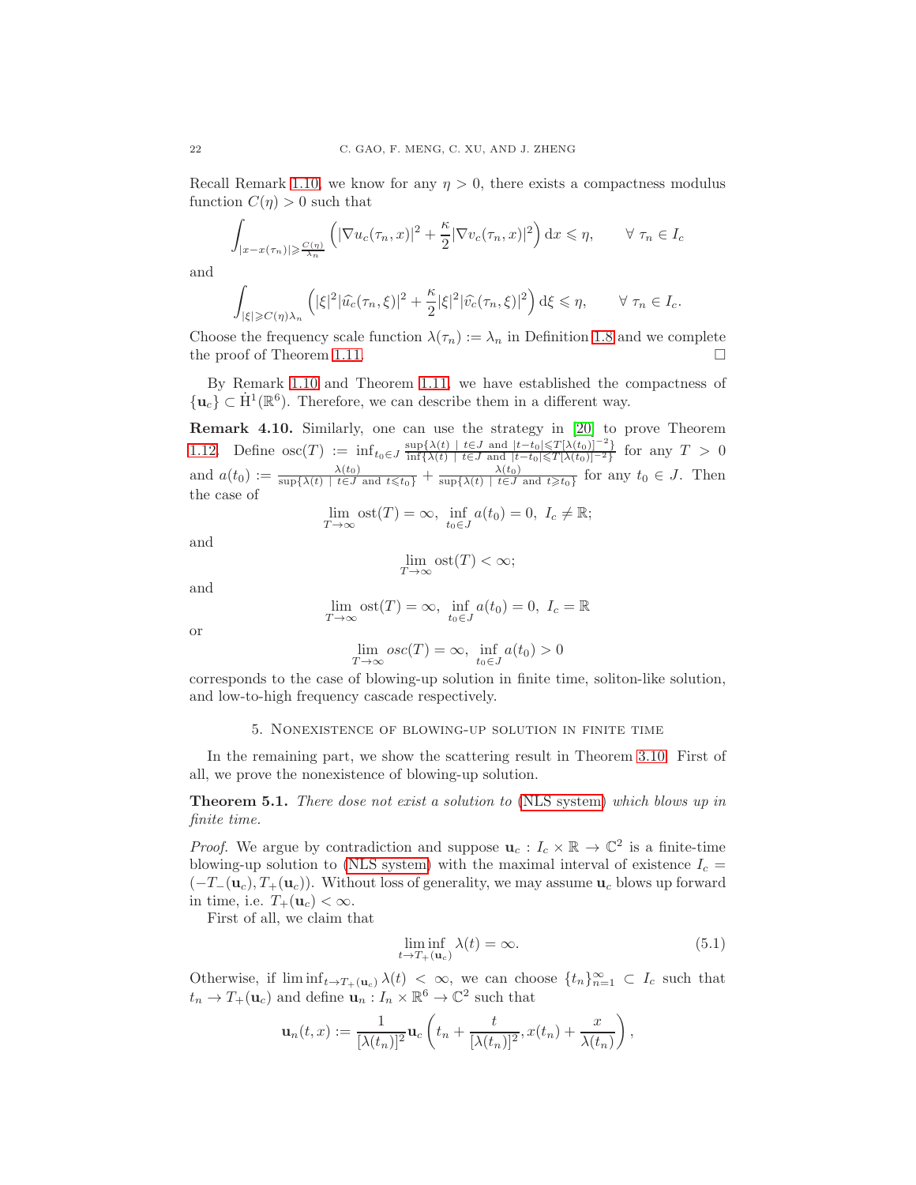Recall Remark 1.10, we know for any $\eta > 0$, there exists a compactness modulus function $C(\eta) > 0$ such that

$$\int_{|x-x(\tau_n)|\geqslant \frac{C(\eta)}{\lambda_n}} \left(|\nabla u_c(\tau_n,x)|^2 + \frac{\kappa}{2}|\nabla v_c(\tau_n,x)|^2\right) \mathrm{d}x \leqslant \eta, \qquad \forall\ \tau_n \in I_c$$

and

$$\int_{|\xi|\geqslant C(\eta)\lambda_n} \left(|\xi|^2|\widehat{u_c}(\tau_n,\xi)|^2 + \frac{\kappa}{2}|\xi|^2|\widehat{v_c}(\tau_n,\xi)|^2\right) \mathrm{d}\xi \leqslant \eta, \qquad \forall\ \tau_n \in I_c.$$

Choose the frequency scale function $\lambda(\tau_n) := \lambda_n$ in Definition 1.8 and we complete the proof of Theorem 1.11. $\square$

By Remark 1.10 and Theorem 1.11, we have established the compactness of $\{\mathbf{u}_c\} \subset \dot{\mathrm{H}}^1(\mathbb{R}^6)$. Therefore, we can describe them in a different way.

**Remark 4.10.** Similarly, one can use the strategy in [20] to prove Theorem 1.12. Define $\operatorname{osc}(T) := \inf_{t_0\in J} \frac{\sup\{\lambda(t)\ \mid\ t\in J \text{ and } |t-t_0|\leqslant T[\lambda(t_0)]^{-2}\}}{\inf\{\lambda(t)\ \mid\ t\in J \text{ and } |t-t_0|\leqslant T[\lambda(t_0)]^{-2}\}}$ for any $T > 0$ and $a(t_0) := \frac{\lambda(t_0)}{\sup\{\lambda(t)\ \mid\ t\in J \text{ and } t\leqslant t_0\}} + \frac{\lambda(t_0)}{\sup\{\lambda(t)\ \mid\ t\in J \text{ and } t\geqslant t_0\}}$ for any $t_0 \in J$. Then the case of

$$\lim_{T\to\infty} \operatorname{ost}(T) = \infty,\ \inf_{t_0\in J} a(t_0) = 0,\ I_c \neq \mathbb{R};$$

and

$$\lim_{T\to\infty} \operatorname{ost}(T) < \infty;$$

and

$$\lim_{T\to\infty} \operatorname{ost}(T) = \infty,\ \inf_{t_0\in J} a(t_0) = 0,\ I_c = \mathbb{R}$$

or

$$\lim_{T\to\infty} osc(T) = \infty,\ \inf_{t_0\in J} a(t_0) > 0$$

corresponds to the case of blowing-up solution in finite time, soliton-like solution, and low-to-high frequency cascade respectively.

## 5. Nonexistence of blowing-up solution in finite time

In the remaining part, we show the scattering result in Theorem 3.10. First of all, we prove the nonexistence of blowing-up solution.

**Theorem 5.1.** *There dose not exist a solution to* (NLS system) *which blows up in finite time.*

*Proof.* We argue by contradiction and suppose $\mathbf{u}_c : I_c \times \mathbb{R} \to \mathbb{C}^2$ is a finite-time blowing-up solution to (NLS system) with the maximal interval of existence $I_c = (-T_-(\mathbf{u}_c), T_+(\mathbf{u}_c))$. Without loss of generality, we may assume $\mathbf{u}_c$ blows up forward in time, i.e. $T_+(\mathbf{u}_c) < \infty$.

First of all, we claim that

$$\liminf_{t\to T_+(\mathbf{u}_c)} \lambda(t) = \infty. \tag{5.1}$$

Otherwise, if $\liminf_{t\to T_+(\mathbf{u}_c)} \lambda(t) < \infty$, we can choose $\{t_n\}_{n=1}^{\infty} \subset I_c$ such that $t_n \to T_+(\mathbf{u}_c)$ and define $\mathbf{u}_n : I_n \times \mathbb{R}^6 \to \mathbb{C}^2$ such that

$$\mathbf{u}_n(t,x) := \frac{1}{[\lambda(t_n)]^2}\mathbf{u}_c\left(t_n + \frac{t}{[\lambda(t_n)]^2}, x(t_n) + \frac{x}{\lambda(t_n)}\right),$$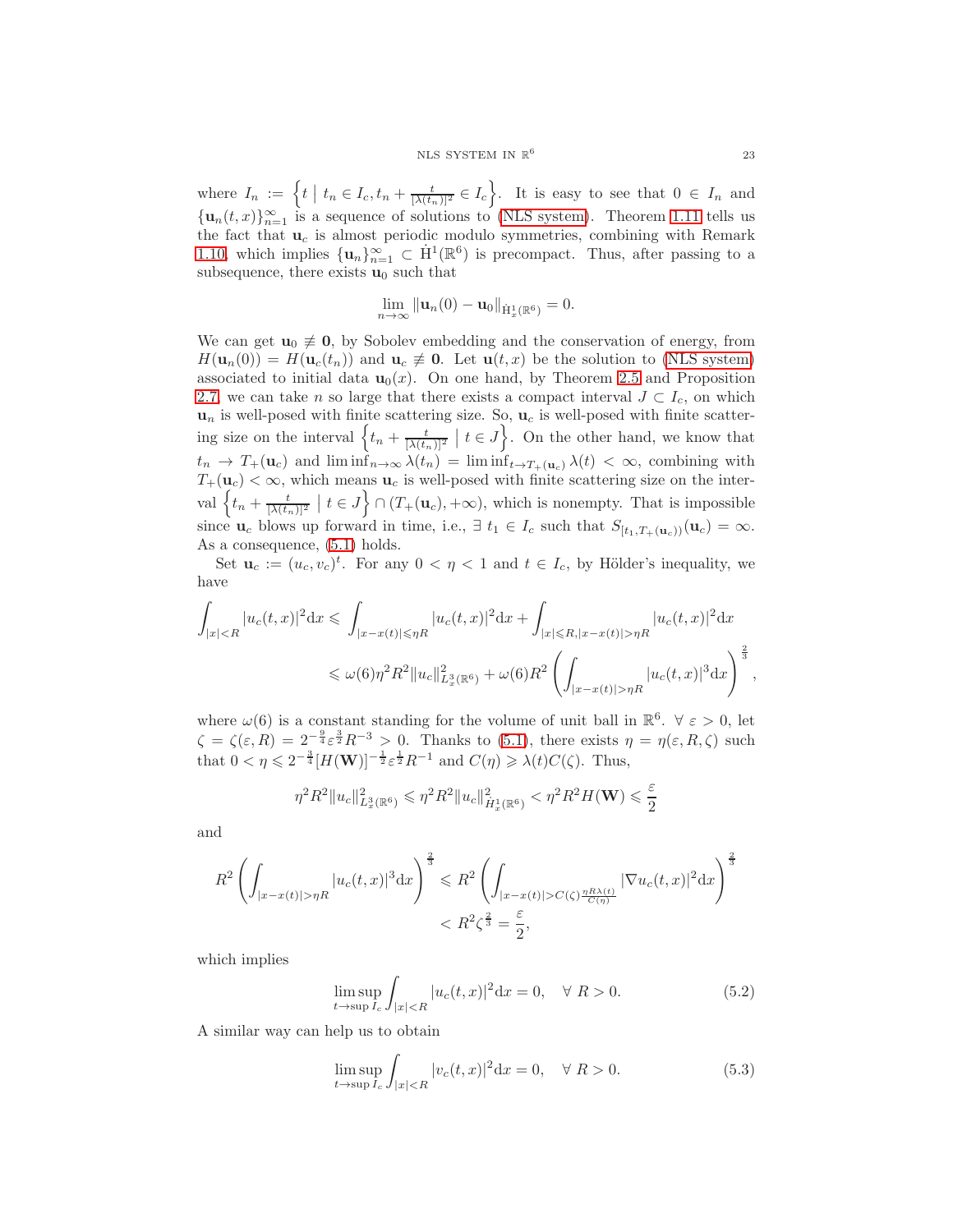where $I_n := \left\{ t \;\middle|\; t_n \in I_c, t_n + \frac{t}{[\lambda(t_n)]^2} \in I_c \right\}$. It is easy to see that $0 \in I_n$ and $\{\mathbf{u}_n(t,x)\}_{n=1}^{\infty}$ is a sequence of solutions to (NLS system). Theorem 1.11 tells us the fact that $\mathbf{u}_c$ is almost periodic modulo symmetries, combining with Remark 1.10, which implies $\{\mathbf{u}_n\}_{n=1}^{\infty} \subset \dot{\mathrm{H}}^1(\mathbb{R}^6)$ is precompact. Thus, after passing to a subsequence, there exists $\mathbf{u}_0$ such that

$$\lim_{n\to\infty} \|\mathbf{u}_n(0) - \mathbf{u}_0\|_{\dot{\mathrm{H}}^1_x(\mathbb{R}^6)} = 0.$$

We can get $\mathbf{u}_0 \not\equiv \mathbf{0}$, by Sobolev embedding and the conservation of energy, from $H(\mathbf{u}_n(0)) = H(\mathbf{u}_c(t_n))$ and $\mathbf{u}_c \not\equiv \mathbf{0}$. Let $\mathbf{u}(t,x)$ be the solution to (NLS system) associated to initial data $\mathbf{u}_0(x)$. On one hand, by Theorem 2.5 and Proposition 2.7, we can take $n$ so large that there exists a compact interval $J \subset I_c$, on which $\mathbf{u}_n$ is well-posed with finite scattering size. So, $\mathbf{u}_c$ is well-posed with finite scattering size on the interval $\left\{ t_n + \frac{t}{[\lambda(t_n)]^2} \;\middle|\; t \in J \right\}$. On the other hand, we know that $t_n \to T_+(\mathbf{u}_c)$ and $\liminf_{n\to\infty} \lambda(t_n) = \liminf_{t\to T_+(\mathbf{u}_c)} \lambda(t) < \infty$, combining with $T_+(\mathbf{u}_c) < \infty$, which means $\mathbf{u}_c$ is well-posed with finite scattering size on the interval $\left\{ t_n + \frac{t}{[\lambda(t_n)]^2} \;\middle|\; t \in J \right\} \cap (T_+(\mathbf{u}_c), +\infty)$, which is nonempty. That is impossible since $\mathbf{u}_c$ blows up forward in time, i.e., $\exists\ t_1 \in I_c$ such that $S_{[t_1, T_+(\mathbf{u}_c))}(\mathbf{u}_c) = \infty$. As a consequence, (5.1) holds.

Set $\mathbf{u}_c := (u_c, v_c)^t$. For any $0 < \eta < 1$ and $t \in I_c$, by Hölder's inequality, we have

$$\begin{aligned}
\int_{|x|<R} |u_c(t,x)|^2 \mathrm{d}x &\leqslant \int_{|x-x(t)|\leqslant \eta R} |u_c(t,x)|^2 \mathrm{d}x + \int_{|x|\leqslant R, |x-x(t)|>\eta R} |u_c(t,x)|^2 \mathrm{d}x \\
&\leqslant \omega(6)\eta^2 R^2 \|u_c\|^2_{L^3_x(\mathbb{R}^6)} + \omega(6) R^2 \left( \int_{|x-x(t)|>\eta R} |u_c(t,x)|^3 \mathrm{d}x \right)^{\frac{2}{3}},
\end{aligned}$$

where $\omega(6)$ is a constant standing for the volume of unit ball in $\mathbb{R}^6$. $\forall\ \varepsilon > 0$, let $\zeta = \zeta(\varepsilon, R) = 2^{-\frac{9}{4}} \varepsilon^{\frac{3}{2}} R^{-3} > 0$. Thanks to (5.1), there exists $\eta = \eta(\varepsilon, R, \zeta)$ such that $0 < \eta \leqslant 2^{-\frac{3}{4}} [H(\mathbf{W})]^{-\frac{1}{2}} \varepsilon^{\frac{1}{2}} R^{-1}$ and $C(\eta) \geqslant \lambda(t) C(\zeta)$. Thus,

$$\eta^2 R^2 \|u_c\|^2_{L^3_x(\mathbb{R}^6)} \leqslant \eta^2 R^2 \|u_c\|^2_{\dot{H}^1_x(\mathbb{R}^6)} < \eta^2 R^2 H(\mathbf{W}) \leqslant \frac{\varepsilon}{2}$$

and

$$\begin{aligned}
R^2 \left( \int_{|x-x(t)|>\eta R} |u_c(t,x)|^3 \mathrm{d}x \right)^{\frac{2}{3}} &\leqslant R^2 \left( \int_{|x-x(t)|>C(\zeta)\frac{\eta R \lambda(t)}{C(\eta)}} |\nabla u_c(t,x)|^2 \mathrm{d}x \right)^{\frac{2}{3}} \\
&< R^2 \zeta^{\frac{2}{3}} = \frac{\varepsilon}{2},
\end{aligned}$$

which implies

$$\limsup_{t\to \sup I_c} \int_{|x|<R} |u_c(t,x)|^2 \mathrm{d}x = 0, \quad \forall\ R > 0. \tag{5.2}$$

A similar way can help us to obtain

$$\limsup_{t\to \sup I_c} \int_{|x|<R} |v_c(t,x)|^2 \mathrm{d}x = 0, \quad \forall\ R > 0. \tag{5.3}$$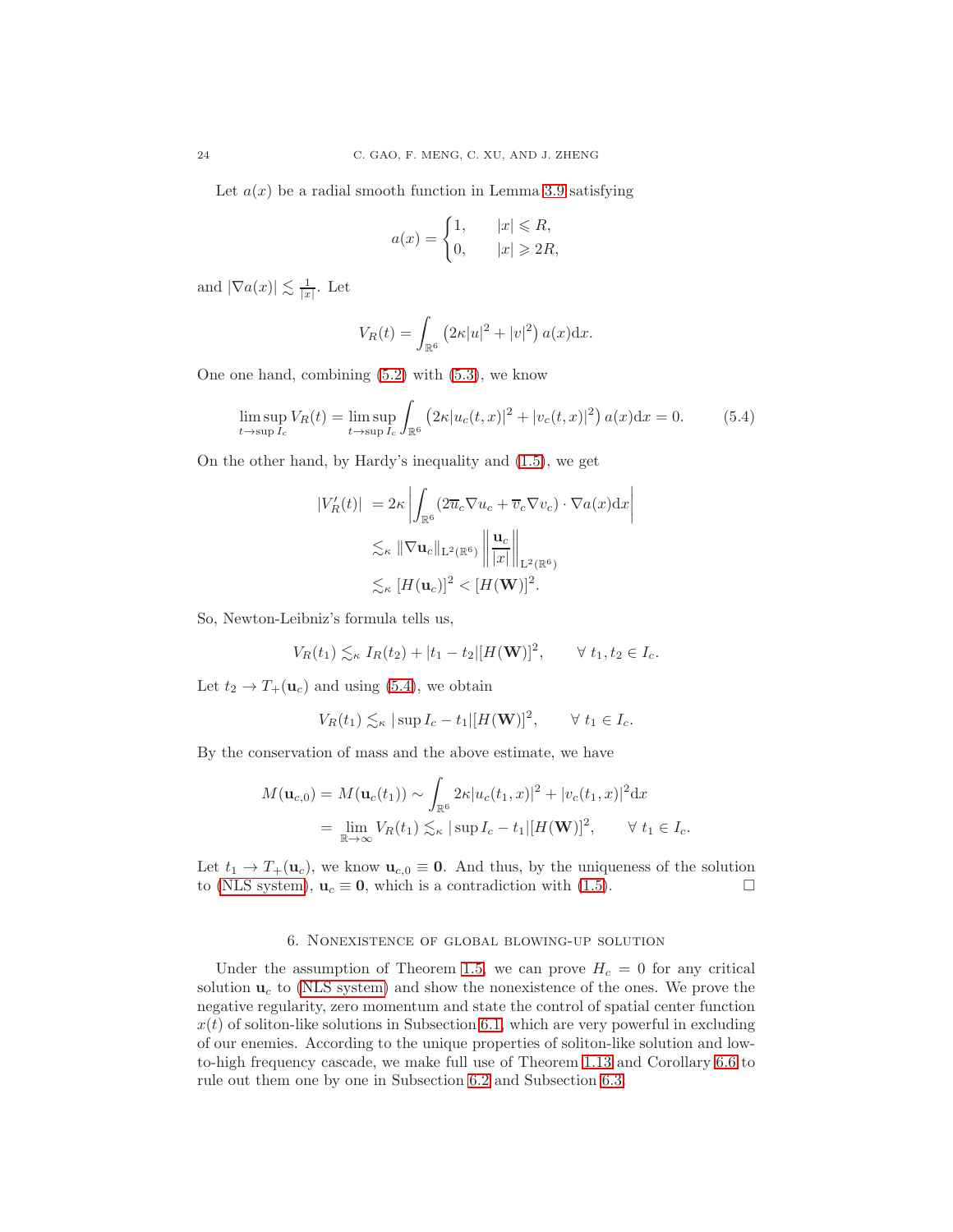Let $a(x)$ be a radial smooth function in Lemma 3.9 satisfying

$$a(x) = \begin{cases} 1, & |x| \leqslant R, \\ 0, & |x| \geqslant 2R, \end{cases}$$

and $|\nabla a(x)| \lesssim \frac{1}{|x|}$. Let

$$V_R(t) = \int_{\mathbb{R}^6} \left( 2\kappa |u|^2 + |v|^2 \right) a(x) \mathrm{d}x.$$

One one hand, combining (5.2) with (5.3), we know

$$\limsup_{t \to \sup I_c} V_R(t) = \limsup_{t \to \sup I_c} \int_{\mathbb{R}^6} \left( 2\kappa |u_c(t,x)|^2 + |v_c(t,x)|^2 \right) a(x) \mathrm{d}x = 0. \tag{5.4}$$

On the other hand, by Hardy's inequality and (1.5), we get

$$\begin{aligned} |V_R'(t)| &= 2\kappa \left| \int_{\mathbb{R}^6} \left( 2\overline{u}_c \nabla u_c + \overline{v}_c \nabla v_c \right) \cdot \nabla a(x) \mathrm{d}x \right| \\ &\lesssim_\kappa \|\nabla \mathbf{u}_c\|_{\mathrm{L}^2(\mathbb{R}^6)} \left\| \frac{\mathbf{u}_c}{|x|} \right\|_{\mathrm{L}^2(\mathbb{R}^6)} \\ &\lesssim_\kappa [H(\mathbf{u}_c)]^2 < [H(\mathbf{W})]^2. \end{aligned}$$

So, Newton-Leibniz's formula tells us,

$$V_R(t_1) \lesssim_\kappa I_R(t_2) + |t_1 - t_2| [H(\mathbf{W})]^2, \qquad \forall\, t_1, t_2 \in I_c.$$

Let $t_2 \to T_+(\mathbf{u}_c)$ and using (5.4), we obtain

$$V_R(t_1) \lesssim_\kappa |\sup I_c - t_1| [H(\mathbf{W})]^2, \qquad \forall\, t_1 \in I_c.$$

By the conservation of mass and the above estimate, we have

$$\begin{aligned} M(\mathbf{u}_{c,0}) = M(\mathbf{u}_c(t_1)) &\sim \int_{\mathbb{R}^6} 2\kappa |u_c(t_1,x)|^2 + |v_c(t_1,x)|^2 \mathrm{d}x \\ &= \lim_{\mathbb{R} \to \infty} V_R(t_1) \lesssim_\kappa |\sup I_c - t_1| [H(\mathbf{W})]^2, \qquad \forall\, t_1 \in I_c. \end{aligned}$$

Let $t_1 \to T_+(\mathbf{u}_c)$, we know $\mathbf{u}_{c,0} \equiv \mathbf{0}$. And thus, by the uniqueness of the solution to (NLS system), $\mathbf{u}_c \equiv \mathbf{0}$, which is a contradiction with (1.5). □

## 6. Nonexistence of global blowing-up solution

Under the assumption of Theorem 1.5, we can prove $H_c = 0$ for any critical solution $\mathbf{u}_c$ to (NLS system) and show the nonexistence of the ones. We prove the negative regularity, zero momentum and state the control of spatial center function $x(t)$ of soliton-like solutions in Subsection 6.1, which are very powerful in excluding of our enemies. According to the unique properties of soliton-like solution and low-to-high frequency cascade, we make full use of Theorem 1.13 and Corollary 6.6 to rule out them one by one in Subsection 6.2 and Subsection 6.3.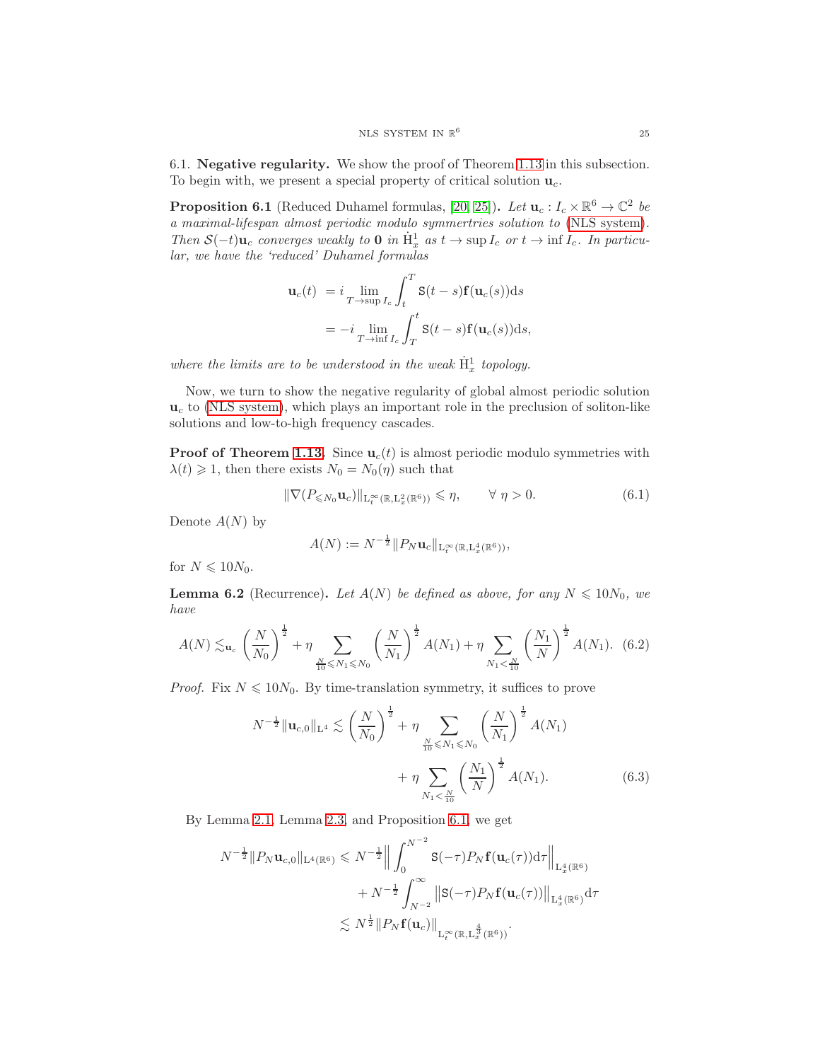6.1. **Negative regularity.** We show the proof of Theorem 1.13 in this subsection. To begin with, we present a special property of critical solution $\mathbf{u}_c$.

**Proposition 6.1** (Reduced Duhamel formulas, [20, 25]). *Let $\mathbf{u}_c : I_c \times \mathbb{R}^6 \to \mathbb{C}^2$ be a maximal-lifespan almost periodic modulo symmertries solution to (NLS system). Then $\mathcal{S}(-t)\mathbf{u}_c$ converges weakly to $\mathbf{0}$ in $\dot{\mathrm{H}}^1_x$ as $t \to \sup I_c$ or $t \to \inf I_c$. In particular, we have the 'reduced' Duhamel formulas*

$$
\begin{aligned}
\mathbf{u}_c(t) &= i \lim_{T \to \sup I_c} \int_t^T \mathtt{S}(t-s)\mathbf{f}(\mathbf{u}_c(s))\mathrm{d}s \\
&= -i \lim_{T \to \inf I_c} \int_T^t \mathtt{S}(t-s)\mathbf{f}(\mathbf{u}_c(s))\mathrm{d}s,
\end{aligned}
$$

*where the limits are to be understood in the weak $\dot{\mathrm{H}}^1_x$ topology.*

Now, we turn to show the negative regularity of global almost periodic solution $\mathbf{u}_c$ to (NLS system), which plays an important role in the preclusion of soliton-like solutions and low-to-high frequency cascades.

**Proof of Theorem 1.13.** Since $\mathbf{u}_c(t)$ is almost periodic modulo symmetries with $\lambda(t) \geqslant 1$, then there exists $N_0 = N_0(\eta)$ such that

$$
\|\nabla(P_{\leqslant N_0}\mathbf{u}_c)\|_{\mathrm{L}^\infty_t(\mathbb{R},\mathrm{L}^2_x(\mathbb{R}^6))} \leqslant \eta, \qquad \forall\ \eta > 0. \tag{6.1}
$$

Denote $A(N)$ by

$$
A(N) := N^{-\frac{1}{2}}\|P_N\mathbf{u}_c\|_{\mathrm{L}^\infty_t(\mathbb{R},\mathrm{L}^4_x(\mathbb{R}^6))},
$$

for $N \leqslant 10N_0$.

**Lemma 6.2** (Recurrence). *Let $A(N)$ be defined as above, for any $N \leqslant 10N_0$, we have*

$$
A(N) \lesssim_{\mathbf{u}_c} \left(\frac{N}{N_0}\right)^{\frac{1}{2}} + \eta \sum_{\frac{N}{10} \leqslant N_1 \leqslant N_0} \left(\frac{N}{N_1}\right)^{\frac{1}{2}} A(N_1) + \eta \sum_{N_1 < \frac{N}{10}} \left(\frac{N_1}{N}\right)^{\frac{1}{2}} A(N_1). \tag{6.2}
$$

*Proof.* Fix $N \leqslant 10N_0$. By time-translation symmetry, it suffices to prove

$$
N^{-\frac{1}{2}}\|\mathbf{u}_{c,0}\|_{\mathrm{L}^4} \lesssim \left(\frac{N}{N_0}\right)^{\frac{1}{2}} + \eta \sum_{\frac{N}{10} \leqslant N_1 \leqslant N_0} \left(\frac{N}{N_1}\right)^{\frac{1}{2}} A(N_1) + \eta \sum_{N_1 < \frac{N}{10}} \left(\frac{N_1}{N}\right)^{\frac{1}{2}} A(N_1). \tag{6.3}
$$

By Lemma 2.1, Lemma 2.3, and Proposition 6.1, we get

$$
\begin{aligned}
N^{-\frac{1}{2}}\|P_N\mathbf{u}_{c,0}\|_{\mathrm{L}^4(\mathbb{R}^6)} &\leqslant N^{-\frac{1}{2}}\Big\| \int_0^{N^{-2}} \mathtt{S}(-\tau)P_N\mathbf{f}(\mathbf{u}_c(\tau))\mathrm{d}\tau\Big\|_{\mathrm{L}^4_x(\mathbb{R}^6)} \\
&\quad + N^{-\frac{1}{2}}\int_{N^{-2}}^\infty \big\|\mathtt{S}(-\tau)P_N\mathbf{f}(\mathbf{u}_c(\tau))\big\|_{\mathrm{L}^4_x(\mathbb{R}^6)}\mathrm{d}\tau \\
&\lesssim N^{\frac{1}{2}}\|P_N\mathbf{f}(\mathbf{u}_c)\|_{\mathrm{L}^\infty_t(\mathbb{R},\mathrm{L}^{\frac{4}{3}}_x(\mathbb{R}^6))}.
\end{aligned}
$$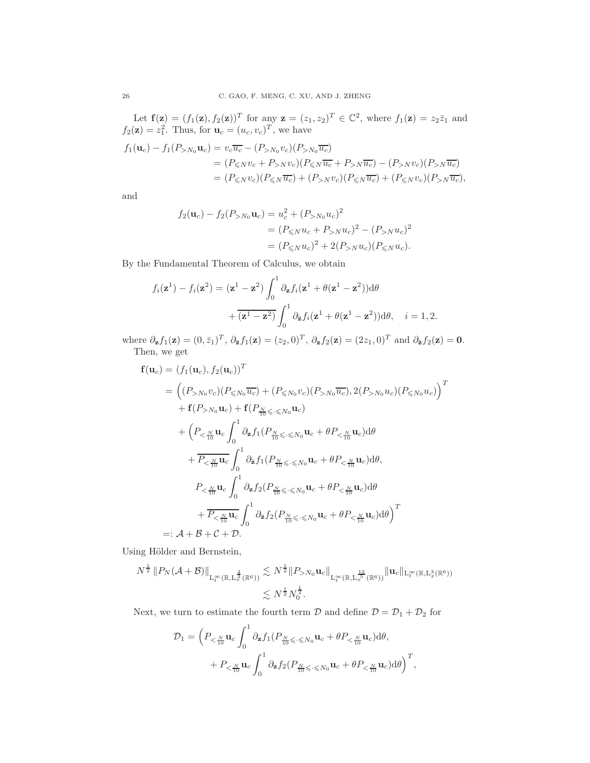Let $\mathbf{f}(\mathbf{z}) = (f_1(\mathbf{z}), f_2(\mathbf{z}))^T$ for any $\mathbf{z} = (z_1, z_2)^T \in \mathbb{C}^2$, where $f_1(\mathbf{z}) = z_2\bar{z}_1$ and $f_2(\mathbf{z}) = z_1^2$. Thus, for $\mathbf{u}_c = (u_c, v_c)^T$, we have

$$
\begin{aligned}
f_1(\mathbf{u}_c) - f_1(P_{>N_0}\mathbf{u}_c) &= v_c\overline{u_c} - (P_{>N_0}v_c)(P_{>N_0}\overline{u_c}) \\
&= (P_{\leqslant N}v_c + P_{>N}v_c)(P_{\leqslant N}\overline{u_c} + P_{>N}\overline{u_c}) - (P_{>N}v_c)(P_{>N}\overline{u_c}) \\
&= (P_{\leqslant N}v_c)(P_{\leqslant N}\overline{u_c}) + (P_{>N}v_c)(P_{\leqslant N}\overline{u_c}) + (P_{\leqslant N}v_c)(P_{>N}\overline{u_c}),
\end{aligned}
$$

and

$$
\begin{aligned}
f_2(\mathbf{u}_c) - f_2(P_{>N_0}\mathbf{u}_c) &= u_c^2 + (P_{>N_0}u_c)^2 \\
&= (P_{\leqslant N}u_c + P_{>N}u_c)^2 - (P_{>N}u_c)^2 \\
&= (P_{\leqslant N}u_c)^2 + 2(P_{>N}u_c)(P_{\leqslant N}u_c).
\end{aligned}
$$

By the Fundamental Theorem of Calculus, we obtain

$$
\begin{aligned}
f_i(\mathbf{z}^1) - f_i(\mathbf{z}^2) = (\mathbf{z}^1 - \mathbf{z}^2)\int_0^1 \partial_{\mathbf{z}} f_i(\mathbf{z}^1 + \theta(\mathbf{z}^1 - \mathbf{z}^2))\mathrm{d}\theta \\
+ \overline{(\mathbf{z}^1 - \mathbf{z}^2)}\int_0^1 \partial_{\bar{\mathbf{z}}} f_i(\mathbf{z}^1 + \theta(\mathbf{z}^1 - \mathbf{z}^2))\mathrm{d}\theta, \quad i = 1, 2.
\end{aligned}
$$

where $\partial_{\mathbf{z}} f_1(\mathbf{z}) = (0, \bar{z}_1)^T$, $\partial_{\bar{\mathbf{z}}} f_1(\mathbf{z}) = (z_2, 0)^T$, $\partial_{\mathbf{z}} f_2(\mathbf{z}) = (2z_1, 0)^T$ and $\partial_{\bar{\mathbf{z}}} f_2(\mathbf{z}) = \mathbf{0}$.

Then, we get

$$
\begin{aligned}
\mathbf{f}(\mathbf{u}_c) &= (f_1(\mathbf{u}_c), f_2(\mathbf{u}_c))^T \\
&= \Big((P_{>N_0}v_c)(P_{\leqslant N_0}\overline{u_c}) + (P_{\leqslant N_0}v_c)(P_{>N_0}\overline{u_c}), 2(P_{>N_0}u_c)(P_{\leqslant N_0}u_c)\Big)^T \\
&\quad + \mathbf{f}(P_{>N_0}\mathbf{u}_c) + \mathbf{f}(P_{\frac{N}{10}\leqslant\cdot\leqslant N_0}\mathbf{u}_c) \\
&\quad + \Big(P_{<\frac{N}{10}}\mathbf{u}_c\int_0^1 \partial_{\mathbf{z}} f_1(P_{\frac{N}{10}\leqslant\cdot\leqslant N_0}\mathbf{u}_c + \theta P_{<\frac{N}{10}}\mathbf{u}_c)\mathrm{d}\theta \\
&\quad + \overline{P_{<\frac{N}{10}}\mathbf{u}_c}\int_0^1 \partial_{\bar{\mathbf{z}}} f_1(P_{\frac{N}{10}\leqslant\cdot\leqslant N_0}\mathbf{u}_c + \theta P_{<\frac{N}{10}}\mathbf{u}_c)\mathrm{d}\theta, \\
&\qquad P_{<\frac{N}{10}}\mathbf{u}_c\int_0^1 \partial_{\mathbf{z}} f_2(P_{\frac{N}{10}\leqslant\cdot\leqslant N_0}\mathbf{u}_c + \theta P_{<\frac{N}{10}}\mathbf{u}_c)\mathrm{d}\theta \\
&\qquad + \overline{P_{<\frac{N}{10}}\mathbf{u}_c}\int_0^1 \partial_{\bar{\mathbf{z}}} f_2(P_{\frac{N}{10}\leqslant\cdot\leqslant N_0}\mathbf{u}_c + \theta P_{<\frac{N}{10}}\mathbf{u}_c)\mathrm{d}\theta\Big)^T \\
&=: \mathcal{A} + \mathcal{B} + \mathcal{C} + \mathcal{D}.
\end{aligned}
$$

Using Hölder and Bernstein,

$$
\begin{aligned}
N^{\frac{1}{2}}\left\|P_N(\mathcal{A}+\mathcal{B})\right\|_{\mathrm{L}_t^\infty(\mathbb{R},\mathrm{L}_x^{\frac{4}{3}}(\mathbb{R}^6))} &\lesssim N^{\frac{1}{2}}\|P_{>N_0}\mathbf{u}_c\|_{\mathrm{L}_t^\infty(\mathbb{R},\mathrm{L}_x^{\frac{12}{5}}(\mathbb{R}^6))}\|\mathbf{u}_c\|_{\mathrm{L}_t^\infty(\mathbb{R},\mathrm{L}_x^3(\mathbb{R}^6))} \\
&\lesssim N^{\frac{1}{2}}N_0^{\frac{1}{2}}.
\end{aligned}
$$

Next, we turn to estimate the fourth term $\mathcal{D}$ and define $\mathcal{D} = \mathcal{D}_1 + \mathcal{D}_2$ for

$$
\begin{aligned}
\mathcal{D}_1 = \Big(P_{<\frac{N}{10}}\mathbf{u}_c\int_0^1 \partial_{\mathbf{z}} f_1(P_{\frac{N}{10}\leqslant\cdot\leqslant N_0}\mathbf{u}_c + \theta P_{<\frac{N}{10}}\mathbf{u}_c)\mathrm{d}\theta, \\
+ P_{<\frac{N}{10}}\mathbf{u}_c\int_0^1 \partial_{\mathbf{z}} f_2(P_{\frac{N}{10}\leqslant\cdot\leqslant N_0}\mathbf{u}_c + \theta P_{<\frac{N}{10}}\mathbf{u}_c)\mathrm{d}\theta\Big)^T,
\end{aligned}
$$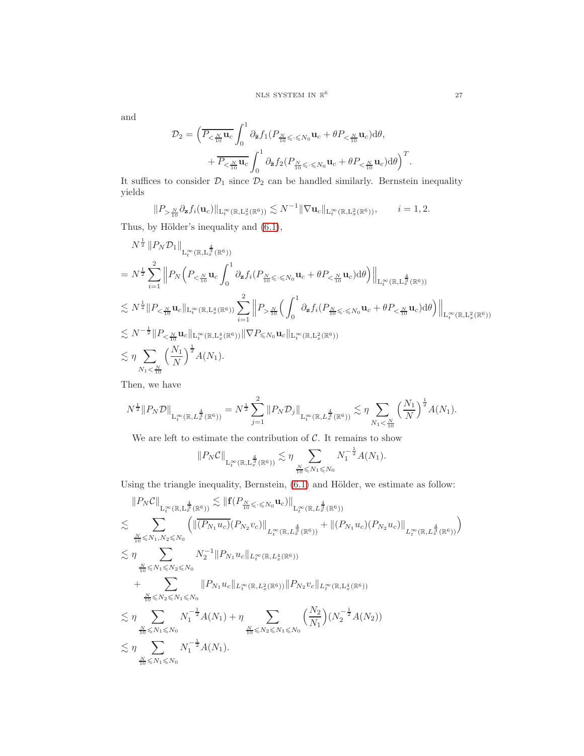and

$$\mathcal{D}_2 = \Big(\overline{P_{<\frac{N}{10}}\mathbf{u}_c}\int_0^1 \partial_{\bar{\mathbf{z}}} f_1(P_{\frac{N}{10}\leqslant\cdot\leqslant N_0}\mathbf{u}_c + \theta P_{<\frac{N}{10}}\mathbf{u}_c)\mathrm{d}\theta,$$
$$+\overline{P_{<\frac{N}{10}}\mathbf{u}_c}\int_0^1 \partial_{\bar{\mathbf{z}}} f_2(P_{\frac{N}{10}\leqslant\cdot\leqslant N_0}\mathbf{u}_c + \theta P_{<\frac{N}{10}}\mathbf{u}_c)\mathrm{d}\theta\Big)^T.$$

It suffices to consider $\mathcal{D}_1$ since $\mathcal{D}_2$ can be handled similarly. Bernstein inequality yields

$$\|P_{>\frac{N}{10}}\partial_{\mathbf{z}} f_i(\mathbf{u}_c)\|_{\mathrm{L}_t^\infty(\mathbb{R},\mathrm{L}_x^2(\mathbb{R}^6))} \lesssim N^{-1}\|\nabla \mathbf{u}_c\|_{\mathrm{L}_t^\infty(\mathbb{R},\mathrm{L}_x^2(\mathbb{R}^6))}, \qquad i=1,2.$$

Thus, by Hölder's inequality and (6.1),

$$\begin{aligned}
&N^{\frac12}\|P_N\mathcal{D}_1\|_{\mathrm{L}_t^\infty(\mathbb{R},\mathrm{L}_x^{\frac43}(\mathbb{R}^6))}\\
&= N^{\frac12}\sum_{i=1}^2\Big\|P_N\Big(P_{<\frac{N}{10}}\mathbf{u}_c\int_0^1 \partial_{\mathbf{z}} f_i(P_{\frac{N}{10}\leqslant\cdot\leqslant N_0}\mathbf{u}_c + \theta P_{<\frac{N}{10}}\mathbf{u}_c)\mathrm{d}\theta\Big)\Big\|_{\mathrm{L}_t^\infty(\mathbb{R},\mathrm{L}_x^{\frac43}(\mathbb{R}^6))}\\
&\lesssim N^{\frac12}\|P_{<\frac{N}{10}}\mathbf{u}_c\|_{\mathrm{L}_t^\infty(\mathbb{R},\mathrm{L}_x^4(\mathbb{R}^6))}\sum_{i=1}^2\Big\|P_{>\frac{N}{10}}\Big(\int_0^1 \partial_{\mathbf{z}} f_i(P_{\frac{N}{10}\leqslant\cdot\leqslant N_0}\mathbf{u}_c + \theta P_{<\frac{N}{10}}\mathbf{u}_c)\mathrm{d}\theta\Big)\Big\|_{\mathrm{L}_t^\infty(\mathbb{R},\mathrm{L}_x^2(\mathbb{R}^6))}\\
&\lesssim N^{-\frac12}\|P_{<\frac{N}{10}}\mathbf{u}_c\|_{\mathrm{L}_t^\infty(\mathbb{R},\mathrm{L}_x^4(\mathbb{R}^6))}\|\nabla P_{\leqslant N_0}\mathbf{u}_c\|_{\mathrm{L}_t^\infty(\mathbb{R},\mathrm{L}_x^2(\mathbb{R}^6))}\\
&\lesssim \eta\sum_{N_1<\frac{N}{10}}\Big(\frac{N_1}{N}\Big)^{\frac12}A(N_1).
\end{aligned}$$

Then, we have

$$N^{\frac12}\|P_N\mathcal{D}\|_{\mathrm{L}_t^\infty(\mathbb{R},L_x^{\frac43}(\mathbb{R}^6))} = N^{\frac12}\sum_{j=1}^2\|P_N\mathcal{D}_j\|_{\mathrm{L}_t^\infty(\mathbb{R},L_x^{\frac43}(\mathbb{R}^6))} \lesssim \eta\sum_{N_1<\frac{N}{10}}\Big(\frac{N_1}{N}\Big)^{\frac12}A(N_1).$$

We are left to estimate the contribution of $\mathcal{C}$. It remains to show

$$\|P_N\mathcal{C}\|_{\mathrm{L}_t^\infty(\mathbb{R},\mathrm{L}_x^{\frac43}(\mathbb{R}^6))} \lesssim \eta\sum_{\frac{N}{10}\leqslant N_1\leqslant N_0} N_1^{-\frac12}A(N_1).$$

Using the triangle inequality, Bernstein, (6.1) and Hölder, we estimate as follow:

$$\begin{aligned}
&\|P_N\mathcal{C}\|_{\mathrm{L}_t^\infty(\mathbb{R},\mathrm{L}_x^{\frac43}(\mathbb{R}^6))} \lesssim \|\mathbf{f}(P_{\frac{N}{10}\leqslant\cdot\leqslant N_0}\mathbf{u}_c)\|_{\mathrm{L}_t^\infty(\mathbb{R},L_x^{\frac43}(\mathbb{R}^6))}\\
&\lesssim \sum_{\frac{N}{10}\leqslant N_1,N_2\leqslant N_0}\Big(\|\overline{(P_{N_1}u_c)}(P_{N_2}v_c)\|_{L_t^\infty(\mathbb{R},L_x^{\frac43}(\mathbb{R}^6))} + \|(P_{N_1}u_c)(P_{N_2}u_c)\|_{L_t^\infty(\mathbb{R},L_x^{\frac43}(\mathbb{R}^6))}\Big)\\
&\lesssim \eta\sum_{\frac{N}{10}\leqslant N_1\leqslant N_2\leqslant N_0} N_2^{-1}\|P_{N_1}u_c\|_{L_t^\infty(\mathbb{R},L_x^4(\mathbb{R}^6))}\\
&\quad+\sum_{\frac{N}{10}\leqslant N_2\leqslant N_1\leqslant N_0}\|P_{N_1}u_c\|_{L_t^\infty(\mathbb{R},L_x^2(\mathbb{R}^6))}\|P_{N_2}v_c\|_{L_t^\infty(\mathbb{R},\mathrm{L}_x^4(\mathbb{R}^6))}\\
&\lesssim \eta\sum_{\frac{N}{10}\leqslant N_1\leqslant N_0} N_1^{-\frac12}A(N_1) + \eta\sum_{\frac{N}{10}\leqslant N_2\leqslant N_1\leqslant N_0}\Big(\frac{N_2}{N_1}\Big)(N_2^{-\frac12}A(N_2))\\
&\lesssim \eta\sum_{\frac{N}{10}\leqslant N_1\leqslant N_0} N_1^{-\frac12}A(N_1).
\end{aligned}$$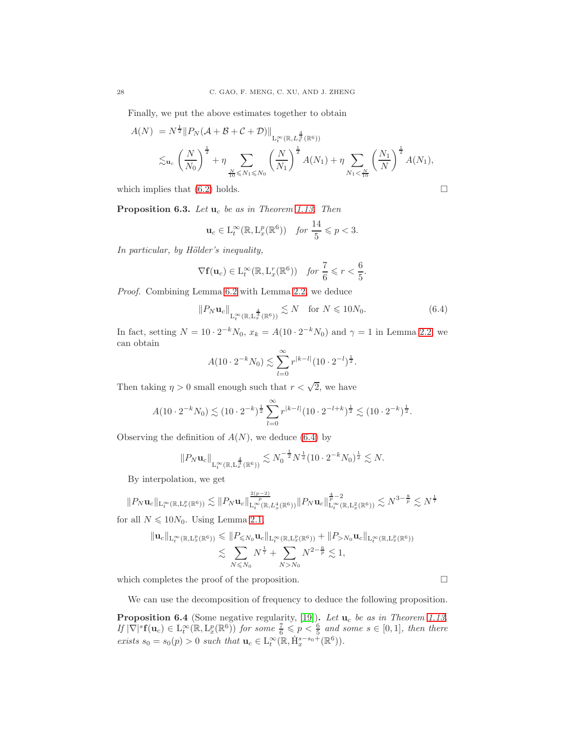Finally, we put the above estimates together to obtain

$$
\begin{aligned}
A(N) &= N^{\frac{1}{2}} \|P_N(\mathcal{A}+\mathcal{B}+\mathcal{C}+\mathcal{D})\|_{\mathrm{L}_t^\infty(\mathbb{R}, L_x^{\frac{4}{3}}(\mathbb{R}^6))} \\
&\lesssim_{\mathbf{u}_c} \left(\frac{N}{N_0}\right)^{\frac{1}{2}} + \eta \sum_{\frac{N}{10} \leqslant N_1 \leqslant N_0} \left(\frac{N}{N_1}\right)^{\frac{1}{2}} A(N_1) + \eta \sum_{N_1 < \frac{N}{10}} \left(\frac{N_1}{N}\right)^{\frac{1}{2}} A(N_1),
\end{aligned}
$$

which implies that (6.2) holds. $\square$

**Proposition 6.3.** *Let $\mathbf{u}_c$ be as in Theorem 1.13. Then*

$$
\mathbf{u}_c \in \mathrm{L}_t^\infty(\mathbb{R}, \mathrm{L}_x^p(\mathbb{R}^6)) \quad \text{for } \frac{14}{5} \leqslant p < 3.
$$

*In particular, by Hölder's inequality,*

$$
\nabla \mathbf{f}(\mathbf{u}_c) \in \mathrm{L}_t^\infty(\mathbb{R}, \mathrm{L}_x^r(\mathbb{R}^6)) \quad \text{for } \frac{7}{6} \leqslant r < \frac{6}{5}.
$$

*Proof.* Combining Lemma 6.2 with Lemma 2.2, we deduce

$$
\|P_N \mathbf{u}_c\|_{\mathrm{L}_t^\infty(\mathbb{R}, \mathrm{L}_x^{\frac{4}{3}}(\mathbb{R}^6))} \lesssim N \quad \text{for } N \leqslant 10N_0. \tag{6.4}
$$

In fact, setting $N = 10 \cdot 2^{-k} N_0$, $x_k = A(10 \cdot 2^{-k} N_0)$ and $\gamma = 1$ in Lemma 2.2, we can obtain

$$
A(10 \cdot 2^{-k} N_0) \lesssim \sum_{l=0}^{\infty} r^{|k-l|} (10 \cdot 2^{-l})^{\frac{1}{2}}.
$$

Then taking $\eta > 0$ small enough such that $r < \sqrt{2}$, we have

$$
A(10 \cdot 2^{-k} N_0) \lesssim (10 \cdot 2^{-k})^{\frac{1}{2}} \sum_{l=0}^{\infty} r^{|k-l|} (10 \cdot 2^{-l+k})^{\frac{1}{2}} \lesssim (10 \cdot 2^{-k})^{\frac{1}{2}}.
$$

Observing the definition of $A(N)$, we deduce (6.4) by

$$
\|P_N \mathbf{u}_c\|_{\mathrm{L}_t^\infty(\mathbb{R}, \mathrm{L}_x^{\frac{4}{3}}(\mathbb{R}^6))} \lesssim N_0^{-\frac{1}{2}} N^{\frac{1}{2}} (10 \cdot 2^{-k} N_0)^{\frac{1}{2}} \lesssim N.
$$

By interpolation, we get

$$
\|P_N \mathbf{u}_c\|_{\mathrm{L}_t^\infty(\mathbb{R}, \mathrm{L}_x^p(\mathbb{R}^6))} \lesssim \|P_N \mathbf{u}_c\|_{\mathrm{L}_t^\infty(\mathbb{R}, L_x^4(\mathbb{R}^6))}^{\frac{2(p-2)}{p}} \|P_N \mathbf{u}_c\|_{\mathrm{L}_t^\infty(\mathbb{R}, \mathrm{L}_x^2(\mathbb{R}^6))}^{\frac{4}{p}-2} \lesssim N^{3-\frac{8}{p}} \lesssim N^{\frac{1}{7}}
$$

for all $N \leqslant 10N_0$. Using Lemma 2.1,

$$
\begin{aligned}
\|\mathbf{u}_c\|_{\mathrm{L}_t^\infty(\mathbb{R}, \mathrm{L}_x^p(\mathbb{R}^6))} &\leqslant \|P_{\leqslant N_0} \mathbf{u}_c\|_{\mathrm{L}_t^\infty(\mathbb{R}, \mathrm{L}_x^p(\mathbb{R}^6))} + \|P_{>N_0} \mathbf{u}_c\|_{\mathrm{L}_t^\infty(\mathbb{R}, \mathrm{L}_x^p(\mathbb{R}^6))} \\
&\lesssim \sum_{N \leqslant N_0} N^{\frac{1}{7}} + \sum_{N > N_0} N^{2-\frac{6}{p}} \lesssim 1,
\end{aligned}
$$

which completes the proof of the proposition. $\square$

We can use the decomposition of frequency to deduce the following proposition.

**Proposition 6.4** (Some negative regularity, [19])**.** *Let $\mathbf{u}_c$ be as in Theorem 1.13. If $|\nabla|^s \mathbf{f}(\mathbf{u}_c) \in \mathrm{L}_t^\infty(\mathbb{R}, \mathrm{L}_x^p(\mathbb{R}^6))$ for some $\frac{7}{6} \leqslant p < \frac{6}{5}$ and some $s \in [0,1]$, then there exists $s_0 = s_0(p) > 0$ such that $\mathbf{u}_c \in \mathrm{L}_t^\infty(\mathbb{R}, \dot{\mathrm{H}}_x^{s-s_0+}(\mathbb{R}^6))$.*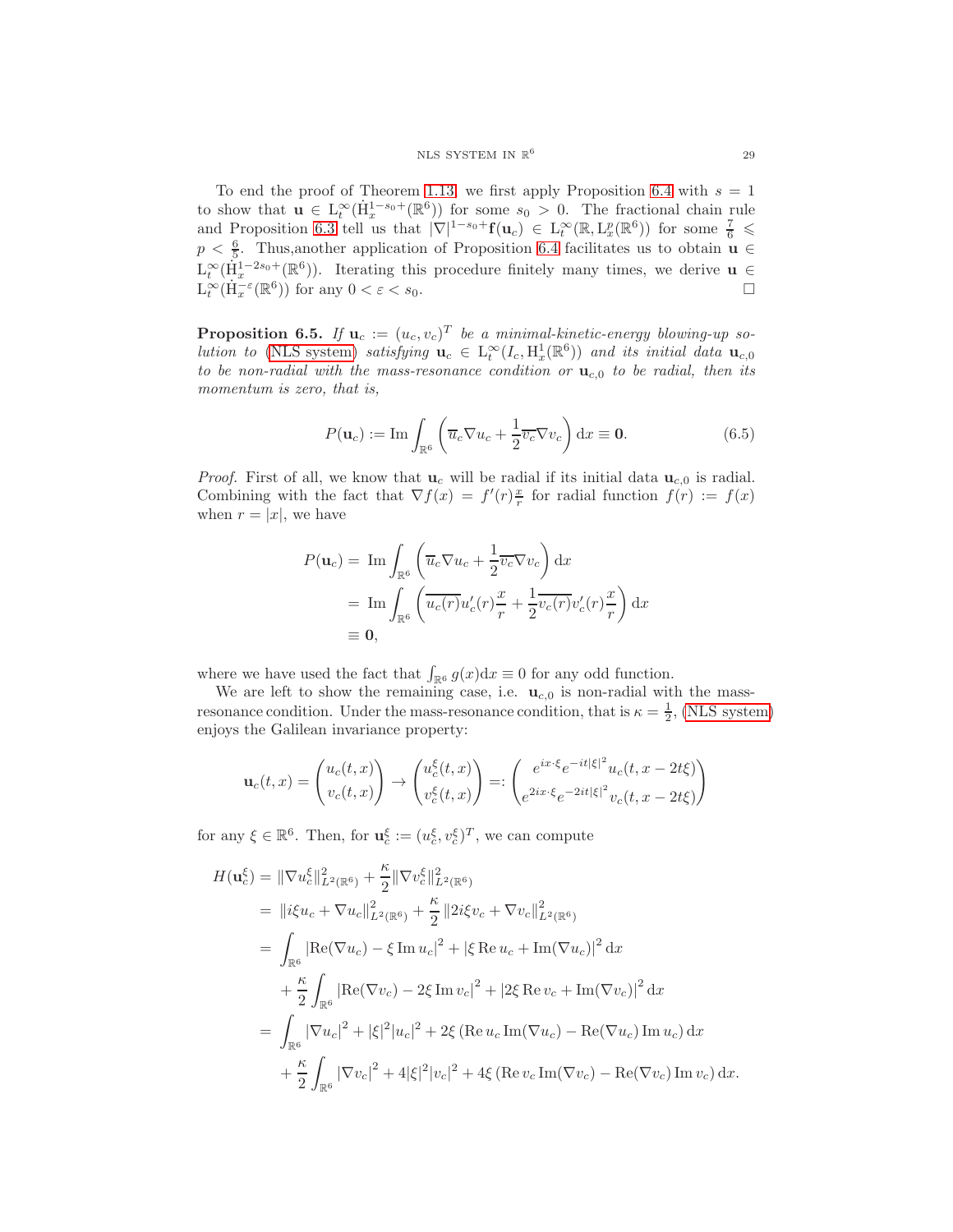To end the proof of Theorem 1.13, we first apply Proposition 6.4 with $s = 1$ to show that $\mathbf{u} \in \mathrm{L}_t^\infty(\dot{\mathrm{H}}_x^{1-s_0+}(\mathbb{R}^6))$ for some $s_0 > 0$. The fractional chain rule and Proposition 6.3 tell us that $|\nabla|^{1-s_0+}\mathbf{f}(\mathbf{u}_c) \in \mathrm{L}_t^\infty(\mathbb{R}, \mathrm{L}_x^p(\mathbb{R}^6))$ for some $\frac{7}{6} \leqslant p < \frac{6}{5}$. Thus,another application of Proposition 6.4 facilitates us to obtain $\mathbf{u} \in \mathrm{L}_t^\infty(\dot{\mathrm{H}}_x^{1-2s_0+}(\mathbb{R}^6))$. Iterating this procedure finitely many times, we derive $\mathbf{u} \in \mathrm{L}_t^\infty(\dot{\mathrm{H}}_x^{-\varepsilon}(\mathbb{R}^6))$ for any $0 < \varepsilon < s_0$. $\square$

**Proposition 6.5.** *If $\mathbf{u}_c := (u_c, v_c)^T$ be a minimal-kinetic-energy blowing-up solution to (NLS system) satisfying $\mathbf{u}_c \in \mathrm{L}_t^\infty(I_c, \mathrm{H}_x^1(\mathbb{R}^6))$ and its initial data $\mathbf{u}_{c,0}$ to be non-radial with the mass-resonance condition or $\mathbf{u}_{c,0}$ to be radial, then its momentum is zero, that is,*

$$P(\mathbf{u}_c) := \mathrm{Im} \int_{\mathbb{R}^6} \left( \overline{u}_c \nabla u_c + \frac{1}{2} \overline{v_c} \nabla v_c \right) \mathrm{d}x \equiv \mathbf{0}. \tag{6.5}$$

*Proof.* First of all, we know that $\mathbf{u}_c$ will be radial if its initial data $\mathbf{u}_{c,0}$ is radial. Combining with the fact that $\nabla f(x) = f'(r)\frac{x}{r}$ for radial function $f(r) := f(x)$ when $r = |x|$, we have

$$\begin{aligned}
P(\mathbf{u}_c) =& \ \mathrm{Im} \int_{\mathbb{R}^6} \left( \overline{u}_c \nabla u_c + \frac{1}{2} \overline{v_c} \nabla v_c \right) \mathrm{d}x \\
=& \ \mathrm{Im} \int_{\mathbb{R}^6} \left( \overline{u_c(r)} u_c'(r) \frac{x}{r} + \frac{1}{2} \overline{v_c(r)} v_c'(r) \frac{x}{r} \right) \mathrm{d}x \\
\equiv& \ \mathbf{0},
\end{aligned}$$

where we have used the fact that $\int_{\mathbb{R}^6} g(x) \mathrm{d}x \equiv 0$ for any odd function.

We are left to show the remaining case, i.e. $\mathbf{u}_{c,0}$ is non-radial with the mass-resonance condition. Under the mass-resonance condition, that is $\kappa = \frac{1}{2}$, (NLS system) enjoys the Galilean invariance property:

$$\mathbf{u}_c(t,x) = \begin{pmatrix} u_c(t,x) \\ v_c(t,x) \end{pmatrix} \to \begin{pmatrix} u_c^\xi(t,x) \\ v_c^\xi(t,x) \end{pmatrix} =: \begin{pmatrix} e^{ix\cdot\xi} e^{-it|\xi|^2} u_c(t, x - 2t\xi) \\ e^{2ix\cdot\xi} e^{-2it|\xi|^2} v_c(t, x - 2t\xi) \end{pmatrix}$$

for any $\xi \in \mathbb{R}^6$. Then, for $\mathbf{u}_c^\xi := (u_c^\xi, v_c^\xi)^T$, we can compute

$$\begin{aligned}
H(\mathbf{u}_c^\xi) &= \|\nabla u_c^\xi\|_{L^2(\mathbb{R}^6)}^2 + \frac{\kappa}{2} \|\nabla v_c^\xi\|_{L^2(\mathbb{R}^6)}^2 \\
&= \ \|i\xi u_c + \nabla u_c\|_{L^2(\mathbb{R}^6)}^2 + \frac{\kappa}{2} \|2i\xi v_c + \nabla v_c\|_{L^2(\mathbb{R}^6)}^2 \\
&= \ \int_{\mathbb{R}^6} |\mathrm{Re}(\nabla u_c) - \xi \,\mathrm{Im}\, u_c|^2 + |\xi \,\mathrm{Re}\, u_c + \mathrm{Im}(\nabla u_c)|^2 \,\mathrm{d}x \\
&\quad + \frac{\kappa}{2} \int_{\mathbb{R}^6} |\mathrm{Re}(\nabla v_c) - 2\xi \,\mathrm{Im}\, v_c|^2 + |2\xi \,\mathrm{Re}\, v_c + \mathrm{Im}(\nabla v_c)|^2 \,\mathrm{d}x \\
&= \ \int_{\mathbb{R}^6} |\nabla u_c|^2 + |\xi|^2 |u_c|^2 + 2\xi \left( \mathrm{Re}\, u_c \,\mathrm{Im}(\nabla u_c) - \mathrm{Re}(\nabla u_c) \,\mathrm{Im}\, u_c \right) \mathrm{d}x \\
&\quad + \frac{\kappa}{2} \int_{\mathbb{R}^6} |\nabla v_c|^2 + 4|\xi|^2 |v_c|^2 + 4\xi \left( \mathrm{Re}\, v_c \,\mathrm{Im}(\nabla v_c) - \mathrm{Re}(\nabla v_c) \,\mathrm{Im}\, v_c \right) \mathrm{d}x.
\end{aligned}$$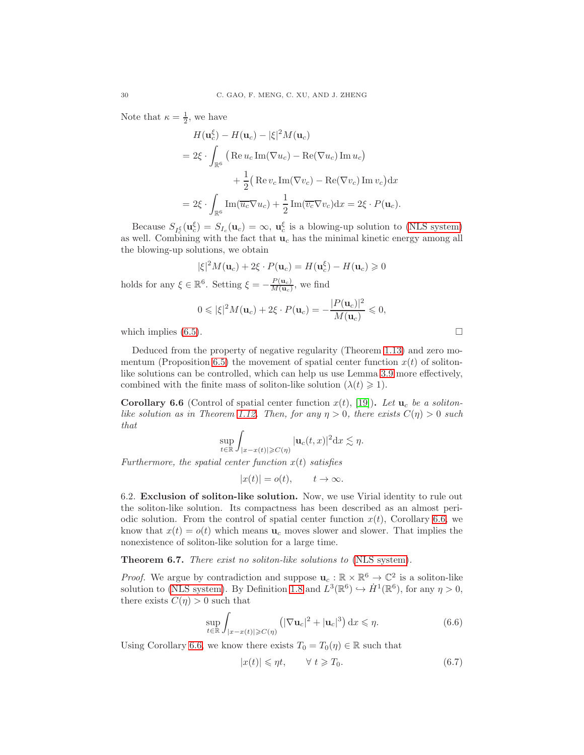Note that $\kappa = \frac{1}{2}$, we have

$$
\begin{aligned}
&H(\mathbf{u}_c^\xi) - H(\mathbf{u}_c) - |\xi|^2 M(\mathbf{u}_c) \\
&= 2\xi \cdot \int_{\mathbb{R}^6} \big( \operatorname{Re} u_c \operatorname{Im}(\nabla u_c) - \operatorname{Re}(\nabla u_c) \operatorname{Im} u_c \big) \\
&\qquad\qquad + \frac{1}{2}\big( \operatorname{Re} v_c \operatorname{Im}(\nabla v_c) - \operatorname{Re}(\nabla v_c) \operatorname{Im} v_c \big) \mathrm{d}x \\
&= 2\xi \cdot \int_{\mathbb{R}^6} \operatorname{Im}(\overline{u_c} \nabla u_c) + \frac{1}{2} \operatorname{Im}(\overline{v_c} \nabla v_c) \mathrm{d}x = 2\xi \cdot P(\mathbf{u}_c).
\end{aligned}
$$

Because $S_{I_c^\xi}(\mathbf{u}_c^\xi) = S_{I_c}(\mathbf{u}_c) = \infty$, $\mathbf{u}_c^\xi$ is a blowing-up solution to (NLS system) as well. Combining with the fact that $\mathbf{u}_c$ has the minimal kinetic energy among all the blowing-up solutions, we obtain

$$
|\xi|^2 M(\mathbf{u}_c) + 2\xi \cdot P(\mathbf{u}_c) = H(\mathbf{u}_c^\xi) - H(\mathbf{u}_c) \geqslant 0
$$

holds for any $\xi \in \mathbb{R}^6$. Setting $\xi = -\frac{P(\mathbf{u}_c)}{M(\mathbf{u}_c)}$, we find

$$
0 \leqslant |\xi|^2 M(\mathbf{u}_c) + 2\xi \cdot P(\mathbf{u}_c) = -\frac{|P(\mathbf{u}_c)|^2}{M(\mathbf{u}_c)} \leqslant 0,
$$

which implies (6.5). □

Deduced from the property of negative regularity (Theorem 1.13) and zero momentum (Proposition 6.5) the movement of spatial center function $x(t)$ of soliton-like solutions can be controlled, which can help us use Lemma 3.9 more effectively, combined with the finite mass of soliton-like solution ($\lambda(t) \geqslant 1$).

**Corollary 6.6** (Control of spatial center function $x(t)$, [19])**.** *Let $\mathbf{u}_c$ be a soliton-like solution as in Theorem 1.12. Then, for any $\eta > 0$, there exists $C(\eta) > 0$ such that*

$$
\sup_{t\in\mathbb{R}} \int_{|x - x(t)| \geqslant C(\eta)} |\mathbf{u}_c(t,x)|^2 \mathrm{d}x \lesssim \eta.
$$

*Furthermore, the spatial center function $x(t)$ satisfies*

$$
|x(t)| = o(t), \qquad t \to \infty.
$$

6.2. **Exclusion of soliton-like solution.** Now, we use Virial identity to rule out the soliton-like solution. Its compactness has been described as an almost periodic solution. From the control of spatial center function $x(t)$, Corollary 6.6, we know that $x(t) = o(t)$ which means $\mathbf{u}_c$ moves slower and slower. That implies the nonexistence of soliton-like solution for a large time.

**Theorem 6.7.** *There exist no soliton-like solutions to (NLS system).*

*Proof.* We argue by contradiction and suppose $\mathbf{u}_c : \mathbb{R} \times \mathbb{R}^6 \to \mathbb{C}^2$ is a soliton-like solution to (NLS system). By Definition 1.8 and $L^3(\mathbb{R}^6) \hookrightarrow \dot{H}^1(\mathbb{R}^6)$, for any $\eta > 0$, there exists $C(\eta) > 0$ such that

$$
\sup_{t\in\mathbb{R}} \int_{|x - x(t)| \geqslant C(\eta)} \left( |\nabla \mathbf{u}_c|^2 + |\mathbf{u}_c|^3 \right) \mathrm{d}x \leqslant \eta. \tag{6.6}
$$

Using Corollary 6.6, we know there exists $T_0 = T_0(\eta) \in \mathbb{R}$ such that

$$
|x(t)| \leqslant \eta t, \qquad \forall\ t \geqslant T_0. \tag{6.7}
$$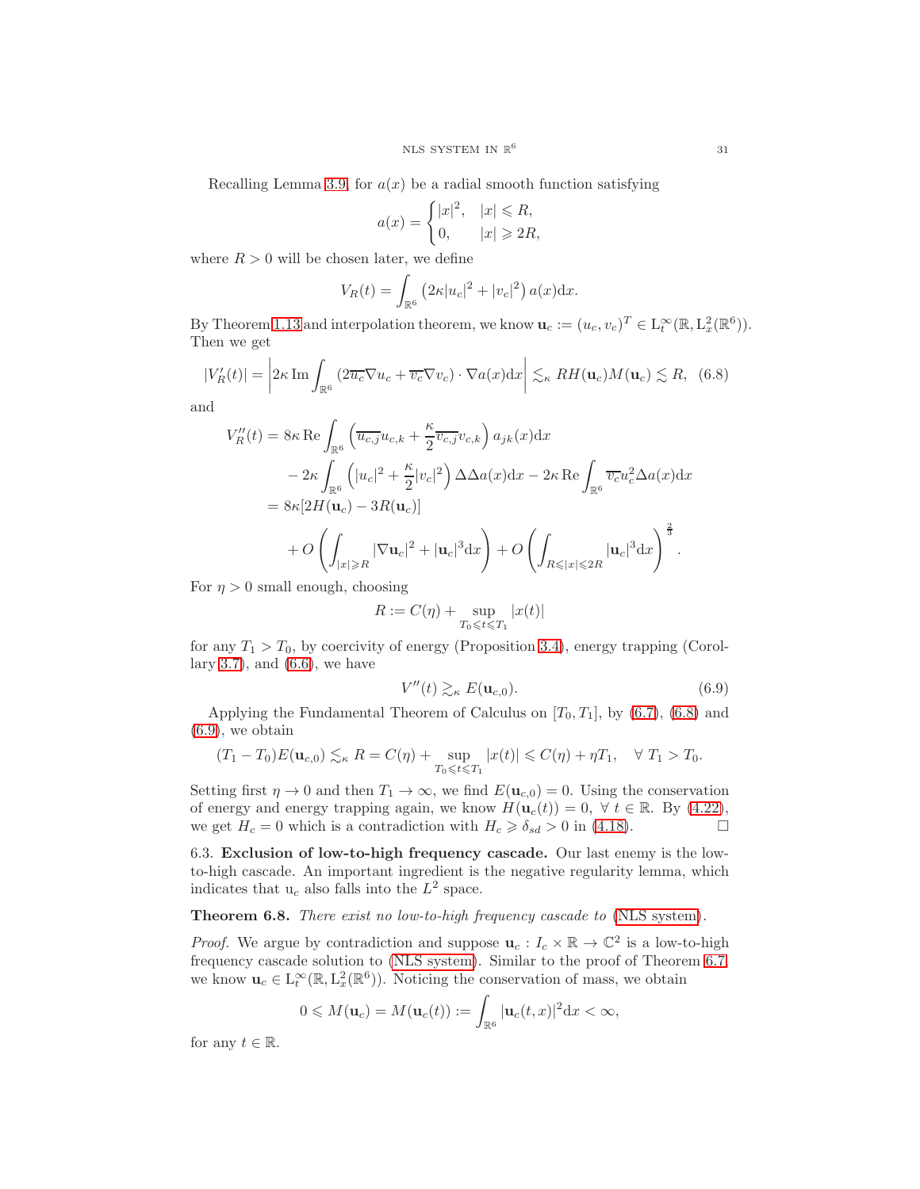Recalling Lemma 3.9, for $a(x)$ be a radial smooth function satisfying

$$a(x) = \begin{cases} |x|^2, & |x| \leqslant R, \\ 0, & |x| \geqslant 2R, \end{cases}$$

where $R > 0$ will be chosen later, we define

$$V_R(t) = \int_{\mathbb{R}^6} \left(2\kappa |u_c|^2 + |v_c|^2\right) a(x)\mathrm{d}x.$$

By Theorem 1.13 and interpolation theorem, we know $\mathbf{u}_c := (u_c, v_c)^T \in \mathrm{L}_t^\infty(\mathbb{R}, \mathrm{L}_x^2(\mathbb{R}^6))$. Then we get

$$|V_R'(t)| = \left| 2\kappa \operatorname{Im} \int_{\mathbb{R}^6} \left(2\overline{u_c}\nabla u_c + \overline{v_c}\nabla v_c\right) \cdot \nabla a(x)\mathrm{d}x \right| \lesssim_\kappa RH(\mathbf{u}_c)M(\mathbf{u}_c) \lesssim R, \quad (6.8)$$

and

$$\begin{aligned}
V_R''(t) &= 8\kappa \operatorname{Re} \int_{\mathbb{R}^6} \left(\overline{u_{c,j}} u_{c,k} + \frac{\kappa}{2} \overline{v_{c,j}} v_{c,k}\right) a_{jk}(x)\mathrm{d}x \\
&\quad - 2\kappa \int_{\mathbb{R}^6} \left(|u_c|^2 + \frac{\kappa}{2}|v_c|^2\right) \Delta\Delta a(x)\mathrm{d}x - 2\kappa \operatorname{Re} \int_{\mathbb{R}^6} \overline{v_c} u_c^2 \Delta a(x)\mathrm{d}x \\
&= 8\kappa[2H(\mathbf{u}_c) - 3R(\mathbf{u}_c)] \\
&\quad + O\left(\int_{|x|\geqslant R} |\nabla \mathbf{u}_c|^2 + |\mathbf{u}_c|^3 \mathrm{d}x\right) + O\left(\int_{R\leqslant|x|\leqslant 2R} |\mathbf{u}_c|^3 \mathrm{d}x\right)^{\frac{2}{3}}.
\end{aligned}$$

For $\eta > 0$ small enough, choosing

$$R := C(\eta) + \sup_{T_0 \leqslant t \leqslant T_1} |x(t)|$$

for any $T_1 > T_0$, by coercivity of energy (Proposition 3.4), energy trapping (Corollary 3.7), and (6.6), we have

$$V''(t) \gtrsim_\kappa E(\mathbf{u}_{c,0}). \quad (6.9)$$

Applying the Fundamental Theorem of Calculus on $[T_0, T_1]$, by (6.7), (6.8) and (6.9), we obtain

$$(T_1 - T_0)E(\mathbf{u}_{c,0}) \lesssim_\kappa R = C(\eta) + \sup_{T_0\leqslant t\leqslant T_1} |x(t)| \leqslant C(\eta) + \eta T_1, \quad \forall\ T_1 > T_0.$$

Setting first $\eta \to 0$ and then $T_1 \to \infty$, we find $E(\mathbf{u}_{c,0}) = 0$. Using the conservation of energy and energy trapping again, we know $H(\mathbf{u}_c(t)) = 0$, $\forall\ t \in \mathbb{R}$. By (4.22), we get $H_c = 0$ which is a contradiction with $H_c \geqslant \delta_{sd} > 0$ in (4.18). □

6.3. **Exclusion of low-to-high frequency cascade.** Our last enemy is the low-to-high cascade. An important ingredient is the negative regularity lemma, which indicates that $\mathrm{u}_c$ also falls into the $L^2$ space.

**Theorem 6.8.** *There exist no low-to-high frequency cascade to* (NLS system).

*Proof.* We argue by contradiction and suppose $\mathbf{u}_c : I_c \times \mathbb{R} \to \mathbb{C}^2$ is a low-to-high frequency cascade solution to (NLS system). Similar to the proof of Theorem 6.7, we know $\mathbf{u}_c \in \mathrm{L}_t^\infty(\mathbb{R}, \mathrm{L}_x^2(\mathbb{R}^6))$. Noticing the conservation of mass, we obtain

$$0 \leqslant M(\mathbf{u}_c) = M(\mathbf{u}_c(t)) := \int_{\mathbb{R}^6} |\mathbf{u}_c(t,x)|^2 \mathrm{d}x < \infty,$$

for any $t \in \mathbb{R}$.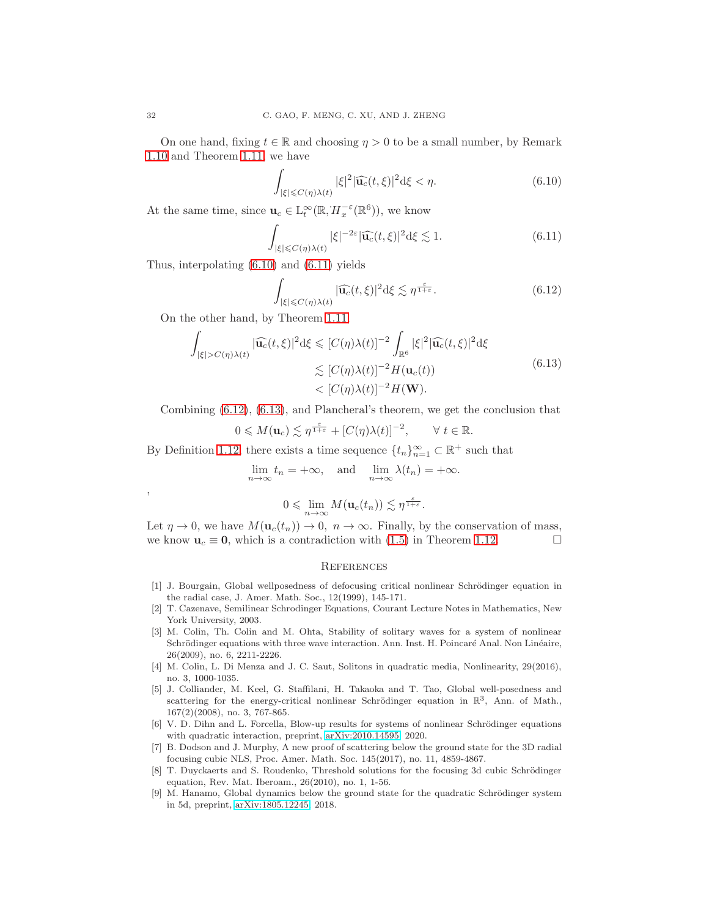On one hand, fixing $t \in \mathbb{R}$ and choosing $\eta > 0$ to be a small number, by Remark 1.10 and Theorem 1.11, we have

$$\int_{|\xi| \leqslant C(\eta)\lambda(t)} |\xi|^2 |\widehat{\mathbf{u}_c}(t,\xi)|^2 \mathrm{d}\xi < \eta. \tag{6.10}$$

At the same time, since $\mathbf{u}_c \in \mathrm{L}_t^\infty(\mathbb{R}, \dot{H}_x^{-\varepsilon}(\mathbb{R}^6))$, we know

$$\int_{|\xi| \leqslant C(\eta)\lambda(t)} |\xi|^{-2\varepsilon} |\widehat{\mathbf{u}_c}(t,\xi)|^2 \mathrm{d}\xi \lesssim 1. \tag{6.11}$$

Thus, interpolating (6.10) and (6.11) yields

$$\int_{|\xi| \leqslant C(\eta)\lambda(t)} |\widehat{\mathbf{u}_c}(t,\xi)|^2 \mathrm{d}\xi \lesssim \eta^{\frac{\varepsilon}{1+\varepsilon}}. \tag{6.12}$$

On the other hand, by Theorem 1.11,

$$\begin{aligned}
\int_{|\xi| > C(\eta)\lambda(t)} |\widehat{\mathbf{u}_c}(t,\xi)|^2 \mathrm{d}\xi &\leqslant [C(\eta)\lambda(t)]^{-2} \int_{\mathbb{R}^6} |\xi|^2 |\widehat{\mathbf{u}_c}(t,\xi)|^2 \mathrm{d}\xi \\
&\lesssim [C(\eta)\lambda(t)]^{-2} H(\mathbf{u}_c(t)) \\
&< [C(\eta)\lambda(t)]^{-2} H(\mathbf{W}).
\end{aligned} \tag{6.13}$$

Combining (6.12), (6.13), and Plancheral's theorem, we get the conclusion that

$$0 \leqslant M(\mathbf{u}_c) \lesssim \eta^{\frac{\varepsilon}{1+\varepsilon}} + [C(\eta)\lambda(t)]^{-2}, \qquad \forall\ t \in \mathbb{R}.$$

By Definition 1.12, there exists a time sequence $\{t_n\}_{n=1}^\infty \subset \mathbb{R}^+$ such that

$$\lim_{n\to\infty} t_n = +\infty, \quad \text{and} \quad \lim_{n\to\infty} \lambda(t_n) = +\infty.$$

,

$$0 \leqslant \lim_{n\to\infty} M(\mathbf{u}_c(t_n)) \lesssim \eta^{\frac{\varepsilon}{1+\varepsilon}}.$$

Let $\eta \to 0$, we have $M(\mathbf{u}_c(t_n)) \to 0,\ n \to \infty$. Finally, by the conservation of mass, we know $\mathbf{u}_c \equiv \mathbf{0}$, which is a contradiction with (1.5) in Theorem 1.12. $\square$

## References

[1] J. Bourgain, Global wellposedness of defocusing critical nonlinear Schrödinger equation in the radial case, J. Amer. Math. Soc., 12(1999), 145-171.

[2] T. Cazenave, Semilinear Schrodinger Equations, Courant Lecture Notes in Mathematics, New York University, 2003.

[3] M. Colin, Th. Colin and M. Ohta, Stability of solitary waves for a system of nonlinear Schrödinger equations with three wave interaction. Ann. Inst. H. Poincaré Anal. Non Linéaire, 26(2009), no. 6, 2211-2226.

[4] M. Colin, L. Di Menza and J. C. Saut, Solitons in quadratic media, Nonlinearity, 29(2016), no. 3, 1000-1035.

[5] J. Colliander, M. Keel, G. Staffilani, H. Takaoka and T. Tao, Global well-posedness and scattering for the energy-critical nonlinear Schrödinger equation in $\mathbb{R}^3$, Ann. of Math., 167(2)(2008), no. 3, 767-865.

[6] V. D. Dihn and L. Forcella, Blow-up results for systems of nonlinear Schrödinger equations with quadratic interaction, preprint, arXiv:2010.14595, 2020.

[7] B. Dodson and J. Murphy, A new proof of scattering below the ground state for the 3D radial focusing cubic NLS, Proc. Amer. Math. Soc. 145(2017), no. 11, 4859-4867.

[8] T. Duyckaerts and S. Roudenko, Threshold solutions for the focusing 3d cubic Schrödinger equation, Rev. Mat. Iberoam., 26(2010), no. 1, 1-56.

[9] M. Hanamo, Global dynamics below the ground state for the quadratic Schrödinger system in 5d, preprint, arXiv:1805.12245, 2018.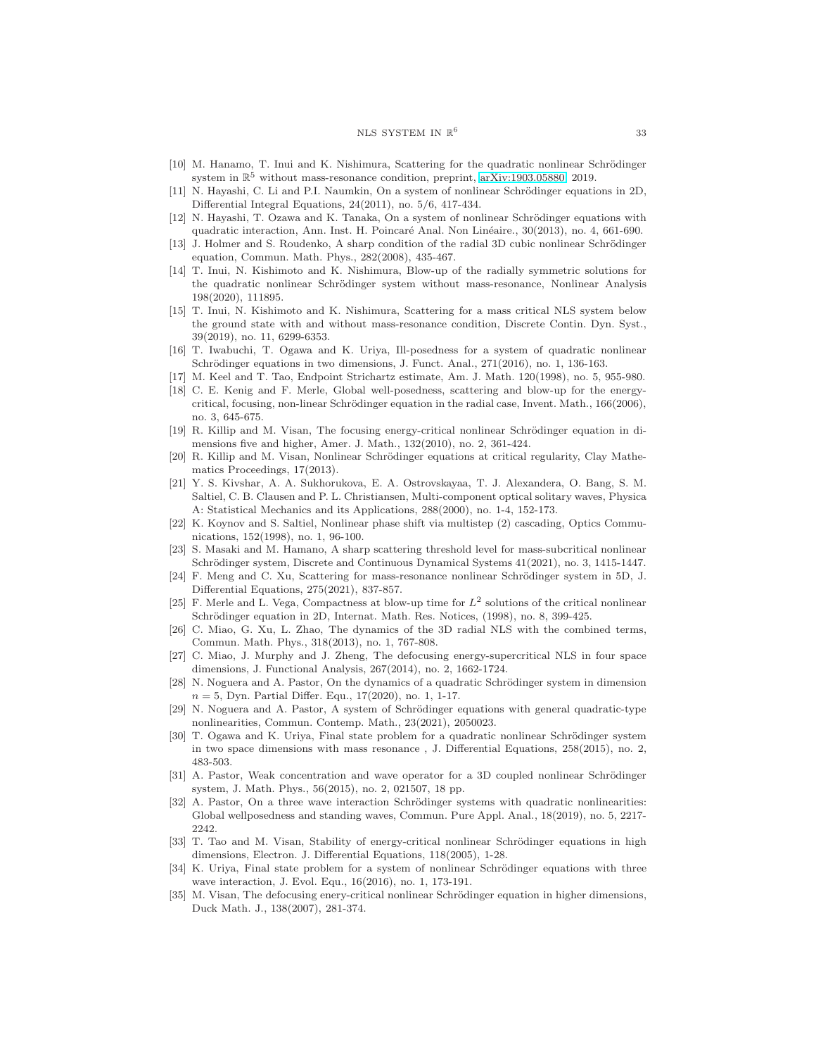[10] M. Hanamo, T. Inui and K. Nishimura, Scattering for the quadratic nonlinear Schrödinger system in $\mathbb{R}^5$ without mass-resonance condition, preprint, arXiv:1903.05880, 2019.

[11] N. Hayashi, C. Li and P.I. Naumkin, On a system of nonlinear Schrödinger equations in 2D, Differential Integral Equations, 24(2011), no. 5/6, 417-434.

[12] N. Hayashi, T. Ozawa and K. Tanaka, On a system of nonlinear Schrödinger equations with quadratic interaction, Ann. Inst. H. Poincaré Anal. Non Linéaire., 30(2013), no. 4, 661-690.

[13] J. Holmer and S. Roudenko, A sharp condition of the radial 3D cubic nonlinear Schrödinger equation, Commun. Math. Phys., 282(2008), 435-467.

[14] T. Inui, N. Kishimoto and K. Nishimura, Blow-up of the radially symmetric solutions for the quadratic nonlinear Schrödinger system without mass-resonance, Nonlinear Analysis 198(2020), 111895.

[15] T. Inui, N. Kishimoto and K. Nishimura, Scattering for a mass critical NLS system below the ground state with and without mass-resonance condition, Discrete Contin. Dyn. Syst., 39(2019), no. 11, 6299-6353.

[16] T. Iwabuchi, T. Ogawa and K. Uriya, Ill-posedness for a system of quadratic nonlinear Schrödinger equations in two dimensions, J. Funct. Anal., 271(2016), no. 1, 136-163.

[17] M. Keel and T. Tao, Endpoint Strichartz estimate, Am. J. Math. 120(1998), no. 5, 955-980.

[18] C. E. Kenig and F. Merle, Global well-posedness, scattering and blow-up for the energy-critical, focusing, non-linear Schrödinger equation in the radial case, Invent. Math., 166(2006), no. 3, 645-675.

[19] R. Killip and M. Visan, The focusing energy-critical nonlinear Schrödinger equation in dimensions five and higher, Amer. J. Math., 132(2010), no. 2, 361-424.

[20] R. Killip and M. Visan, Nonlinear Schrödinger equations at critical regularity, Clay Mathematics Proceedings, 17(2013).

[21] Y. S. Kivshar, A. A. Sukhorukova, E. A. Ostrovskayaa, T. J. Alexandera, O. Bang, S. M. Saltiel, C. B. Clausen and P. L. Christiansen, Multi-component optical solitary waves, Physica A: Statistical Mechanics and its Applications, 288(2000), no. 1-4, 152-173.

[22] K. Koynov and S. Saltiel, Nonlinear phase shift via multistep (2) cascading, Optics Communications, 152(1998), no. 1, 96-100.

[23] S. Masaki and M. Hamano, A sharp scattering threshold level for mass-subcritical nonlinear Schrödinger system, Discrete and Continuous Dynamical Systems 41(2021), no. 3, 1415-1447.

[24] F. Meng and C. Xu, Scattering for mass-resonance nonlinear Schrödinger system in 5D, J. Differential Equations, 275(2021), 837-857.

[25] F. Merle and L. Vega, Compactness at blow-up time for $L^2$ solutions of the critical nonlinear Schrödinger equation in 2D, Internat. Math. Res. Notices, (1998), no. 8, 399-425.

[26] C. Miao, G. Xu, L. Zhao, The dynamics of the 3D radial NLS with the combined terms, Commun. Math. Phys., 318(2013), no. 1, 767-808.

[27] C. Miao, J. Murphy and J. Zheng, The defocusing energy-supercritical NLS in four space dimensions, J. Functional Analysis, 267(2014), no. 2, 1662-1724.

[28] N. Noguera and A. Pastor, On the dynamics of a quadratic Schrödinger system in dimension $n = 5$, Dyn. Partial Differ. Equ., 17(2020), no. 1, 1-17.

[29] N. Noguera and A. Pastor, A system of Schrödinger equations with general quadratic-type nonlinearities, Commun. Contemp. Math., 23(2021), 2050023.

[30] T. Ogawa and K. Uriya, Final state problem for a quadratic nonlinear Schrödinger system in two space dimensions with mass resonance , J. Differential Equations, 258(2015), no. 2, 483-503.

[31] A. Pastor, Weak concentration and wave operator for a 3D coupled nonlinear Schrödinger system, J. Math. Phys., 56(2015), no. 2, 021507, 18 pp.

[32] A. Pastor, On a three wave interaction Schrödinger systems with quadratic nonlinearities: Global wellposedness and standing waves, Commun. Pure Appl. Anal., 18(2019), no. 5, 2217-2242.

[33] T. Tao and M. Visan, Stability of energy-critical nonlinear Schrödinger equations in high dimensions, Electron. J. Differential Equations, 118(2005), 1-28.

[34] K. Uriya, Final state problem for a system of nonlinear Schrödinger equations with three wave interaction, J. Evol. Equ., 16(2016), no. 1, 173-191.

[35] M. Visan, The defocusing enery-critical nonlinear Schrödinger equation in higher dimensions, Duck Math. J., 138(2007), 281-374.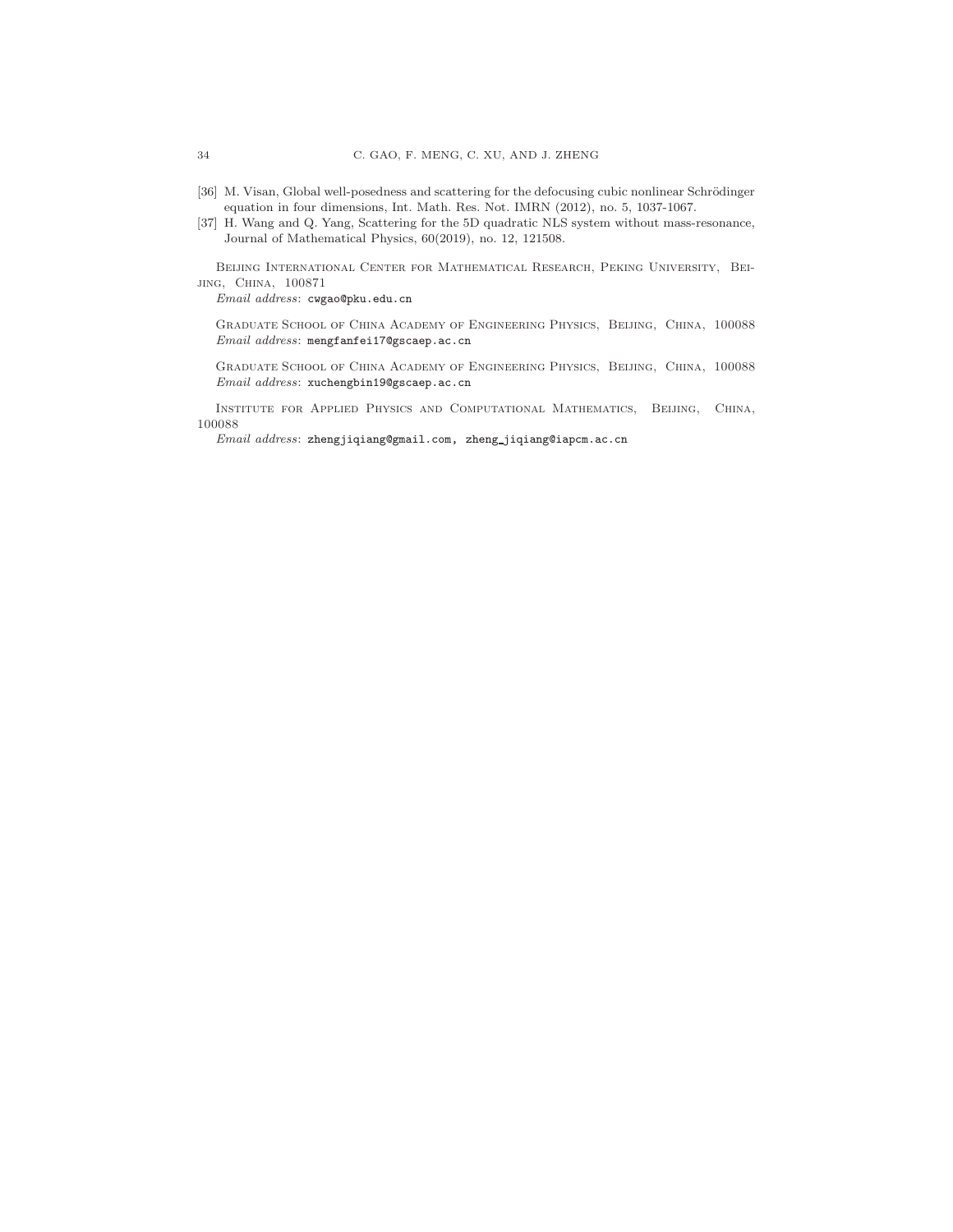[36] M. Visan, Global well-posedness and scattering for the defocusing cubic nonlinear Schrödinger equation in four dimensions, Int. Math. Res. Not. IMRN (2012), no. 5, 1037-1067.

[37] H. Wang and Q. Yang, Scattering for the 5D quadratic NLS system without mass-resonance, Journal of Mathematical Physics, 60(2019), no. 12, 121508.

Beijing International Center for Mathematical Research, Peking University, Beijing, China, 100871

*Email address*: `cwgao@pku.edu.cn`

Graduate School of China Academy of Engineering Physics, Beijing, China, 100088

*Email address*: `mengfanfei17@gscaep.ac.cn`

Graduate School of China Academy of Engineering Physics, Beijing, China, 100088

*Email address*: `xuchengbin19@gscaep.ac.cn`

Institute for Applied Physics and Computational Mathematics, Beijing, China, 100088

*Email address*: `zhengjiqiang@gmail.com, zheng_jiqiang@iapcm.ac.cn`